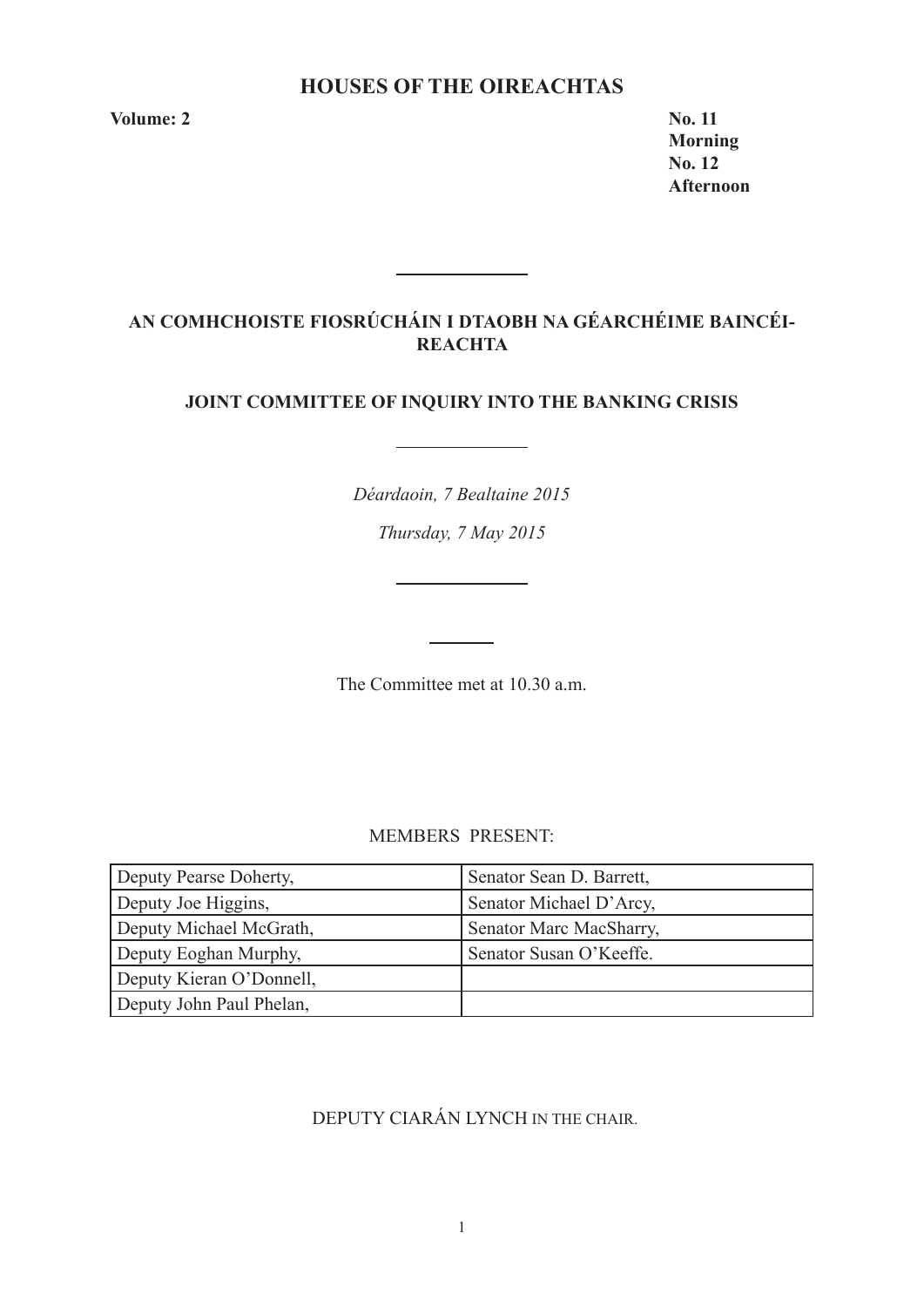# HOUSES OF THE OIREACHTAS

**Volume: 2**

**No. 11**
**Morning**
**No. 12**
**Afternoon**

---

## AN COMHCHOISTE FIOSRÚCHÁIN I DTAOBH NA GÉARCHÉIME BAINCÉIREACHTA

## JOINT COMMITTEE OF INQUIRY INTO THE BANKING CRISIS

---

*Déardaoin, 7 Bealtaine 2015*

*Thursday, 7 May 2015*

---

The Committee met at 10.30 a.m.

MEMBERS PRESENT:

| | |
|---|---|
| Deputy Pearse Doherty, | Senator Sean D. Barrett, |
| Deputy Joe Higgins, | Senator Michael D'Arcy, |
| Deputy Michael McGrath, | Senator Marc MacSharry, |
| Deputy Eoghan Murphy, | Senator Susan O'Keeffe. |
| Deputy Kieran O'Donnell, | |
| Deputy John Paul Phelan, | |

DEPUTY CIARÁN LYNCH IN THE CHAIR.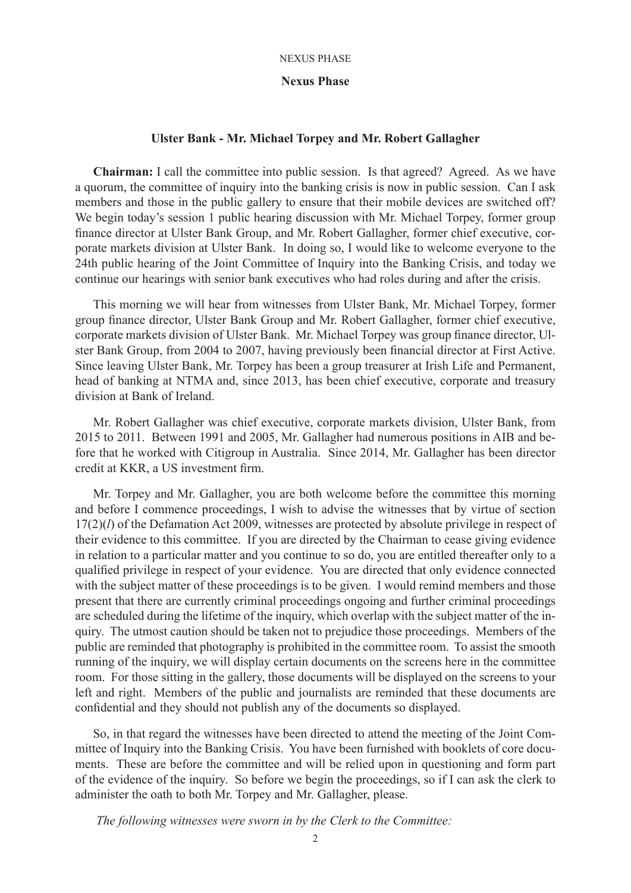## Nexus Phase

### Ulster Bank - Mr. Michael Torpey and Mr. Robert Gallagher

**Chairman:** I call the committee into public session. Is that agreed? Agreed. As we have a quorum, the committee of inquiry into the banking crisis is now in public session. Can I ask members and those in the public gallery to ensure that their mobile devices are switched off? We begin today's session 1 public hearing discussion with Mr. Michael Torpey, former group finance director at Ulster Bank Group, and Mr. Robert Gallagher, former chief executive, corporate markets division at Ulster Bank. In doing so, I would like to welcome everyone to the 24th public hearing of the Joint Committee of Inquiry into the Banking Crisis, and today we continue our hearings with senior bank executives who had roles during and after the crisis.

This morning we will hear from witnesses from Ulster Bank, Mr. Michael Torpey, former group finance director, Ulster Bank Group and Mr. Robert Gallagher, former chief executive, corporate markets division of Ulster Bank. Mr. Michael Torpey was group finance director, Ulster Bank Group, from 2004 to 2007, having previously been financial director at First Active. Since leaving Ulster Bank, Mr. Torpey has been a group treasurer at Irish Life and Permanent, head of banking at NTMA and, since 2013, has been chief executive, corporate and treasury division at Bank of Ireland.

Mr. Robert Gallagher was chief executive, corporate markets division, Ulster Bank, from 2015 to 2011. Between 1991 and 2005, Mr. Gallagher had numerous positions in AIB and before that he worked with Citigroup in Australia. Since 2014, Mr. Gallagher has been director credit at KKR, a US investment firm.

Mr. Torpey and Mr. Gallagher, you are both welcome before the committee this morning and before I commence proceedings, I wish to advise the witnesses that by virtue of section 17(2)(*l*) of the Defamation Act 2009, witnesses are protected by absolute privilege in respect of their evidence to this committee. If you are directed by the Chairman to cease giving evidence in relation to a particular matter and you continue to so do, you are entitled thereafter only to a qualified privilege in respect of your evidence. You are directed that only evidence connected with the subject matter of these proceedings is to be given. I would remind members and those present that there are currently criminal proceedings ongoing and further criminal proceedings are scheduled during the lifetime of the inquiry, which overlap with the subject matter of the inquiry. The utmost caution should be taken not to prejudice those proceedings. Members of the public are reminded that photography is prohibited in the committee room. To assist the smooth running of the inquiry, we will display certain documents on the screens here in the committee room. For those sitting in the gallery, those documents will be displayed on the screens to your left and right. Members of the public and journalists are reminded that these documents are confidential and they should not publish any of the documents so displayed.

So, in that regard the witnesses have been directed to attend the meeting of the Joint Committee of Inquiry into the Banking Crisis. You have been furnished with booklets of core documents. These are before the committee and will be relied upon in questioning and form part of the evidence of the inquiry. So before we begin the proceedings, so if I can ask the clerk to administer the oath to both Mr. Torpey and Mr. Gallagher, please.

*The following witnesses were sworn in by the Clerk to the Committee:*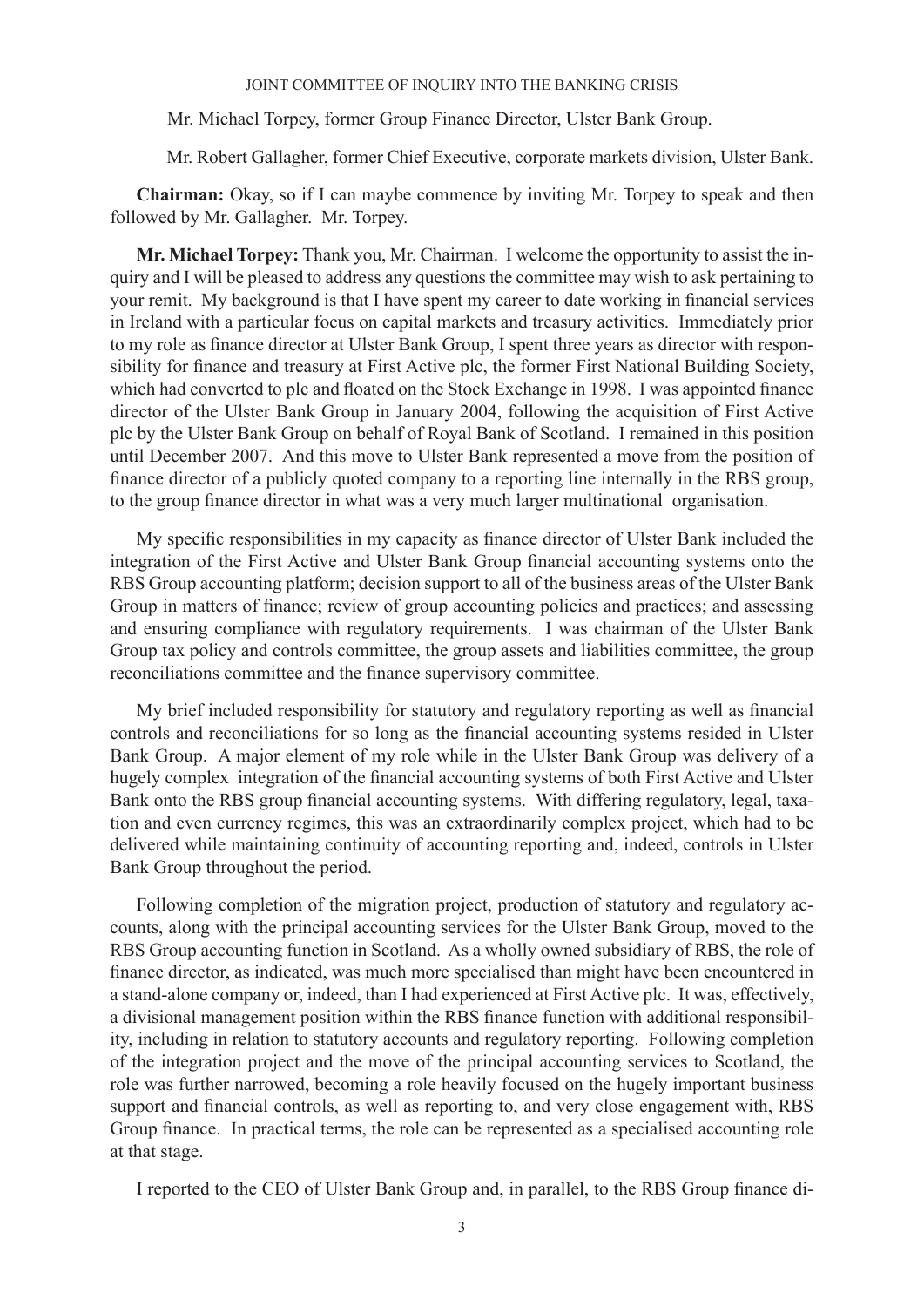Mr. Michael Torpey, former Group Finance Director, Ulster Bank Group.

Mr. Robert Gallagher, former Chief Executive, corporate markets division, Ulster Bank.

**Chairman:** Okay, so if I can maybe commence by inviting Mr. Torpey to speak and then followed by Mr. Gallagher. Mr. Torpey.

**Mr. Michael Torpey:** Thank you, Mr. Chairman. I welcome the opportunity to assist the inquiry and I will be pleased to address any questions the committee may wish to ask pertaining to your remit. My background is that I have spent my career to date working in financial services in Ireland with a particular focus on capital markets and treasury activities. Immediately prior to my role as finance director at Ulster Bank Group, I spent three years as director with responsibility for finance and treasury at First Active plc, the former First National Building Society, which had converted to plc and floated on the Stock Exchange in 1998. I was appointed finance director of the Ulster Bank Group in January 2004, following the acquisition of First Active plc by the Ulster Bank Group on behalf of Royal Bank of Scotland. I remained in this position until December 2007. And this move to Ulster Bank represented a move from the position of finance director of a publicly quoted company to a reporting line internally in the RBS group, to the group finance director in what was a very much larger multinational organisation.

My specific responsibilities in my capacity as finance director of Ulster Bank included the integration of the First Active and Ulster Bank Group financial accounting systems onto the RBS Group accounting platform; decision support to all of the business areas of the Ulster Bank Group in matters of finance; review of group accounting policies and practices; and assessing and ensuring compliance with regulatory requirements. I was chairman of the Ulster Bank Group tax policy and controls committee, the group assets and liabilities committee, the group reconciliations committee and the finance supervisory committee.

My brief included responsibility for statutory and regulatory reporting as well as financial controls and reconciliations for so long as the financial accounting systems resided in Ulster Bank Group. A major element of my role while in the Ulster Bank Group was delivery of a hugely complex integration of the financial accounting systems of both First Active and Ulster Bank onto the RBS group financial accounting systems. With differing regulatory, legal, taxation and even currency regimes, this was an extraordinarily complex project, which had to be delivered while maintaining continuity of accounting reporting and, indeed, controls in Ulster Bank Group throughout the period.

Following completion of the migration project, production of statutory and regulatory accounts, along with the principal accounting services for the Ulster Bank Group, moved to the RBS Group accounting function in Scotland. As a wholly owned subsidiary of RBS, the role of finance director, as indicated, was much more specialised than might have been encountered in a stand-alone company or, indeed, than I had experienced at First Active plc. It was, effectively, a divisional management position within the RBS finance function with additional responsibility, including in relation to statutory accounts and regulatory reporting. Following completion of the integration project and the move of the principal accounting services to Scotland, the role was further narrowed, becoming a role heavily focused on the hugely important business support and financial controls, as well as reporting to, and very close engagement with, RBS Group finance. In practical terms, the role can be represented as a specialised accounting role at that stage.

I reported to the CEO of Ulster Bank Group and, in parallel, to the RBS Group finance di-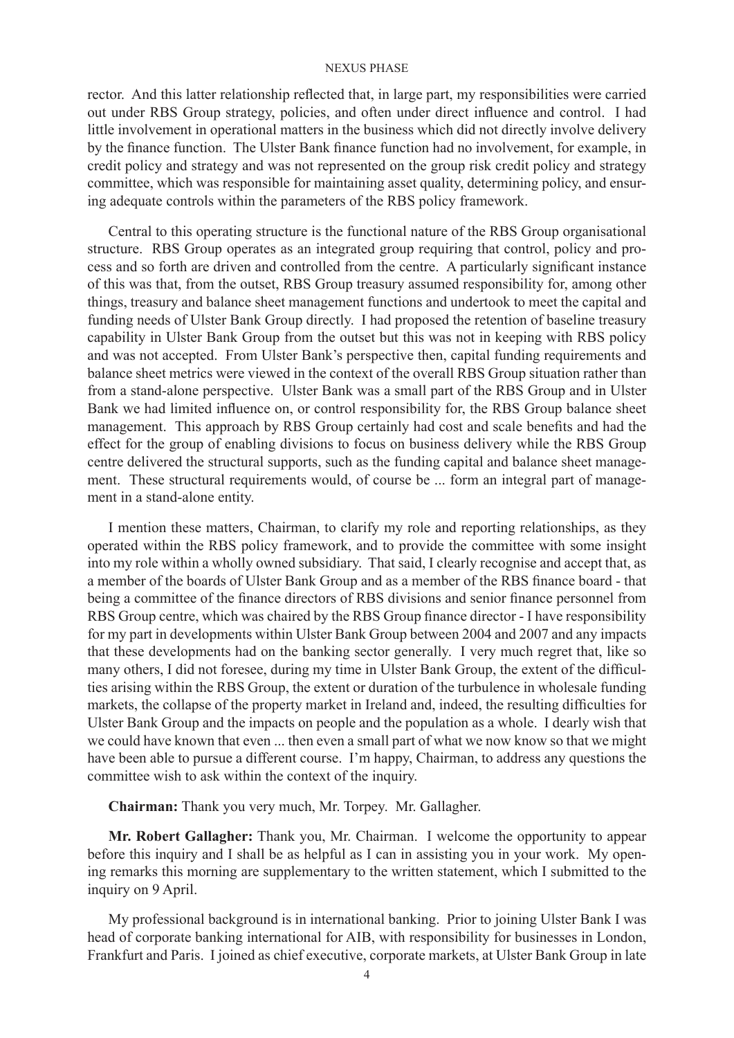rector. And this latter relationship reflected that, in large part, my responsibilities were carried out under RBS Group strategy, policies, and often under direct influence and control. I had little involvement in operational matters in the business which did not directly involve delivery by the finance function. The Ulster Bank finance function had no involvement, for example, in credit policy and strategy and was not represented on the group risk credit policy and strategy committee, which was responsible for maintaining asset quality, determining policy, and ensuring adequate controls within the parameters of the RBS policy framework.

Central to this operating structure is the functional nature of the RBS Group organisational structure. RBS Group operates as an integrated group requiring that control, policy and process and so forth are driven and controlled from the centre. A particularly significant instance of this was that, from the outset, RBS Group treasury assumed responsibility for, among other things, treasury and balance sheet management functions and undertook to meet the capital and funding needs of Ulster Bank Group directly. I had proposed the retention of baseline treasury capability in Ulster Bank Group from the outset but this was not in keeping with RBS policy and was not accepted. From Ulster Bank's perspective then, capital funding requirements and balance sheet metrics were viewed in the context of the overall RBS Group situation rather than from a stand-alone perspective. Ulster Bank was a small part of the RBS Group and in Ulster Bank we had limited influence on, or control responsibility for, the RBS Group balance sheet management. This approach by RBS Group certainly had cost and scale benefits and had the effect for the group of enabling divisions to focus on business delivery while the RBS Group centre delivered the structural supports, such as the funding capital and balance sheet management. These structural requirements would, of course be ... form an integral part of management in a stand-alone entity.

I mention these matters, Chairman, to clarify my role and reporting relationships, as they operated within the RBS policy framework, and to provide the committee with some insight into my role within a wholly owned subsidiary. That said, I clearly recognise and accept that, as a member of the boards of Ulster Bank Group and as a member of the RBS finance board - that being a committee of the finance directors of RBS divisions and senior finance personnel from RBS Group centre, which was chaired by the RBS Group finance director - I have responsibility for my part in developments within Ulster Bank Group between 2004 and 2007 and any impacts that these developments had on the banking sector generally. I very much regret that, like so many others, I did not foresee, during my time in Ulster Bank Group, the extent of the difficulties arising within the RBS Group, the extent or duration of the turbulence in wholesale funding markets, the collapse of the property market in Ireland and, indeed, the resulting difficulties for Ulster Bank Group and the impacts on people and the population as a whole. I dearly wish that we could have known that even ... then even a small part of what we now know so that we might have been able to pursue a different course. I'm happy, Chairman, to address any questions the committee wish to ask within the context of the inquiry.

**Chairman:** Thank you very much, Mr. Torpey. Mr. Gallagher.

**Mr. Robert Gallagher:** Thank you, Mr. Chairman. I welcome the opportunity to appear before this inquiry and I shall be as helpful as I can in assisting you in your work. My opening remarks this morning are supplementary to the written statement, which I submitted to the inquiry on 9 April.

My professional background is in international banking. Prior to joining Ulster Bank I was head of corporate banking international for AIB, with responsibility for businesses in London, Frankfurt and Paris. I joined as chief executive, corporate markets, at Ulster Bank Group in late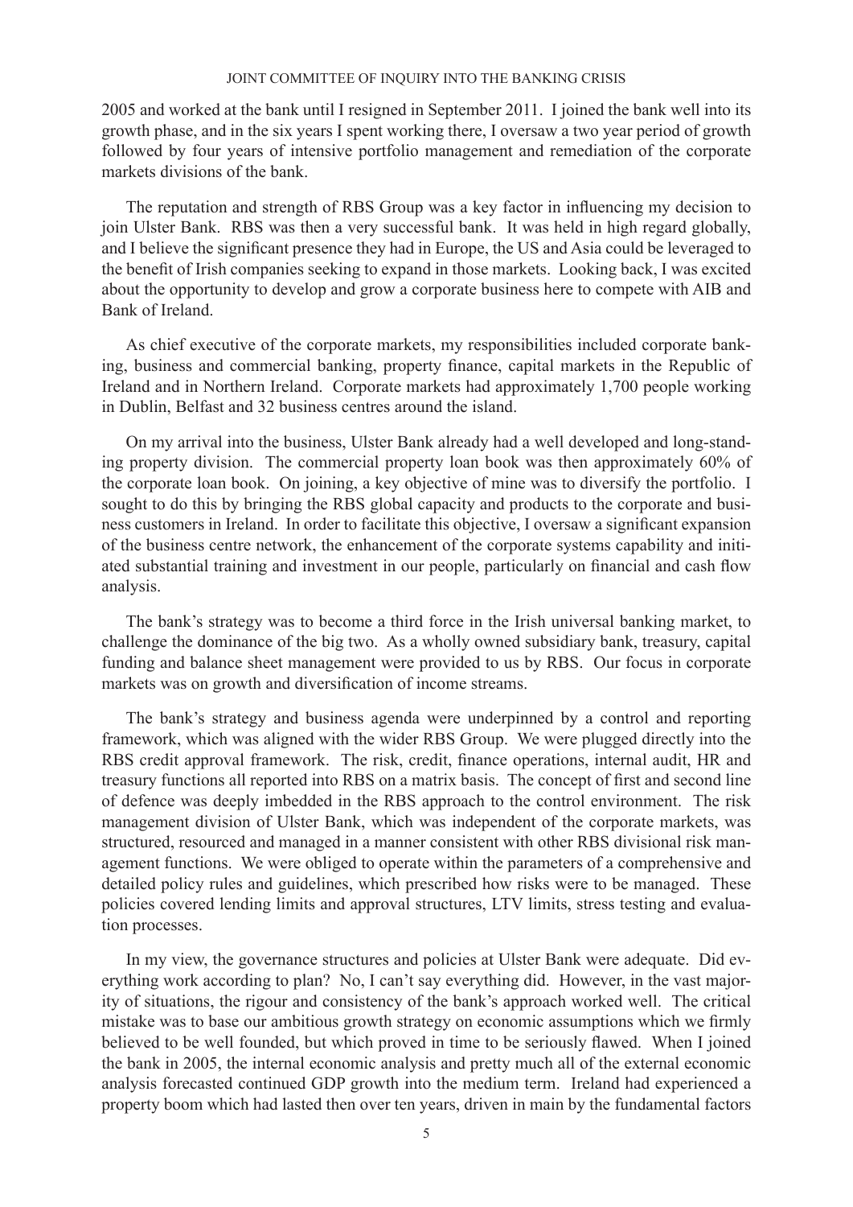2005 and worked at the bank until I resigned in September 2011. I joined the bank well into its growth phase, and in the six years I spent working there, I oversaw a two year period of growth followed by four years of intensive portfolio management and remediation of the corporate markets divisions of the bank.

The reputation and strength of RBS Group was a key factor in influencing my decision to join Ulster Bank. RBS was then a very successful bank. It was held in high regard globally, and I believe the significant presence they had in Europe, the US and Asia could be leveraged to the benefit of Irish companies seeking to expand in those markets. Looking back, I was excited about the opportunity to develop and grow a corporate business here to compete with AIB and Bank of Ireland.

As chief executive of the corporate markets, my responsibilities included corporate banking, business and commercial banking, property finance, capital markets in the Republic of Ireland and in Northern Ireland. Corporate markets had approximately 1,700 people working in Dublin, Belfast and 32 business centres around the island.

On my arrival into the business, Ulster Bank already had a well developed and long-standing property division. The commercial property loan book was then approximately 60% of the corporate loan book. On joining, a key objective of mine was to diversify the portfolio. I sought to do this by bringing the RBS global capacity and products to the corporate and business customers in Ireland. In order to facilitate this objective, I oversaw a significant expansion of the business centre network, the enhancement of the corporate systems capability and initiated substantial training and investment in our people, particularly on financial and cash flow analysis.

The bank's strategy was to become a third force in the Irish universal banking market, to challenge the dominance of the big two. As a wholly owned subsidiary bank, treasury, capital funding and balance sheet management were provided to us by RBS. Our focus in corporate markets was on growth and diversification of income streams.

The bank's strategy and business agenda were underpinned by a control and reporting framework, which was aligned with the wider RBS Group. We were plugged directly into the RBS credit approval framework. The risk, credit, finance operations, internal audit, HR and treasury functions all reported into RBS on a matrix basis. The concept of first and second line of defence was deeply imbedded in the RBS approach to the control environment. The risk management division of Ulster Bank, which was independent of the corporate markets, was structured, resourced and managed in a manner consistent with other RBS divisional risk management functions. We were obliged to operate within the parameters of a comprehensive and detailed policy rules and guidelines, which prescribed how risks were to be managed. These policies covered lending limits and approval structures, LTV limits, stress testing and evaluation processes.

In my view, the governance structures and policies at Ulster Bank were adequate. Did everything work according to plan? No, I can't say everything did. However, in the vast majority of situations, the rigour and consistency of the bank's approach worked well. The critical mistake was to base our ambitious growth strategy on economic assumptions which we firmly believed to be well founded, but which proved in time to be seriously flawed. When I joined the bank in 2005, the internal economic analysis and pretty much all of the external economic analysis forecasted continued GDP growth into the medium term. Ireland had experienced a property boom which had lasted then over ten years, driven in main by the fundamental factors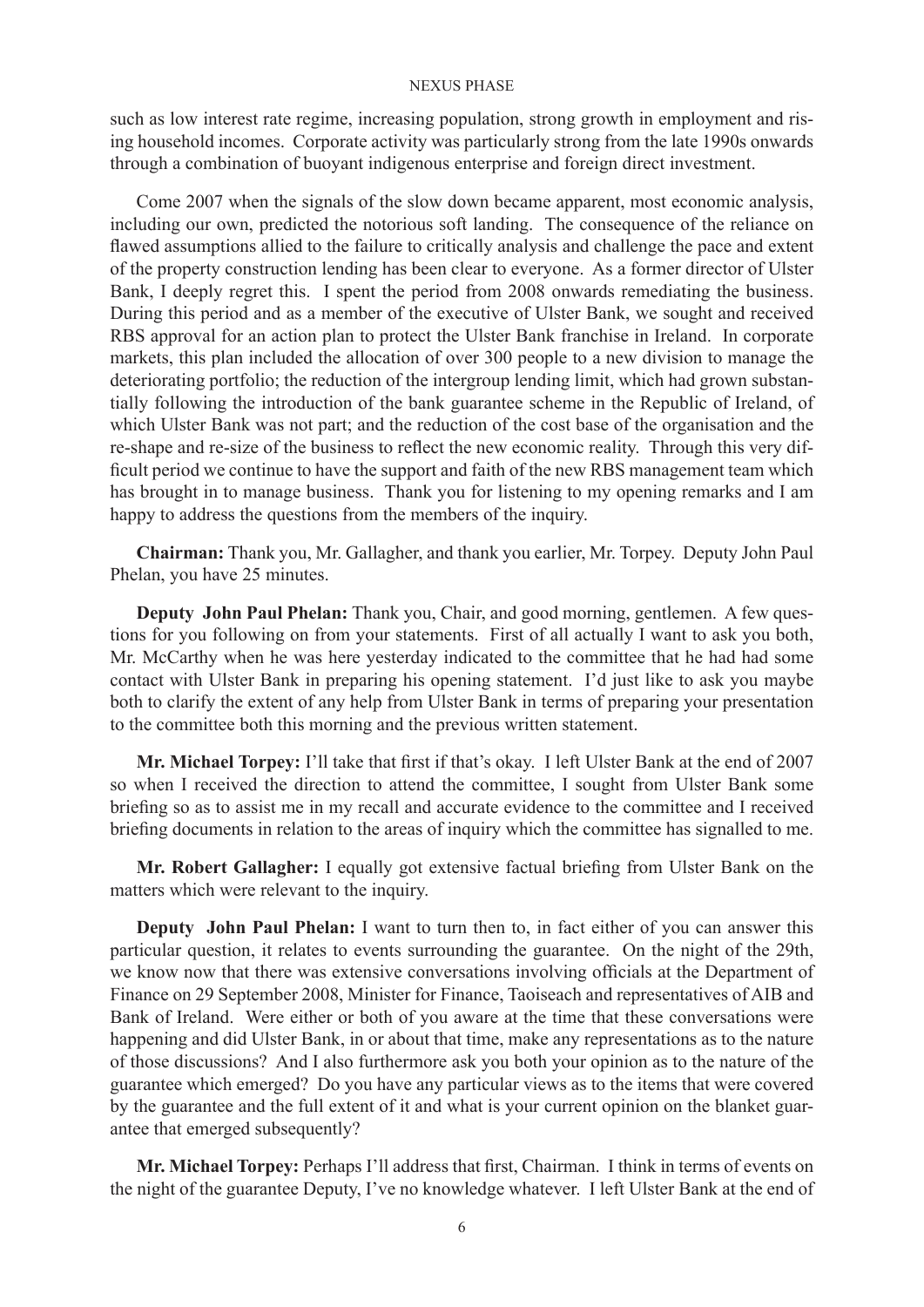such as low interest rate regime, increasing population, strong growth in employment and rising household incomes. Corporate activity was particularly strong from the late 1990s onwards through a combination of buoyant indigenous enterprise and foreign direct investment.

Come 2007 when the signals of the slow down became apparent, most economic analysis, including our own, predicted the notorious soft landing. The consequence of the reliance on flawed assumptions allied to the failure to critically analysis and challenge the pace and extent of the property construction lending has been clear to everyone. As a former director of Ulster Bank, I deeply regret this. I spent the period from 2008 onwards remediating the business. During this period and as a member of the executive of Ulster Bank, we sought and received RBS approval for an action plan to protect the Ulster Bank franchise in Ireland. In corporate markets, this plan included the allocation of over 300 people to a new division to manage the deteriorating portfolio; the reduction of the intergroup lending limit, which had grown substantially following the introduction of the bank guarantee scheme in the Republic of Ireland, of which Ulster Bank was not part; and the reduction of the cost base of the organisation and the re-shape and re-size of the business to reflect the new economic reality. Through this very difficult period we continue to have the support and faith of the new RBS management team which has brought in to manage business. Thank you for listening to my opening remarks and I am happy to address the questions from the members of the inquiry.

**Chairman:** Thank you, Mr. Gallagher, and thank you earlier, Mr. Torpey. Deputy John Paul Phelan, you have 25 minutes.

**Deputy John Paul Phelan:** Thank you, Chair, and good morning, gentlemen. A few questions for you following on from your statements. First of all actually I want to ask you both, Mr. McCarthy when he was here yesterday indicated to the committee that he had had some contact with Ulster Bank in preparing his opening statement. I'd just like to ask you maybe both to clarify the extent of any help from Ulster Bank in terms of preparing your presentation to the committee both this morning and the previous written statement.

**Mr. Michael Torpey:** I'll take that first if that's okay. I left Ulster Bank at the end of 2007 so when I received the direction to attend the committee, I sought from Ulster Bank some briefing so as to assist me in my recall and accurate evidence to the committee and I received briefing documents in relation to the areas of inquiry which the committee has signalled to me.

**Mr. Robert Gallagher:** I equally got extensive factual briefing from Ulster Bank on the matters which were relevant to the inquiry.

**Deputy John Paul Phelan:** I want to turn then to, in fact either of you can answer this particular question, it relates to events surrounding the guarantee. On the night of the 29th, we know now that there was extensive conversations involving officials at the Department of Finance on 29 September 2008, Minister for Finance, Taoiseach and representatives of AIB and Bank of Ireland. Were either or both of you aware at the time that these conversations were happening and did Ulster Bank, in or about that time, make any representations as to the nature of those discussions? And I also furthermore ask you both your opinion as to the nature of the guarantee which emerged? Do you have any particular views as to the items that were covered by the guarantee and the full extent of it and what is your current opinion on the blanket guarantee that emerged subsequently?

**Mr. Michael Torpey:** Perhaps I'll address that first, Chairman. I think in terms of events on the night of the guarantee Deputy, I've no knowledge whatever. I left Ulster Bank at the end of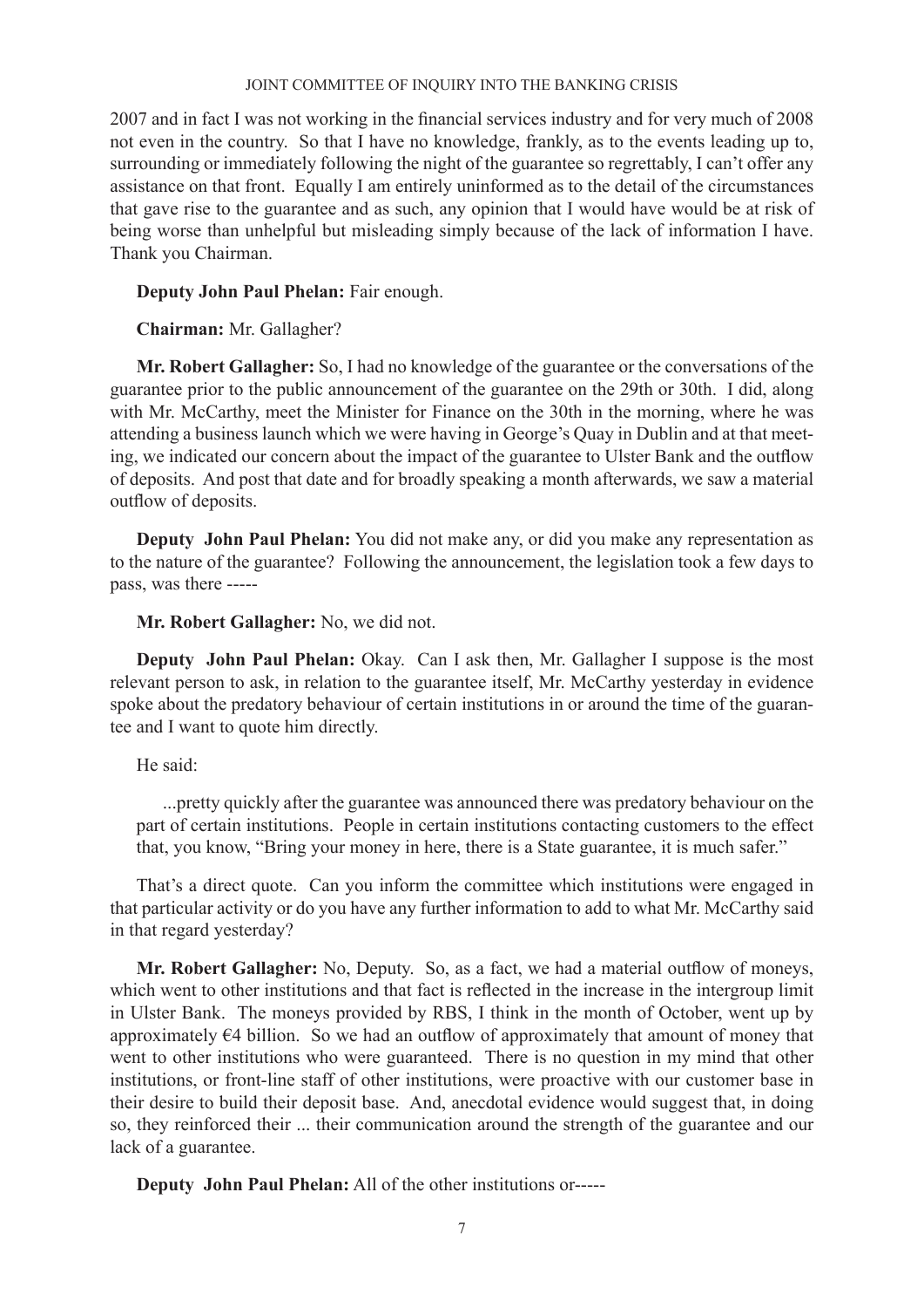2007 and in fact I was not working in the financial services industry and for very much of 2008 not even in the country. So that I have no knowledge, frankly, as to the events leading up to, surrounding or immediately following the night of the guarantee so regrettably, I can't offer any assistance on that front. Equally I am entirely uninformed as to the detail of the circumstances that gave rise to the guarantee and as such, any opinion that I would have would be at risk of being worse than unhelpful but misleading simply because of the lack of information I have. Thank you Chairman.

**Deputy John Paul Phelan:** Fair enough.

**Chairman:** Mr. Gallagher?

**Mr. Robert Gallagher:** So, I had no knowledge of the guarantee or the conversations of the guarantee prior to the public announcement of the guarantee on the 29th or 30th. I did, along with Mr. McCarthy, meet the Minister for Finance on the 30th in the morning, where he was attending a business launch which we were having in George's Quay in Dublin and at that meeting, we indicated our concern about the impact of the guarantee to Ulster Bank and the outflow of deposits. And post that date and for broadly speaking a month afterwards, we saw a material outflow of deposits.

**Deputy John Paul Phelan:** You did not make any, or did you make any representation as to the nature of the guarantee? Following the announcement, the legislation took a few days to pass, was there -----

**Mr. Robert Gallagher:** No, we did not.

**Deputy John Paul Phelan:** Okay. Can I ask then, Mr. Gallagher I suppose is the most relevant person to ask, in relation to the guarantee itself, Mr. McCarthy yesterday in evidence spoke about the predatory behaviour of certain institutions in or around the time of the guarantee and I want to quote him directly.

He said:

> ...pretty quickly after the guarantee was announced there was predatory behaviour on the part of certain institutions. People in certain institutions contacting customers to the effect that, you know, "Bring your money in here, there is a State guarantee, it is much safer."

That's a direct quote. Can you inform the committee which institutions were engaged in that particular activity or do you have any further information to add to what Mr. McCarthy said in that regard yesterday?

**Mr. Robert Gallagher:** No, Deputy. So, as a fact, we had a material outflow of moneys, which went to other institutions and that fact is reflected in the increase in the intergroup limit in Ulster Bank. The moneys provided by RBS, I think in the month of October, went up by approximately €4 billion. So we had an outflow of approximately that amount of money that went to other institutions who were guaranteed. There is no question in my mind that other institutions, or front-line staff of other institutions, were proactive with our customer base in their desire to build their deposit base. And, anecdotal evidence would suggest that, in doing so, they reinforced their ... their communication around the strength of the guarantee and our lack of a guarantee.

**Deputy John Paul Phelan:** All of the other institutions or-----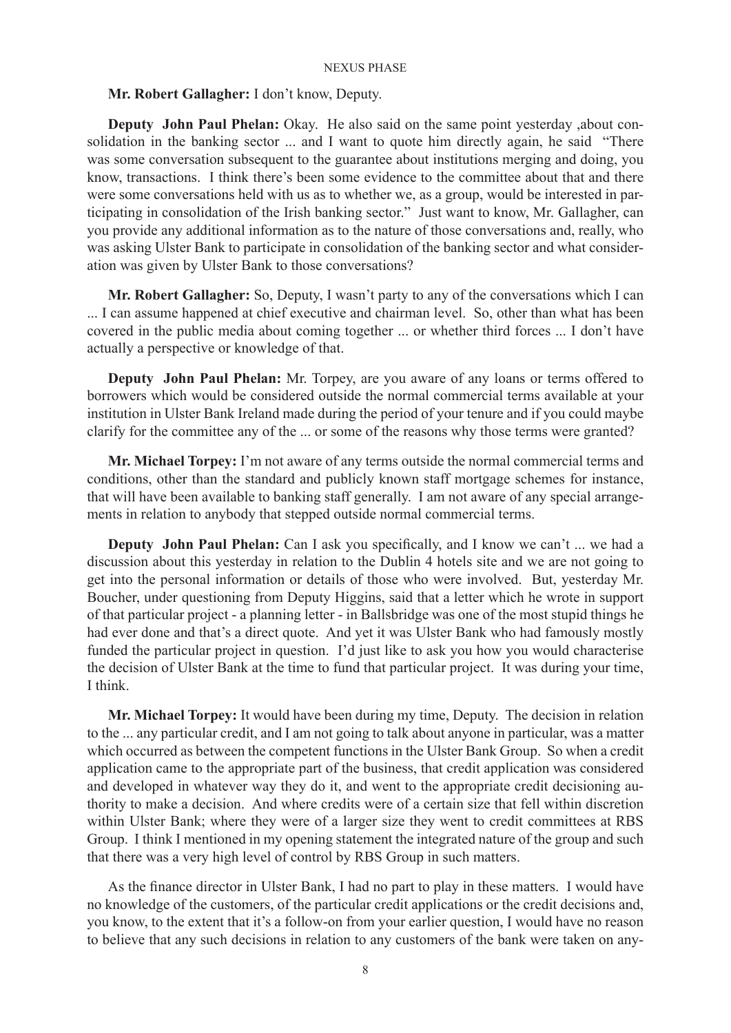**Mr. Robert Gallagher:** I don't know, Deputy.

**Deputy John Paul Phelan:** Okay. He also said on the same point yesterday ,about consolidation in the banking sector ... and I want to quote him directly again, he said "There was some conversation subsequent to the guarantee about institutions merging and doing, you know, transactions. I think there's been some evidence to the committee about that and there were some conversations held with us as to whether we, as a group, would be interested in participating in consolidation of the Irish banking sector." Just want to know, Mr. Gallagher, can you provide any additional information as to the nature of those conversations and, really, who was asking Ulster Bank to participate in consolidation of the banking sector and what consideration was given by Ulster Bank to those conversations?

**Mr. Robert Gallagher:** So, Deputy, I wasn't party to any of the conversations which I can ... I can assume happened at chief executive and chairman level. So, other than what has been covered in the public media about coming together ... or whether third forces ... I don't have actually a perspective or knowledge of that.

**Deputy John Paul Phelan:** Mr. Torpey, are you aware of any loans or terms offered to borrowers which would be considered outside the normal commercial terms available at your institution in Ulster Bank Ireland made during the period of your tenure and if you could maybe clarify for the committee any of the ... or some of the reasons why those terms were granted?

**Mr. Michael Torpey:** I'm not aware of any terms outside the normal commercial terms and conditions, other than the standard and publicly known staff mortgage schemes for instance, that will have been available to banking staff generally. I am not aware of any special arrangements in relation to anybody that stepped outside normal commercial terms.

**Deputy John Paul Phelan:** Can I ask you specifically, and I know we can't ... we had a discussion about this yesterday in relation to the Dublin 4 hotels site and we are not going to get into the personal information or details of those who were involved. But, yesterday Mr. Boucher, under questioning from Deputy Higgins, said that a letter which he wrote in support of that particular project - a planning letter - in Ballsbridge was one of the most stupid things he had ever done and that's a direct quote. And yet it was Ulster Bank who had famously mostly funded the particular project in question. I'd just like to ask you how you would characterise the decision of Ulster Bank at the time to fund that particular project. It was during your time, I think.

**Mr. Michael Torpey:** It would have been during my time, Deputy. The decision in relation to the ... any particular credit, and I am not going to talk about anyone in particular, was a matter which occurred as between the competent functions in the Ulster Bank Group. So when a credit application came to the appropriate part of the business, that credit application was considered and developed in whatever way they do it, and went to the appropriate credit decisioning authority to make a decision. And where credits were of a certain size that fell within discretion within Ulster Bank; where they were of a larger size they went to credit committees at RBS Group. I think I mentioned in my opening statement the integrated nature of the group and such that there was a very high level of control by RBS Group in such matters.

As the finance director in Ulster Bank, I had no part to play in these matters. I would have no knowledge of the customers, of the particular credit applications or the credit decisions and, you know, to the extent that it's a follow-on from your earlier question, I would have no reason to believe that any such decisions in relation to any customers of the bank were taken on any-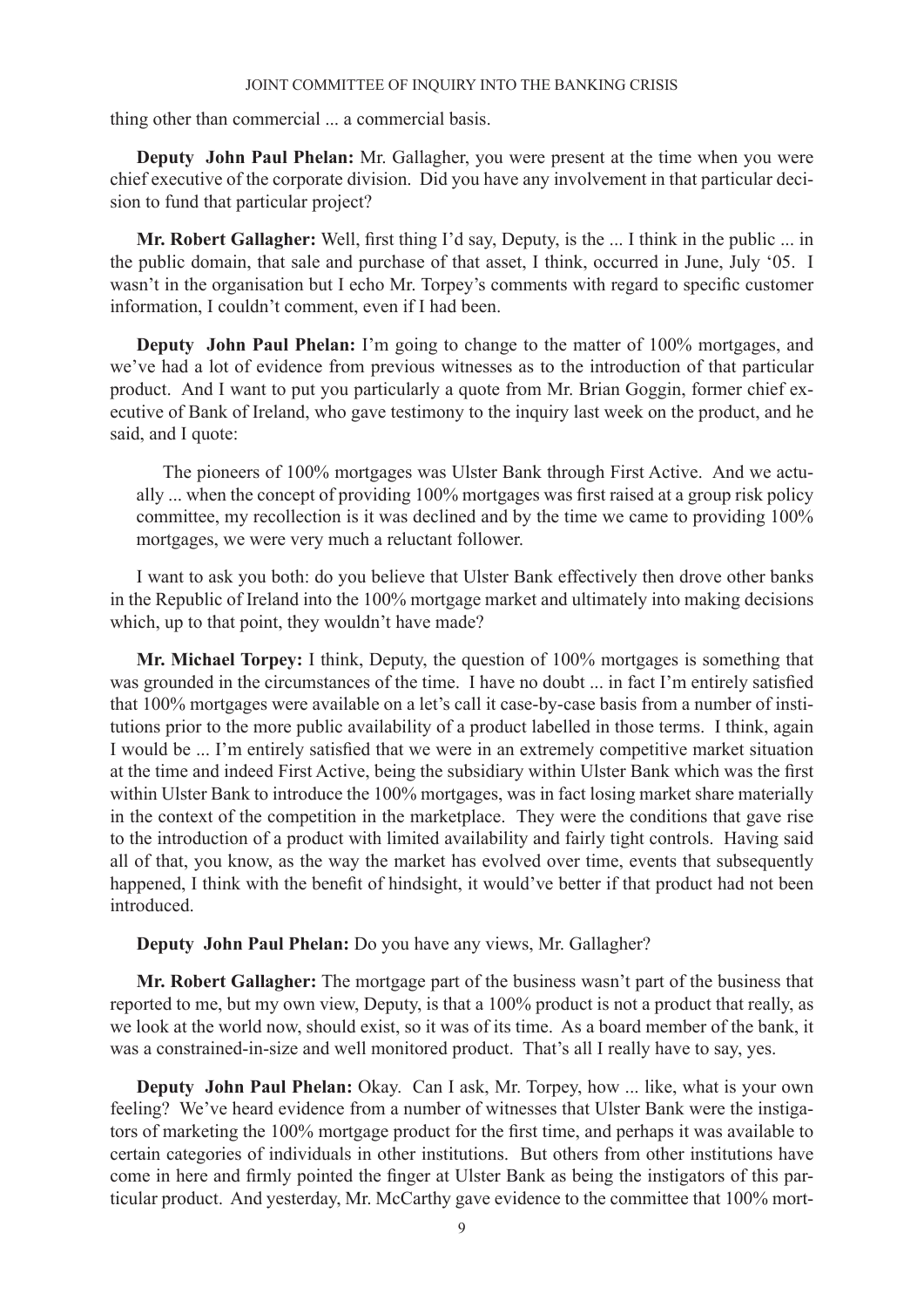thing other than commercial ... a commercial basis.

**Deputy John Paul Phelan:** Mr. Gallagher, you were present at the time when you were chief executive of the corporate division. Did you have any involvement in that particular decision to fund that particular project?

**Mr. Robert Gallagher:** Well, first thing I'd say, Deputy, is the ... I think in the public ... in the public domain, that sale and purchase of that asset, I think, occurred in June, July '05. I wasn't in the organisation but I echo Mr. Torpey's comments with regard to specific customer information, I couldn't comment, even if I had been.

**Deputy John Paul Phelan:** I'm going to change to the matter of 100% mortgages, and we've had a lot of evidence from previous witnesses as to the introduction of that particular product. And I want to put you particularly a quote from Mr. Brian Goggin, former chief executive of Bank of Ireland, who gave testimony to the inquiry last week on the product, and he said, and I quote:

> The pioneers of 100% mortgages was Ulster Bank through First Active. And we actually ... when the concept of providing 100% mortgages was first raised at a group risk policy committee, my recollection is it was declined and by the time we came to providing 100% mortgages, we were very much a reluctant follower.

I want to ask you both: do you believe that Ulster Bank effectively then drove other banks in the Republic of Ireland into the 100% mortgage market and ultimately into making decisions which, up to that point, they wouldn't have made?

**Mr. Michael Torpey:** I think, Deputy, the question of 100% mortgages is something that was grounded in the circumstances of the time. I have no doubt ... in fact I'm entirely satisfied that 100% mortgages were available on a let's call it case-by-case basis from a number of institutions prior to the more public availability of a product labelled in those terms. I think, again I would be ... I'm entirely satisfied that we were in an extremely competitive market situation at the time and indeed First Active, being the subsidiary within Ulster Bank which was the first within Ulster Bank to introduce the 100% mortgages, was in fact losing market share materially in the context of the competition in the marketplace. They were the conditions that gave rise to the introduction of a product with limited availability and fairly tight controls. Having said all of that, you know, as the way the market has evolved over time, events that subsequently happened, I think with the benefit of hindsight, it would've better if that product had not been introduced.

**Deputy John Paul Phelan:** Do you have any views, Mr. Gallagher?

**Mr. Robert Gallagher:** The mortgage part of the business wasn't part of the business that reported to me, but my own view, Deputy, is that a 100% product is not a product that really, as we look at the world now, should exist, so it was of its time. As a board member of the bank, it was a constrained-in-size and well monitored product. That's all I really have to say, yes.

**Deputy John Paul Phelan:** Okay. Can I ask, Mr. Torpey, how ... like, what is your own feeling? We've heard evidence from a number of witnesses that Ulster Bank were the instigators of marketing the 100% mortgage product for the first time, and perhaps it was available to certain categories of individuals in other institutions. But others from other institutions have come in here and firmly pointed the finger at Ulster Bank as being the instigators of this particular product. And yesterday, Mr. McCarthy gave evidence to the committee that 100% mort-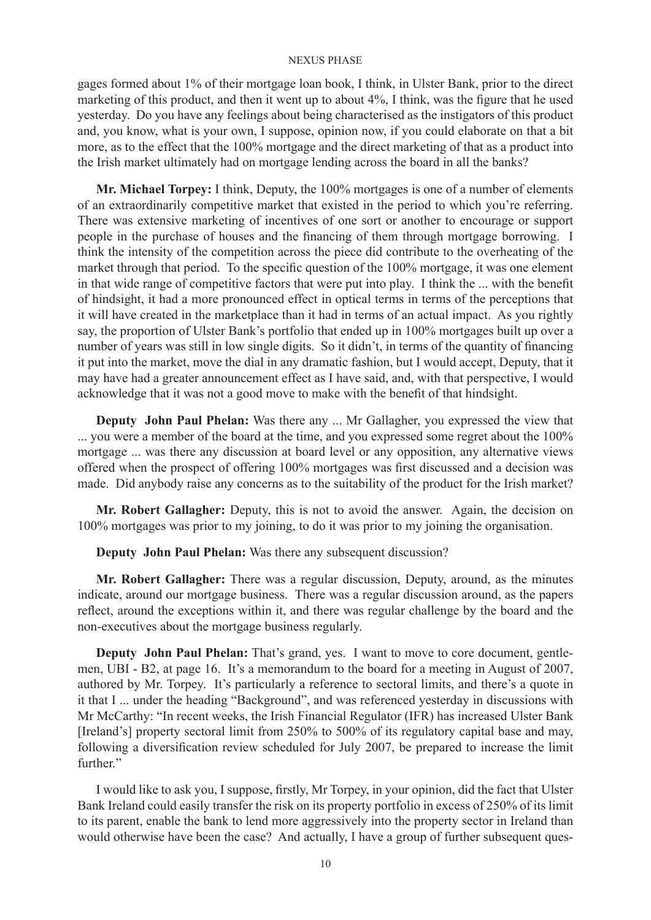gages formed about 1% of their mortgage loan book, I think, in Ulster Bank, prior to the direct marketing of this product, and then it went up to about 4%, I think, was the figure that he used yesterday. Do you have any feelings about being characterised as the instigators of this product and, you know, what is your own, I suppose, opinion now, if you could elaborate on that a bit more, as to the effect that the 100% mortgage and the direct marketing of that as a product into the Irish market ultimately had on mortgage lending across the board in all the banks?

**Mr. Michael Torpey:** I think, Deputy, the 100% mortgages is one of a number of elements of an extraordinarily competitive market that existed in the period to which you're referring. There was extensive marketing of incentives of one sort or another to encourage or support people in the purchase of houses and the financing of them through mortgage borrowing. I think the intensity of the competition across the piece did contribute to the overheating of the market through that period. To the specific question of the 100% mortgage, it was one element in that wide range of competitive factors that were put into play. I think the ... with the benefit of hindsight, it had a more pronounced effect in optical terms in terms of the perceptions that it will have created in the marketplace than it had in terms of an actual impact. As you rightly say, the proportion of Ulster Bank's portfolio that ended up in 100% mortgages built up over a number of years was still in low single digits. So it didn't, in terms of the quantity of financing it put into the market, move the dial in any dramatic fashion, but I would accept, Deputy, that it may have had a greater announcement effect as I have said, and, with that perspective, I would acknowledge that it was not a good move to make with the benefit of that hindsight.

**Deputy John Paul Phelan:** Was there any ... Mr Gallagher, you expressed the view that ... you were a member of the board at the time, and you expressed some regret about the 100% mortgage ... was there any discussion at board level or any opposition, any alternative views offered when the prospect of offering 100% mortgages was first discussed and a decision was made. Did anybody raise any concerns as to the suitability of the product for the Irish market?

**Mr. Robert Gallagher:** Deputy, this is not to avoid the answer. Again, the decision on 100% mortgages was prior to my joining, to do it was prior to my joining the organisation.

**Deputy John Paul Phelan:** Was there any subsequent discussion?

**Mr. Robert Gallagher:** There was a regular discussion, Deputy, around, as the minutes indicate, around our mortgage business. There was a regular discussion around, as the papers reflect, around the exceptions within it, and there was regular challenge by the board and the non-executives about the mortgage business regularly.

**Deputy John Paul Phelan:** That's grand, yes. I want to move to core document, gentlemen, UBI - B2, at page 16. It's a memorandum to the board for a meeting in August of 2007, authored by Mr. Torpey. It's particularly a reference to sectoral limits, and there's a quote in it that I ... under the heading "Background", and was referenced yesterday in discussions with Mr McCarthy: "In recent weeks, the Irish Financial Regulator (IFR) has increased Ulster Bank [Ireland's] property sectoral limit from 250% to 500% of its regulatory capital base and may, following a diversification review scheduled for July 2007, be prepared to increase the limit further."

I would like to ask you, I suppose, firstly, Mr Torpey, in your opinion, did the fact that Ulster Bank Ireland could easily transfer the risk on its property portfolio in excess of 250% of its limit to its parent, enable the bank to lend more aggressively into the property sector in Ireland than would otherwise have been the case? And actually, I have a group of further subsequent ques-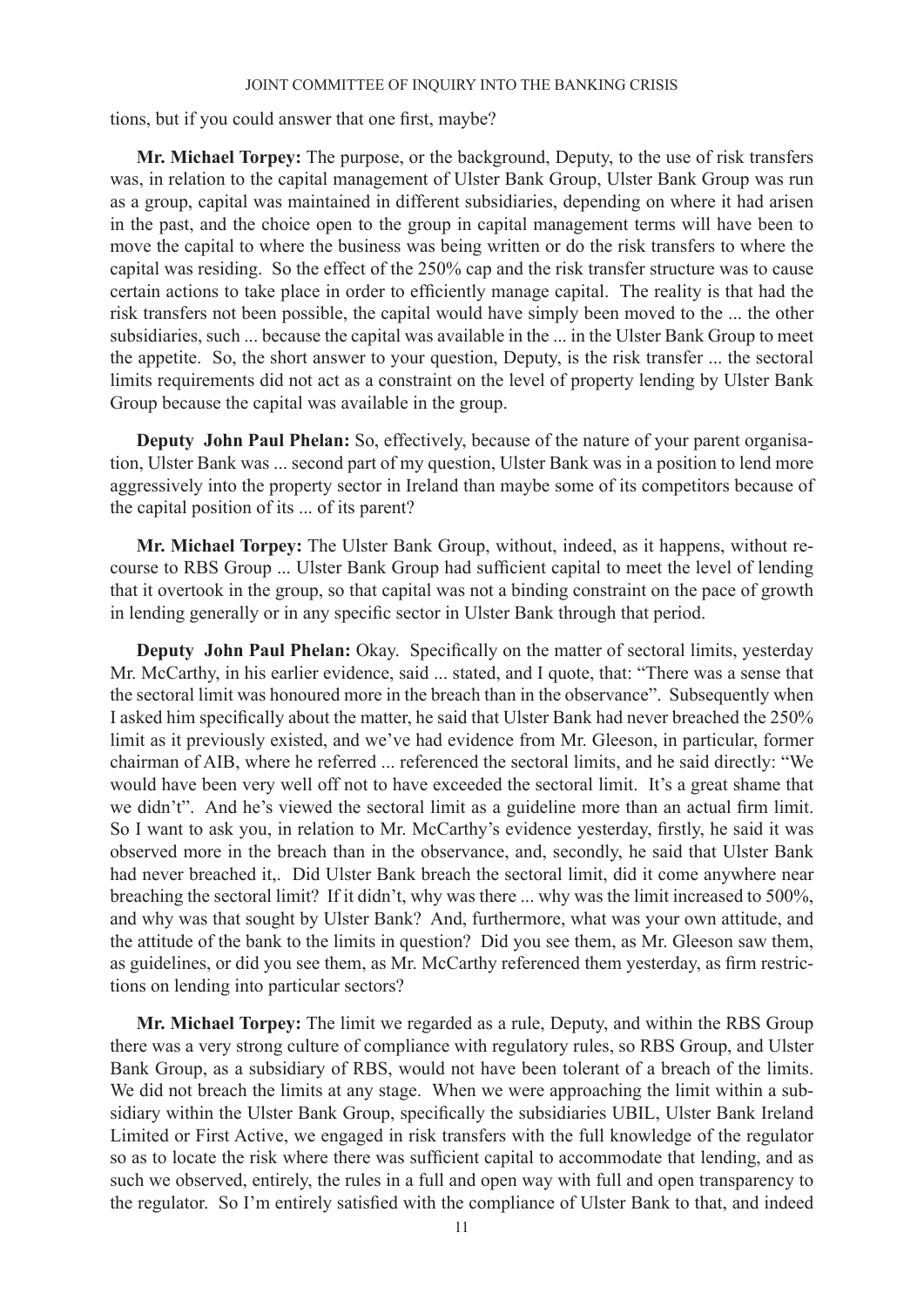tions, but if you could answer that one first, maybe?

**Mr. Michael Torpey:** The purpose, or the background, Deputy, to the use of risk transfers was, in relation to the capital management of Ulster Bank Group, Ulster Bank Group was run as a group, capital was maintained in different subsidiaries, depending on where it had arisen in the past, and the choice open to the group in capital management terms will have been to move the capital to where the business was being written or do the risk transfers to where the capital was residing. So the effect of the 250% cap and the risk transfer structure was to cause certain actions to take place in order to efficiently manage capital. The reality is that had the risk transfers not been possible, the capital would have simply been moved to the ... the other subsidiaries, such ... because the capital was available in the ... in the Ulster Bank Group to meet the appetite. So, the short answer to your question, Deputy, is the risk transfer ... the sectoral limits requirements did not act as a constraint on the level of property lending by Ulster Bank Group because the capital was available in the group.

**Deputy John Paul Phelan:** So, effectively, because of the nature of your parent organisation, Ulster Bank was ... second part of my question, Ulster Bank was in a position to lend more aggressively into the property sector in Ireland than maybe some of its competitors because of the capital position of its ... of its parent?

**Mr. Michael Torpey:** The Ulster Bank Group, without, indeed, as it happens, without recourse to RBS Group ... Ulster Bank Group had sufficient capital to meet the level of lending that it overtook in the group, so that capital was not a binding constraint on the pace of growth in lending generally or in any specific sector in Ulster Bank through that period.

**Deputy John Paul Phelan:** Okay. Specifically on the matter of sectoral limits, yesterday Mr. McCarthy, in his earlier evidence, said ... stated, and I quote, that: "There was a sense that the sectoral limit was honoured more in the breach than in the observance". Subsequently when I asked him specifically about the matter, he said that Ulster Bank had never breached the 250% limit as it previously existed, and we've had evidence from Mr. Gleeson, in particular, former chairman of AIB, where he referred ... referenced the sectoral limits, and he said directly: "We would have been very well off not to have exceeded the sectoral limit. It's a great shame that we didn't". And he's viewed the sectoral limit as a guideline more than an actual firm limit. So I want to ask you, in relation to Mr. McCarthy's evidence yesterday, firstly, he said it was observed more in the breach than in the observance, and, secondly, he said that Ulster Bank had never breached it,. Did Ulster Bank breach the sectoral limit, did it come anywhere near breaching the sectoral limit? If it didn't, why was there ... why was the limit increased to 500%, and why was that sought by Ulster Bank? And, furthermore, what was your own attitude, and the attitude of the bank to the limits in question? Did you see them, as Mr. Gleeson saw them, as guidelines, or did you see them, as Mr. McCarthy referenced them yesterday, as firm restrictions on lending into particular sectors?

**Mr. Michael Torpey:** The limit we regarded as a rule, Deputy, and within the RBS Group there was a very strong culture of compliance with regulatory rules, so RBS Group, and Ulster Bank Group, as a subsidiary of RBS, would not have been tolerant of a breach of the limits. We did not breach the limits at any stage. When we were approaching the limit within a subsidiary within the Ulster Bank Group, specifically the subsidiaries UBIL, Ulster Bank Ireland Limited or First Active, we engaged in risk transfers with the full knowledge of the regulator so as to locate the risk where there was sufficient capital to accommodate that lending, and as such we observed, entirely, the rules in a full and open way with full and open transparency to the regulator. So I'm entirely satisfied with the compliance of Ulster Bank to that, and indeed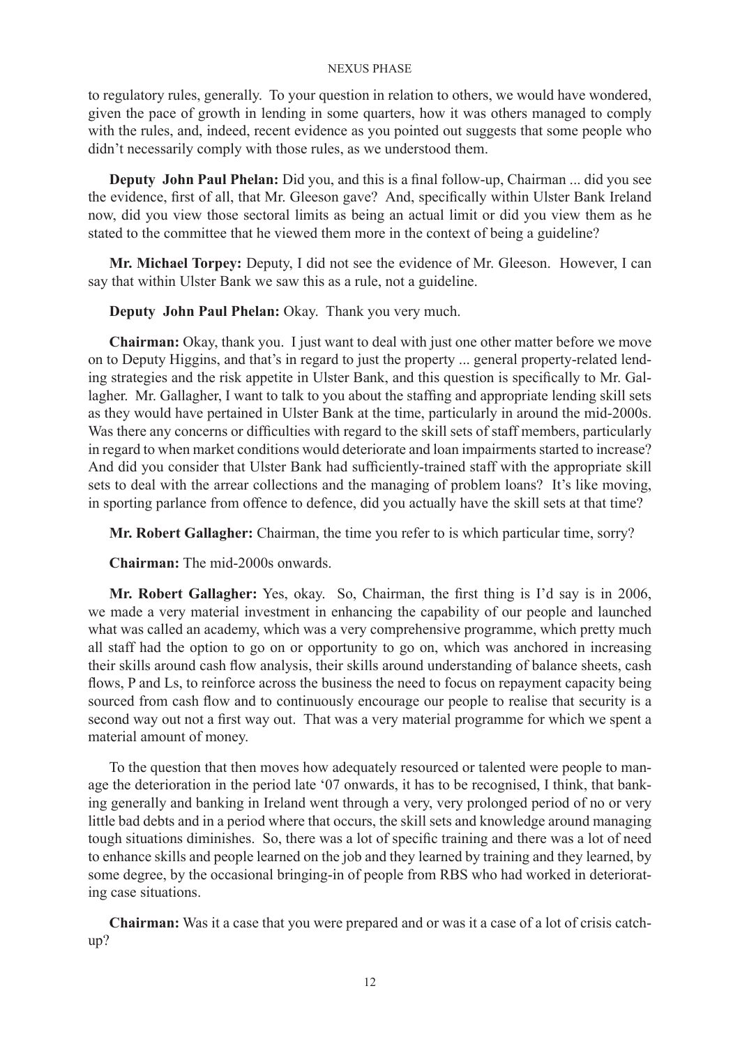to regulatory rules, generally. To your question in relation to others, we would have wondered, given the pace of growth in lending in some quarters, how it was others managed to comply with the rules, and, indeed, recent evidence as you pointed out suggests that some people who didn't necessarily comply with those rules, as we understood them.

**Deputy John Paul Phelan:** Did you, and this is a final follow-up, Chairman ... did you see the evidence, first of all, that Mr. Gleeson gave? And, specifically within Ulster Bank Ireland now, did you view those sectoral limits as being an actual limit or did you view them as he stated to the committee that he viewed them more in the context of being a guideline?

**Mr. Michael Torpey:** Deputy, I did not see the evidence of Mr. Gleeson. However, I can say that within Ulster Bank we saw this as a rule, not a guideline.

**Deputy John Paul Phelan:** Okay. Thank you very much.

**Chairman:** Okay, thank you. I just want to deal with just one other matter before we move on to Deputy Higgins, and that's in regard to just the property ... general property-related lending strategies and the risk appetite in Ulster Bank, and this question is specifically to Mr. Gallagher. Mr. Gallagher, I want to talk to you about the staffing and appropriate lending skill sets as they would have pertained in Ulster Bank at the time, particularly in around the mid-2000s. Was there any concerns or difficulties with regard to the skill sets of staff members, particularly in regard to when market conditions would deteriorate and loan impairments started to increase? And did you consider that Ulster Bank had sufficiently-trained staff with the appropriate skill sets to deal with the arrear collections and the managing of problem loans? It's like moving, in sporting parlance from offence to defence, did you actually have the skill sets at that time?

**Mr. Robert Gallagher:** Chairman, the time you refer to is which particular time, sorry?

**Chairman:** The mid-2000s onwards.

**Mr. Robert Gallagher:** Yes, okay. So, Chairman, the first thing is I'd say is in 2006, we made a very material investment in enhancing the capability of our people and launched what was called an academy, which was a very comprehensive programme, which pretty much all staff had the option to go on or opportunity to go on, which was anchored in increasing their skills around cash flow analysis, their skills around understanding of balance sheets, cash flows, P and Ls, to reinforce across the business the need to focus on repayment capacity being sourced from cash flow and to continuously encourage our people to realise that security is a second way out not a first way out. That was a very material programme for which we spent a material amount of money.

To the question that then moves how adequately resourced or talented were people to manage the deterioration in the period late '07 onwards, it has to be recognised, I think, that banking generally and banking in Ireland went through a very, very prolonged period of no or very little bad debts and in a period where that occurs, the skill sets and knowledge around managing tough situations diminishes. So, there was a lot of specific training and there was a lot of need to enhance skills and people learned on the job and they learned by training and they learned, by some degree, by the occasional bringing-in of people from RBS who had worked in deteriorating case situations.

**Chairman:** Was it a case that you were prepared and or was it a case of a lot of crisis catch-up?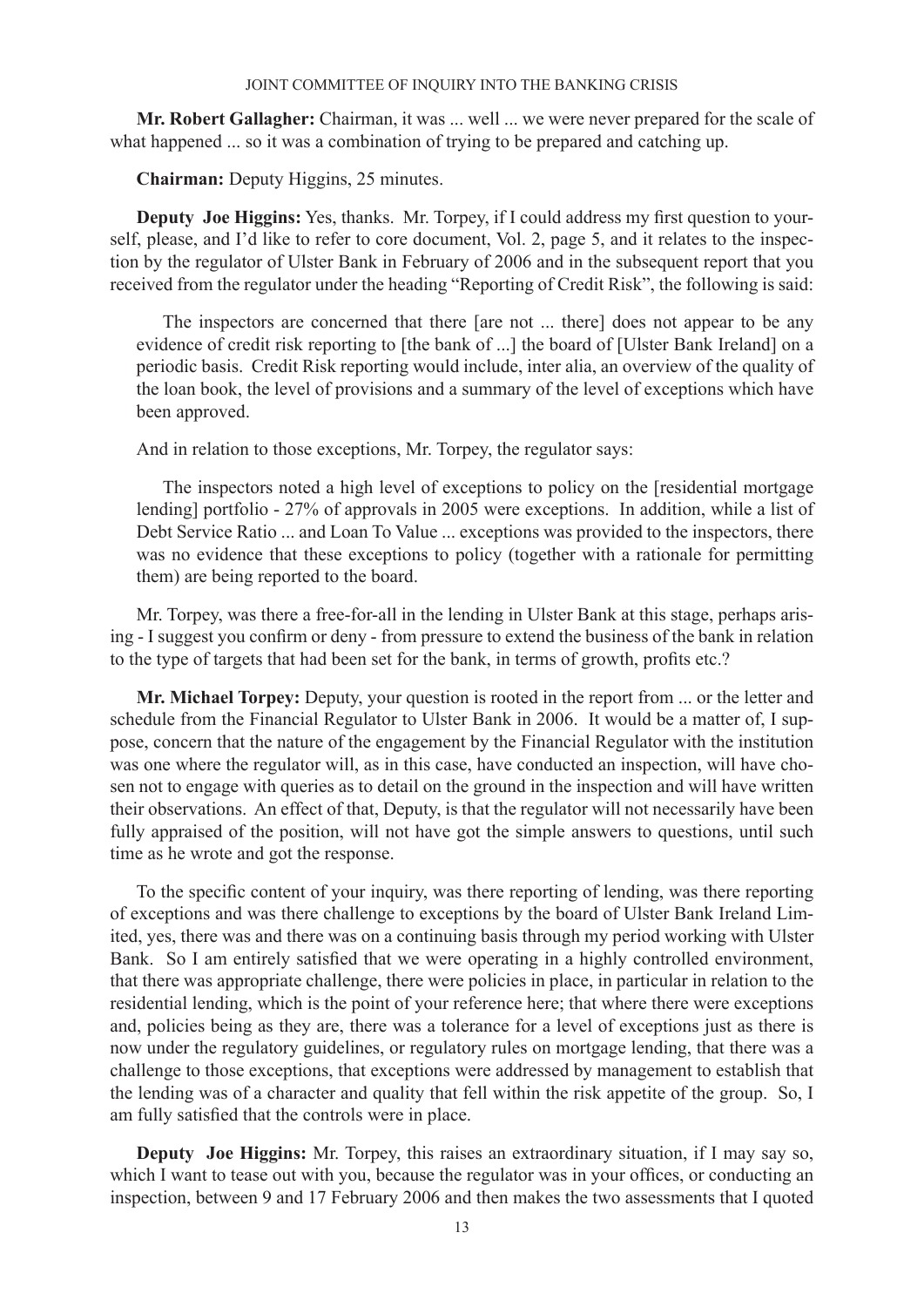**Mr. Robert Gallagher:** Chairman, it was ... well ... we were never prepared for the scale of what happened ... so it was a combination of trying to be prepared and catching up.

**Chairman:** Deputy Higgins, 25 minutes.

**Deputy Joe Higgins:** Yes, thanks. Mr. Torpey, if I could address my first question to yourself, please, and I'd like to refer to core document, Vol. 2, page 5, and it relates to the inspection by the regulator of Ulster Bank in February of 2006 and in the subsequent report that you received from the regulator under the heading "Reporting of Credit Risk", the following is said:

> The inspectors are concerned that there [are not ... there] does not appear to be any evidence of credit risk reporting to [the bank of ...] the board of [Ulster Bank Ireland] on a periodic basis. Credit Risk reporting would include, inter alia, an overview of the quality of the loan book, the level of provisions and a summary of the level of exceptions which have been approved.

And in relation to those exceptions, Mr. Torpey, the regulator says:

> The inspectors noted a high level of exceptions to policy on the [residential mortgage lending] portfolio - 27% of approvals in 2005 were exceptions. In addition, while a list of Debt Service Ratio ... and Loan To Value ... exceptions was provided to the inspectors, there was no evidence that these exceptions to policy (together with a rationale for permitting them) are being reported to the board.

Mr. Torpey, was there a free-for-all in the lending in Ulster Bank at this stage, perhaps arising - I suggest you confirm or deny - from pressure to extend the business of the bank in relation to the type of targets that had been set for the bank, in terms of growth, profits etc.?

**Mr. Michael Torpey:** Deputy, your question is rooted in the report from ... or the letter and schedule from the Financial Regulator to Ulster Bank in 2006. It would be a matter of, I suppose, concern that the nature of the engagement by the Financial Regulator with the institution was one where the regulator will, as in this case, have conducted an inspection, will have chosen not to engage with queries as to detail on the ground in the inspection and will have written their observations. An effect of that, Deputy, is that the regulator will not necessarily have been fully appraised of the position, will not have got the simple answers to questions, until such time as he wrote and got the response.

To the specific content of your inquiry, was there reporting of lending, was there reporting of exceptions and was there challenge to exceptions by the board of Ulster Bank Ireland Limited, yes, there was and there was on a continuing basis through my period working with Ulster Bank. So I am entirely satisfied that we were operating in a highly controlled environment, that there was appropriate challenge, there were policies in place, in particular in relation to the residential lending, which is the point of your reference here; that where there were exceptions and, policies being as they are, there was a tolerance for a level of exceptions just as there is now under the regulatory guidelines, or regulatory rules on mortgage lending, that there was a challenge to those exceptions, that exceptions were addressed by management to establish that the lending was of a character and quality that fell within the risk appetite of the group. So, I am fully satisfied that the controls were in place.

**Deputy Joe Higgins:** Mr. Torpey, this raises an extraordinary situation, if I may say so, which I want to tease out with you, because the regulator was in your offices, or conducting an inspection, between 9 and 17 February 2006 and then makes the two assessments that I quoted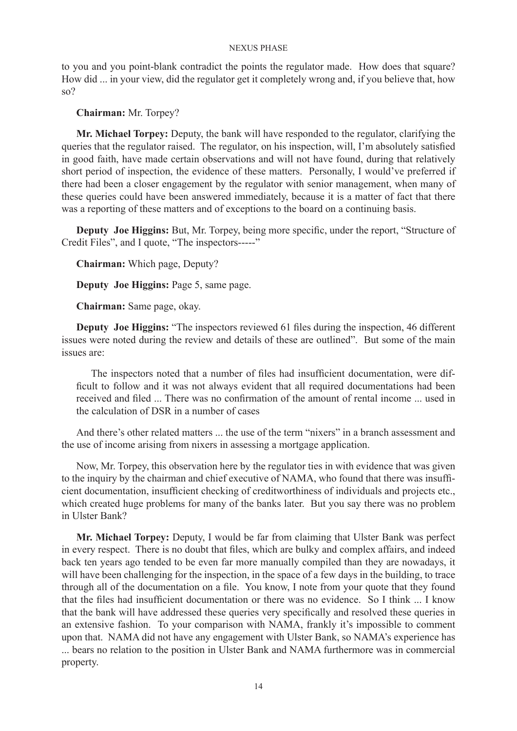to you and you point-blank contradict the points the regulator made. How does that square? How did ... in your view, did the regulator get it completely wrong and, if you believe that, how so?

**Chairman:** Mr. Torpey?

**Mr. Michael Torpey:** Deputy, the bank will have responded to the regulator, clarifying the queries that the regulator raised. The regulator, on his inspection, will, I'm absolutely satisfied in good faith, have made certain observations and will not have found, during that relatively short period of inspection, the evidence of these matters. Personally, I would've preferred if there had been a closer engagement by the regulator with senior management, when many of these queries could have been answered immediately, because it is a matter of fact that there was a reporting of these matters and of exceptions to the board on a continuing basis.

**Deputy Joe Higgins:** But, Mr. Torpey, being more specific, under the report, "Structure of Credit Files", and I quote, "The inspectors-----"

**Chairman:** Which page, Deputy?

**Deputy Joe Higgins:** Page 5, same page.

**Chairman:** Same page, okay.

**Deputy Joe Higgins:** "The inspectors reviewed 61 files during the inspection, 46 different issues were noted during the review and details of these are outlined". But some of the main issues are:

> The inspectors noted that a number of files had insufficient documentation, were difficult to follow and it was not always evident that all required documentations had been received and filed ... There was no confirmation of the amount of rental income ... used in the calculation of DSR in a number of cases

And there's other related matters ... the use of the term "nixers" in a branch assessment and the use of income arising from nixers in assessing a mortgage application.

Now, Mr. Torpey, this observation here by the regulator ties in with evidence that was given to the inquiry by the chairman and chief executive of NAMA, who found that there was insufficient documentation, insufficient checking of creditworthiness of individuals and projects etc., which created huge problems for many of the banks later. But you say there was no problem in Ulster Bank?

**Mr. Michael Torpey:** Deputy, I would be far from claiming that Ulster Bank was perfect in every respect. There is no doubt that files, which are bulky and complex affairs, and indeed back ten years ago tended to be even far more manually compiled than they are nowadays, it will have been challenging for the inspection, in the space of a few days in the building, to trace through all of the documentation on a file. You know, I note from your quote that they found that the files had insufficient documentation or there was no evidence. So I think ... I know that the bank will have addressed these queries very specifically and resolved these queries in an extensive fashion. To your comparison with NAMA, frankly it's impossible to comment upon that. NAMA did not have any engagement with Ulster Bank, so NAMA's experience has ... bears no relation to the position in Ulster Bank and NAMA furthermore was in commercial property.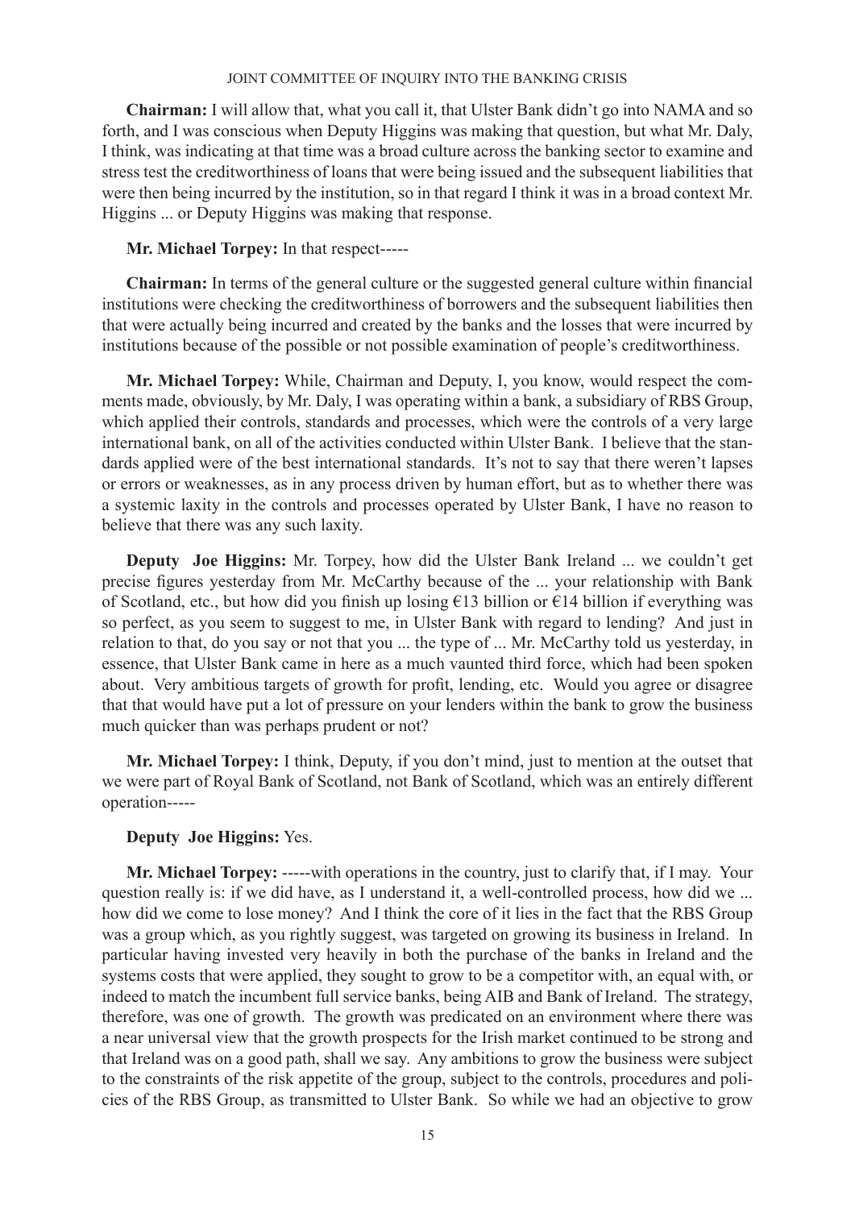**Chairman:** I will allow that, what you call it, that Ulster Bank didn't go into NAMA and so forth, and I was conscious when Deputy Higgins was making that question, but what Mr. Daly, I think, was indicating at that time was a broad culture across the banking sector to examine and stress test the creditworthiness of loans that were being issued and the subsequent liabilities that were then being incurred by the institution, so in that regard I think it was in a broad context Mr. Higgins ... or Deputy Higgins was making that response.

**Mr. Michael Torpey:** In that respect-----

**Chairman:** In terms of the general culture or the suggested general culture within financial institutions were checking the creditworthiness of borrowers and the subsequent liabilities then that were actually being incurred and created by the banks and the losses that were incurred by institutions because of the possible or not possible examination of people's creditworthiness.

**Mr. Michael Torpey:** While, Chairman and Deputy, I, you know, would respect the comments made, obviously, by Mr. Daly, I was operating within a bank, a subsidiary of RBS Group, which applied their controls, standards and processes, which were the controls of a very large international bank, on all of the activities conducted within Ulster Bank. I believe that the standards applied were of the best international standards. It's not to say that there weren't lapses or errors or weaknesses, as in any process driven by human effort, but as to whether there was a systemic laxity in the controls and processes operated by Ulster Bank, I have no reason to believe that there was any such laxity.

**Deputy Joe Higgins:** Mr. Torpey, how did the Ulster Bank Ireland ... we couldn't get precise figures yesterday from Mr. McCarthy because of the ... your relationship with Bank of Scotland, etc., but how did you finish up losing €13 billion or €14 billion if everything was so perfect, as you seem to suggest to me, in Ulster Bank with regard to lending? And just in relation to that, do you say or not that you ... the type of ... Mr. McCarthy told us yesterday, in essence, that Ulster Bank came in here as a much vaunted third force, which had been spoken about. Very ambitious targets of growth for profit, lending, etc. Would you agree or disagree that that would have put a lot of pressure on your lenders within the bank to grow the business much quicker than was perhaps prudent or not?

**Mr. Michael Torpey:** I think, Deputy, if you don't mind, just to mention at the outset that we were part of Royal Bank of Scotland, not Bank of Scotland, which was an entirely different operation-----

**Deputy Joe Higgins:** Yes.

**Mr. Michael Torpey:** -----with operations in the country, just to clarify that, if I may. Your question really is: if we did have, as I understand it, a well-controlled process, how did we ... how did we come to lose money? And I think the core of it lies in the fact that the RBS Group was a group which, as you rightly suggest, was targeted on growing its business in Ireland. In particular having invested very heavily in both the purchase of the banks in Ireland and the systems costs that were applied, they sought to grow to be a competitor with, an equal with, or indeed to match the incumbent full service banks, being AIB and Bank of Ireland. The strategy, therefore, was one of growth. The growth was predicated on an environment where there was a near universal view that the growth prospects for the Irish market continued to be strong and that Ireland was on a good path, shall we say. Any ambitions to grow the business were subject to the constraints of the risk appetite of the group, subject to the controls, procedures and policies of the RBS Group, as transmitted to Ulster Bank. So while we had an objective to grow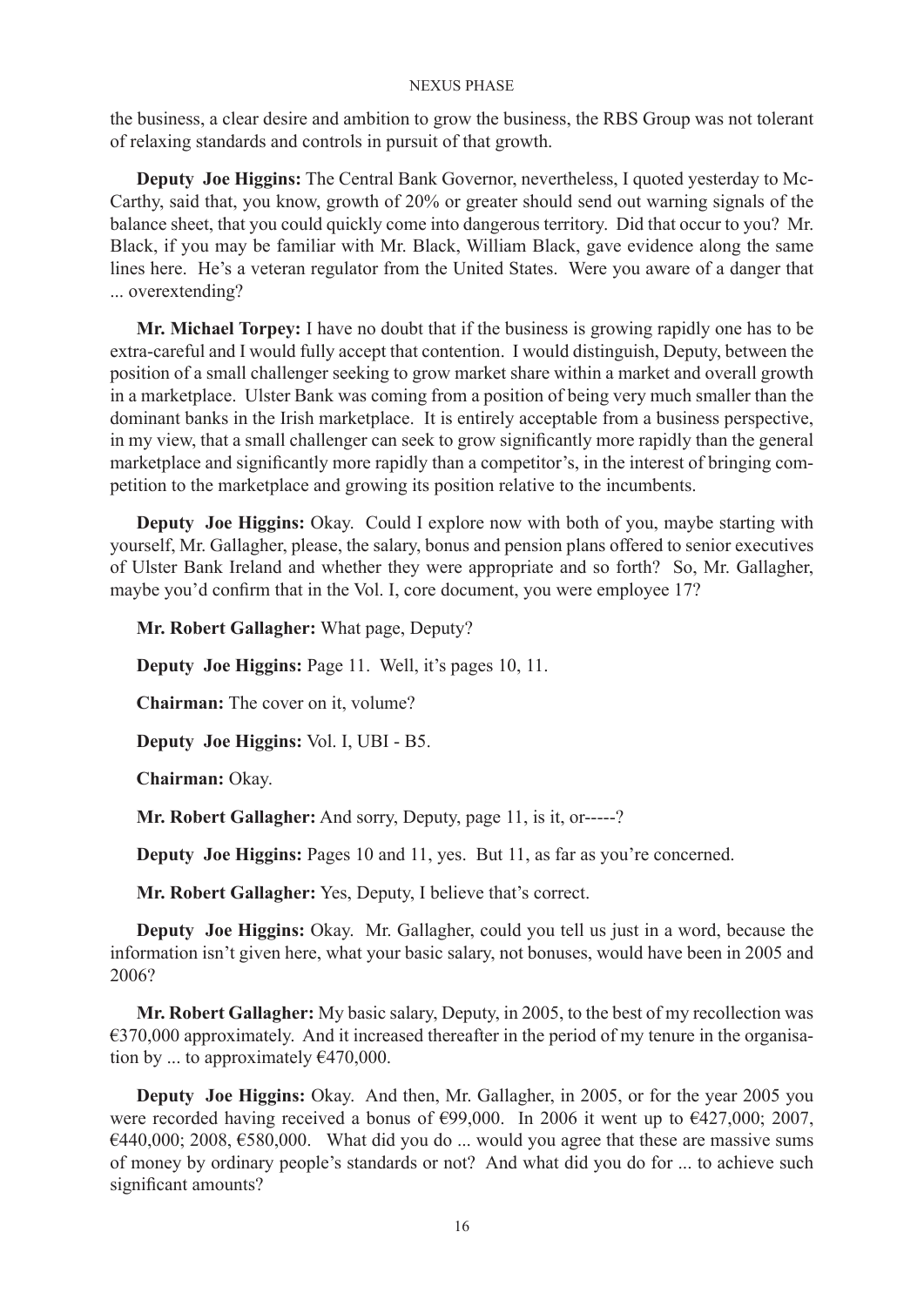the business, a clear desire and ambition to grow the business, the RBS Group was not tolerant of relaxing standards and controls in pursuit of that growth.

**Deputy Joe Higgins:** The Central Bank Governor, nevertheless, I quoted yesterday to McCarthy, said that, you know, growth of 20% or greater should send out warning signals of the balance sheet, that you could quickly come into dangerous territory. Did that occur to you? Mr. Black, if you may be familiar with Mr. Black, William Black, gave evidence along the same lines here. He's a veteran regulator from the United States. Were you aware of a danger that ... overextending?

**Mr. Michael Torpey:** I have no doubt that if the business is growing rapidly one has to be extra-careful and I would fully accept that contention. I would distinguish, Deputy, between the position of a small challenger seeking to grow market share within a market and overall growth in a marketplace. Ulster Bank was coming from a position of being very much smaller than the dominant banks in the Irish marketplace. It is entirely acceptable from a business perspective, in my view, that a small challenger can seek to grow significantly more rapidly than the general marketplace and significantly more rapidly than a competitor's, in the interest of bringing competition to the marketplace and growing its position relative to the incumbents.

**Deputy Joe Higgins:** Okay. Could I explore now with both of you, maybe starting with yourself, Mr. Gallagher, please, the salary, bonus and pension plans offered to senior executives of Ulster Bank Ireland and whether they were appropriate and so forth? So, Mr. Gallagher, maybe you'd confirm that in the Vol. I, core document, you were employee 17?

**Mr. Robert Gallagher:** What page, Deputy?

**Deputy Joe Higgins:** Page 11. Well, it's pages 10, 11.

**Chairman:** The cover on it, volume?

**Deputy Joe Higgins:** Vol. I, UBI - B5.

**Chairman:** Okay.

**Mr. Robert Gallagher:** And sorry, Deputy, page 11, is it, or-----?

**Deputy Joe Higgins:** Pages 10 and 11, yes. But 11, as far as you're concerned.

**Mr. Robert Gallagher:** Yes, Deputy, I believe that's correct.

**Deputy Joe Higgins:** Okay. Mr. Gallagher, could you tell us just in a word, because the information isn't given here, what your basic salary, not bonuses, would have been in 2005 and 2006?

**Mr. Robert Gallagher:** My basic salary, Deputy, in 2005, to the best of my recollection was €370,000 approximately. And it increased thereafter in the period of my tenure in the organisation by ... to approximately €470,000.

**Deputy Joe Higgins:** Okay. And then, Mr. Gallagher, in 2005, or for the year 2005 you were recorded having received a bonus of €99,000. In 2006 it went up to €427,000; 2007, €440,000; 2008, €580,000. What did you do ... would you agree that these are massive sums of money by ordinary people's standards or not? And what did you do for ... to achieve such significant amounts?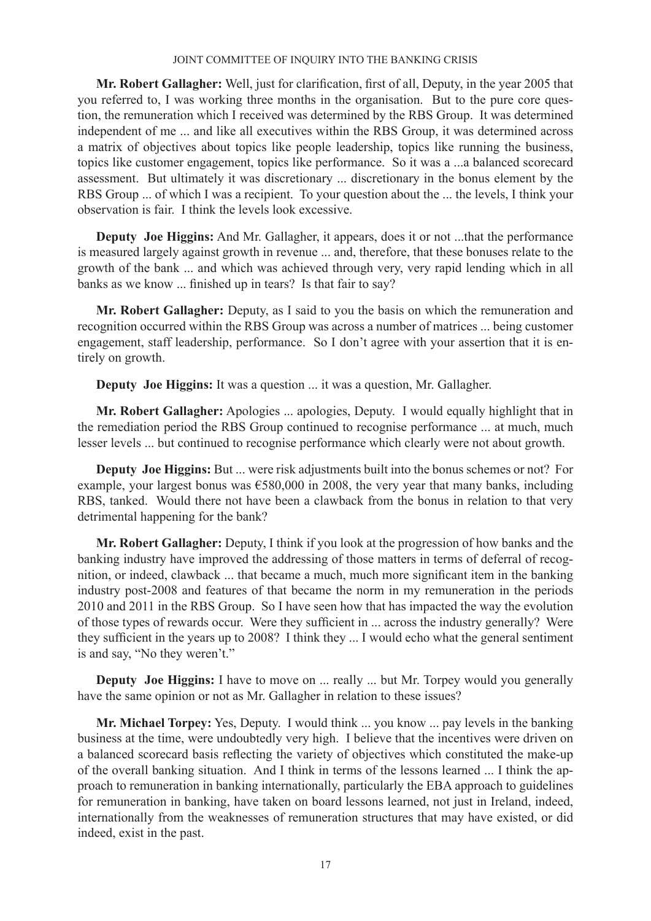**Mr. Robert Gallagher:** Well, just for clarification, first of all, Deputy, in the year 2005 that you referred to, I was working three months in the organisation. But to the pure core question, the remuneration which I received was determined by the RBS Group. It was determined independent of me ... and like all executives within the RBS Group, it was determined across a matrix of objectives about topics like people leadership, topics like running the business, topics like customer engagement, topics like performance. So it was a ...a balanced scorecard assessment. But ultimately it was discretionary ... discretionary in the bonus element by the RBS Group ... of which I was a recipient. To your question about the ... the levels, I think your observation is fair. I think the levels look excessive.

**Deputy Joe Higgins:** And Mr. Gallagher, it appears, does it or not ...that the performance is measured largely against growth in revenue ... and, therefore, that these bonuses relate to the growth of the bank ... and which was achieved through very, very rapid lending which in all banks as we know ... finished up in tears? Is that fair to say?

**Mr. Robert Gallagher:** Deputy, as I said to you the basis on which the remuneration and recognition occurred within the RBS Group was across a number of matrices ... being customer engagement, staff leadership, performance. So I don't agree with your assertion that it is entirely on growth.

**Deputy Joe Higgins:** It was a question ... it was a question, Mr. Gallagher.

**Mr. Robert Gallagher:** Apologies ... apologies, Deputy. I would equally highlight that in the remediation period the RBS Group continued to recognise performance ... at much, much lesser levels ... but continued to recognise performance which clearly were not about growth.

**Deputy Joe Higgins:** But ... were risk adjustments built into the bonus schemes or not? For example, your largest bonus was €580,000 in 2008, the very year that many banks, including RBS, tanked. Would there not have been a clawback from the bonus in relation to that very detrimental happening for the bank?

**Mr. Robert Gallagher:** Deputy, I think if you look at the progression of how banks and the banking industry have improved the addressing of those matters in terms of deferral of recognition, or indeed, clawback ... that became a much, much more significant item in the banking industry post-2008 and features of that became the norm in my remuneration in the periods 2010 and 2011 in the RBS Group. So I have seen how that has impacted the way the evolution of those types of rewards occur. Were they sufficient in ... across the industry generally? Were they sufficient in the years up to 2008? I think they ... I would echo what the general sentiment is and say, "No they weren't."

**Deputy Joe Higgins:** I have to move on ... really ... but Mr. Torpey would you generally have the same opinion or not as Mr. Gallagher in relation to these issues?

**Mr. Michael Torpey:** Yes, Deputy. I would think ... you know ... pay levels in the banking business at the time, were undoubtedly very high. I believe that the incentives were driven on a balanced scorecard basis reflecting the variety of objectives which constituted the make-up of the overall banking situation. And I think in terms of the lessons learned ... I think the approach to remuneration in banking internationally, particularly the EBA approach to guidelines for remuneration in banking, have taken on board lessons learned, not just in Ireland, indeed, internationally from the weaknesses of remuneration structures that may have existed, or did indeed, exist in the past.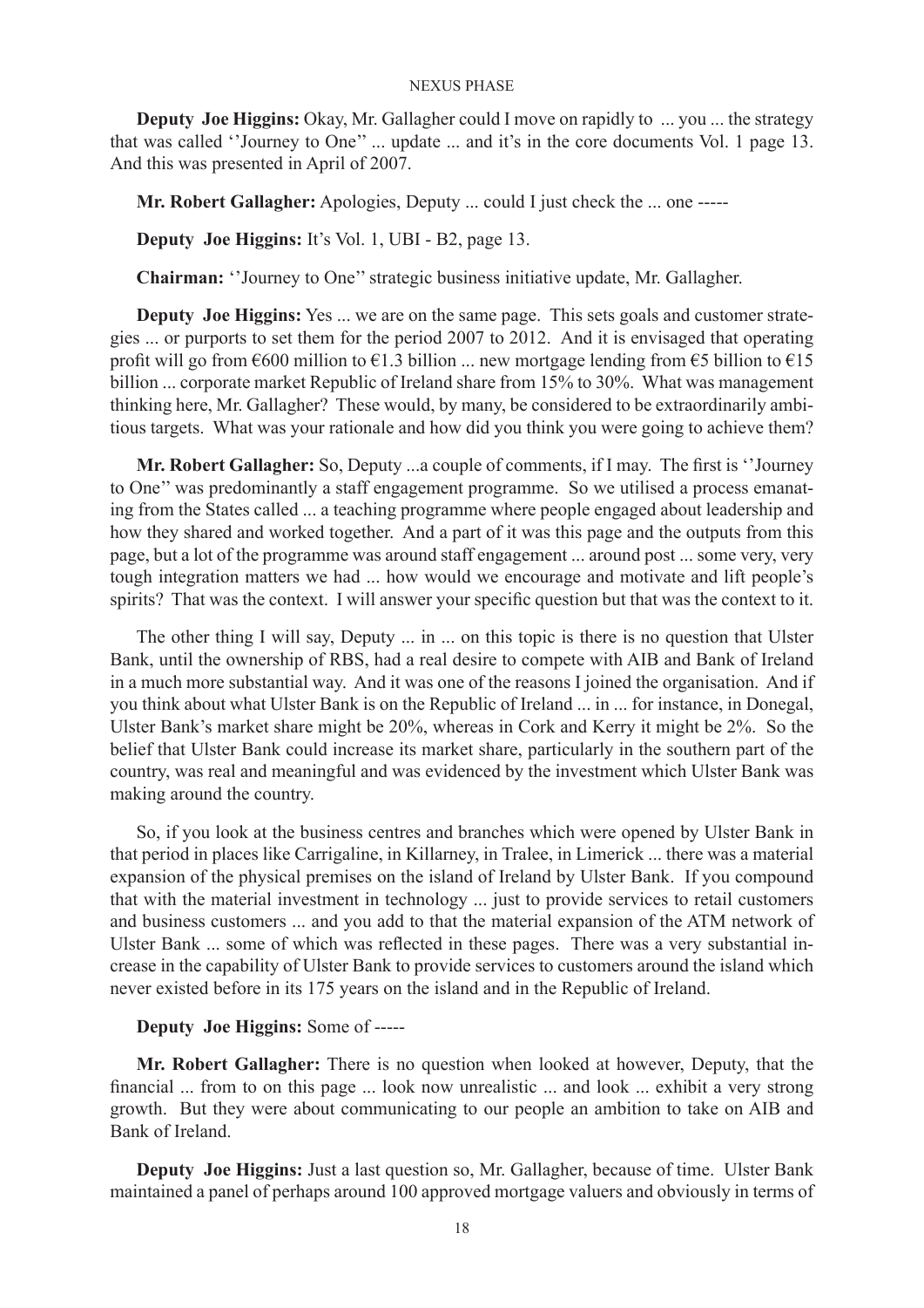**Deputy Joe Higgins:** Okay, Mr. Gallagher could I move on rapidly to ... you ... the strategy that was called ''Journey to One'' ... update ... and it's in the core documents Vol. 1 page 13. And this was presented in April of 2007.

**Mr. Robert Gallagher:** Apologies, Deputy ... could I just check the ... one -----

**Deputy Joe Higgins:** It's Vol. 1, UBI - B2, page 13.

**Chairman:** ''Journey to One'' strategic business initiative update, Mr. Gallagher.

**Deputy Joe Higgins:** Yes ... we are on the same page. This sets goals and customer strategies ... or purports to set them for the period 2007 to 2012. And it is envisaged that operating profit will go from €600 million to €1.3 billion ... new mortgage lending from €5 billion to €15 billion ... corporate market Republic of Ireland share from 15% to 30%. What was management thinking here, Mr. Gallagher? These would, by many, be considered to be extraordinarily ambitious targets. What was your rationale and how did you think you were going to achieve them?

**Mr. Robert Gallagher:** So, Deputy ...a couple of comments, if I may. The first is ''Journey to One'' was predominantly a staff engagement programme. So we utilised a process emanating from the States called ... a teaching programme where people engaged about leadership and how they shared and worked together. And a part of it was this page and the outputs from this page, but a lot of the programme was around staff engagement ... around post ... some very, very tough integration matters we had ... how would we encourage and motivate and lift people's spirits? That was the context. I will answer your specific question but that was the context to it.

The other thing I will say, Deputy ... in ... on this topic is there is no question that Ulster Bank, until the ownership of RBS, had a real desire to compete with AIB and Bank of Ireland in a much more substantial way. And it was one of the reasons I joined the organisation. And if you think about what Ulster Bank is on the Republic of Ireland ... in ... for instance, in Donegal, Ulster Bank's market share might be 20%, whereas in Cork and Kerry it might be 2%. So the belief that Ulster Bank could increase its market share, particularly in the southern part of the country, was real and meaningful and was evidenced by the investment which Ulster Bank was making around the country.

So, if you look at the business centres and branches which were opened by Ulster Bank in that period in places like Carrigaline, in Killarney, in Tralee, in Limerick ... there was a material expansion of the physical premises on the island of Ireland by Ulster Bank. If you compound that with the material investment in technology ... just to provide services to retail customers and business customers ... and you add to that the material expansion of the ATM network of Ulster Bank ... some of which was reflected in these pages. There was a very substantial increase in the capability of Ulster Bank to provide services to customers around the island which never existed before in its 175 years on the island and in the Republic of Ireland.

**Deputy Joe Higgins:** Some of -----

**Mr. Robert Gallagher:** There is no question when looked at however, Deputy, that the financial ... from to on this page ... look now unrealistic ... and look ... exhibit a very strong growth. But they were about communicating to our people an ambition to take on AIB and Bank of Ireland.

**Deputy Joe Higgins:** Just a last question so, Mr. Gallagher, because of time. Ulster Bank maintained a panel of perhaps around 100 approved mortgage valuers and obviously in terms of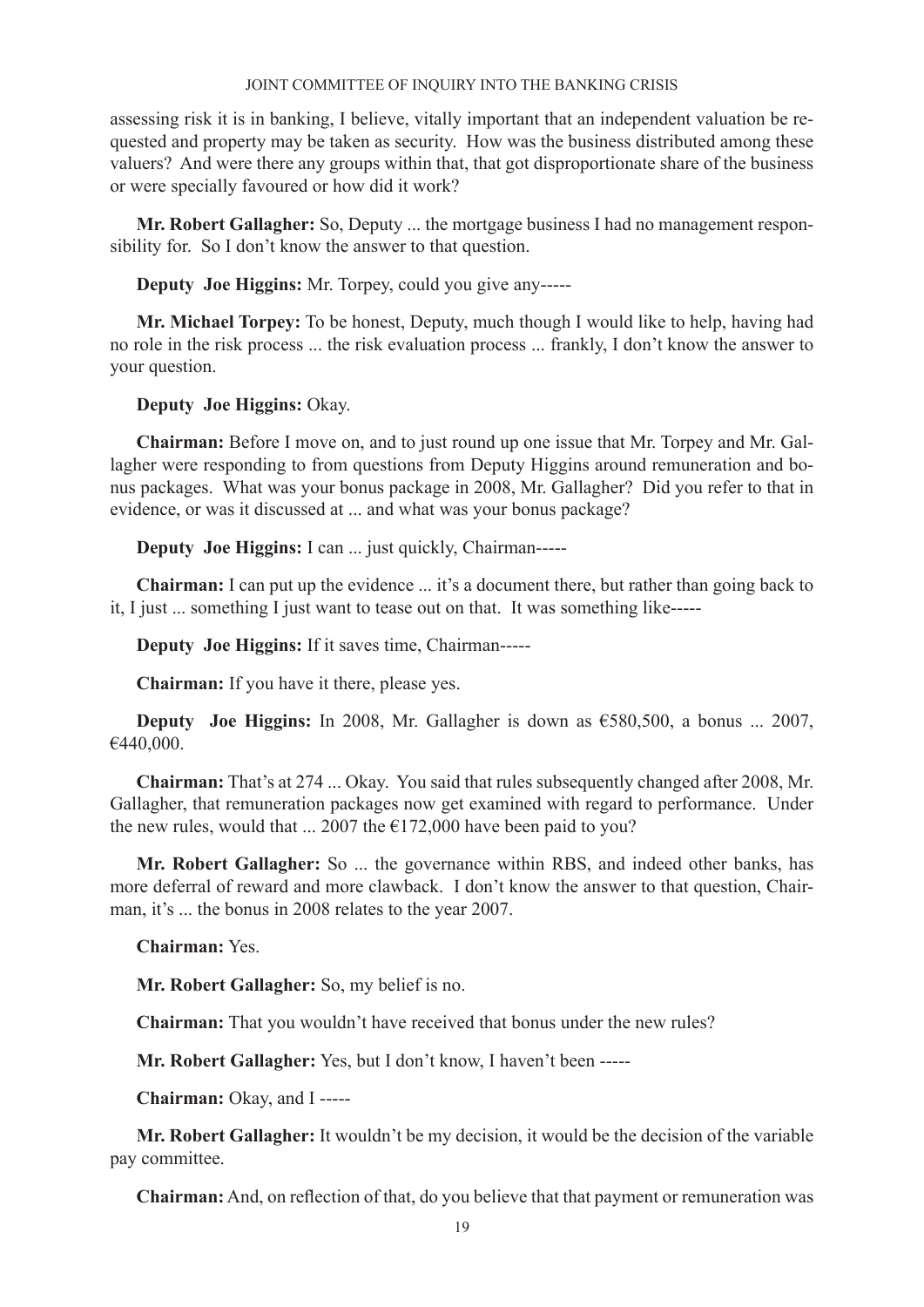assessing risk it is in banking, I believe, vitally important that an independent valuation be requested and property may be taken as security. How was the business distributed among these valuers? And were there any groups within that, that got disproportionate share of the business or were specially favoured or how did it work?

**Mr. Robert Gallagher:** So, Deputy ... the mortgage business I had no management responsibility for. So I don't know the answer to that question.

**Deputy Joe Higgins:** Mr. Torpey, could you give any-----

**Mr. Michael Torpey:** To be honest, Deputy, much though I would like to help, having had no role in the risk process ... the risk evaluation process ... frankly, I don't know the answer to your question.

**Deputy Joe Higgins:** Okay.

**Chairman:** Before I move on, and to just round up one issue that Mr. Torpey and Mr. Gallagher were responding to from questions from Deputy Higgins around remuneration and bonus packages. What was your bonus package in 2008, Mr. Gallagher? Did you refer to that in evidence, or was it discussed at ... and what was your bonus package?

**Deputy Joe Higgins:** I can ... just quickly, Chairman-----

**Chairman:** I can put up the evidence ... it's a document there, but rather than going back to it, I just ... something I just want to tease out on that. It was something like-----

**Deputy Joe Higgins:** If it saves time, Chairman-----

**Chairman:** If you have it there, please yes.

**Deputy Joe Higgins:** In 2008, Mr. Gallagher is down as €580,500, a bonus ... 2007, €440,000.

**Chairman:** That's at 274 ... Okay. You said that rules subsequently changed after 2008, Mr. Gallagher, that remuneration packages now get examined with regard to performance. Under the new rules, would that ... 2007 the €172,000 have been paid to you?

**Mr. Robert Gallagher:** So ... the governance within RBS, and indeed other banks, has more deferral of reward and more clawback. I don't know the answer to that question, Chairman, it's ... the bonus in 2008 relates to the year 2007.

**Chairman:** Yes.

**Mr. Robert Gallagher:** So, my belief is no.

**Chairman:** That you wouldn't have received that bonus under the new rules?

**Mr. Robert Gallagher:** Yes, but I don't know, I haven't been -----

**Chairman:** Okay, and I -----

**Mr. Robert Gallagher:** It wouldn't be my decision, it would be the decision of the variable pay committee.

**Chairman:** And, on reflection of that, do you believe that that payment or remuneration was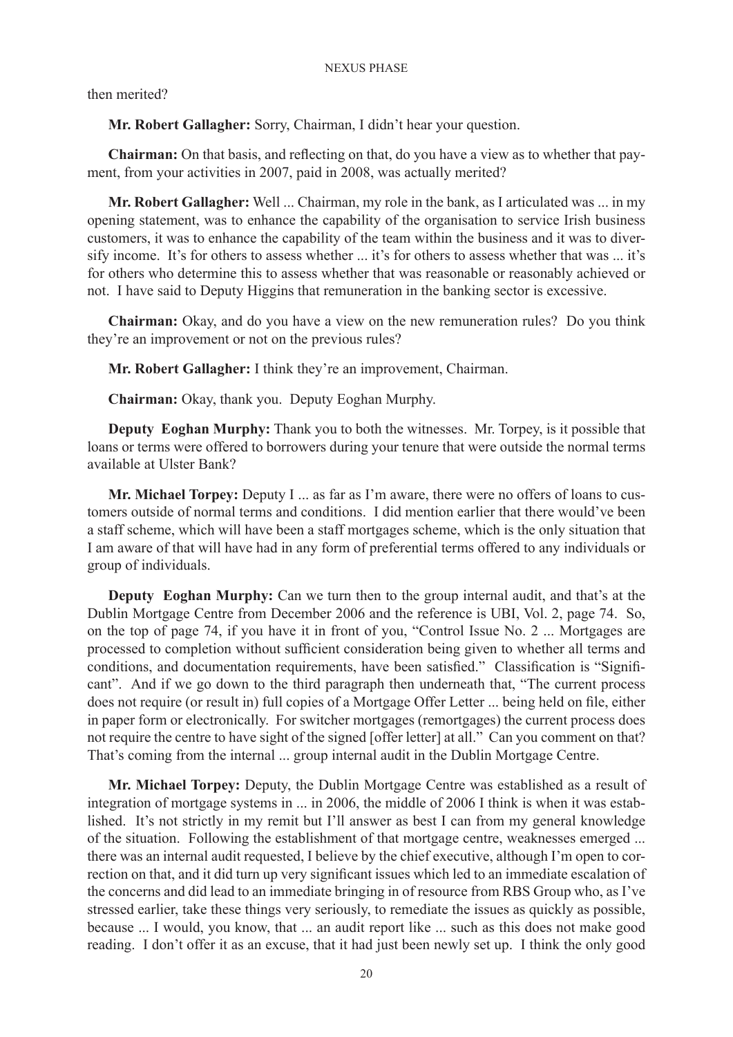then merited?

**Mr. Robert Gallagher:** Sorry, Chairman, I didn't hear your question.

**Chairman:** On that basis, and reflecting on that, do you have a view as to whether that payment, from your activities in 2007, paid in 2008, was actually merited?

**Mr. Robert Gallagher:** Well ... Chairman, my role in the bank, as I articulated was ... in my opening statement, was to enhance the capability of the organisation to service Irish business customers, it was to enhance the capability of the team within the business and it was to diversify income. It's for others to assess whether ... it's for others to assess whether that was ... it's for others who determine this to assess whether that was reasonable or reasonably achieved or not. I have said to Deputy Higgins that remuneration in the banking sector is excessive.

**Chairman:** Okay, and do you have a view on the new remuneration rules? Do you think they're an improvement or not on the previous rules?

**Mr. Robert Gallagher:** I think they're an improvement, Chairman.

**Chairman:** Okay, thank you. Deputy Eoghan Murphy.

**Deputy Eoghan Murphy:** Thank you to both the witnesses. Mr. Torpey, is it possible that loans or terms were offered to borrowers during your tenure that were outside the normal terms available at Ulster Bank?

**Mr. Michael Torpey:** Deputy I ... as far as I'm aware, there were no offers of loans to customers outside of normal terms and conditions. I did mention earlier that there would've been a staff scheme, which will have been a staff mortgages scheme, which is the only situation that I am aware of that will have had in any form of preferential terms offered to any individuals or group of individuals.

**Deputy Eoghan Murphy:** Can we turn then to the group internal audit, and that's at the Dublin Mortgage Centre from December 2006 and the reference is UBI, Vol. 2, page 74. So, on the top of page 74, if you have it in front of you, "Control Issue No. 2 ... Mortgages are processed to completion without sufficient consideration being given to whether all terms and conditions, and documentation requirements, have been satisfied." Classification is "Significant". And if we go down to the third paragraph then underneath that, "The current process does not require (or result in) full copies of a Mortgage Offer Letter ... being held on file, either in paper form or electronically. For switcher mortgages (remortgages) the current process does not require the centre to have sight of the signed [offer letter] at all." Can you comment on that? That's coming from the internal ... group internal audit in the Dublin Mortgage Centre.

**Mr. Michael Torpey:** Deputy, the Dublin Mortgage Centre was established as a result of integration of mortgage systems in ... in 2006, the middle of 2006 I think is when it was established. It's not strictly in my remit but I'll answer as best I can from my general knowledge of the situation. Following the establishment of that mortgage centre, weaknesses emerged ... there was an internal audit requested, I believe by the chief executive, although I'm open to correction on that, and it did turn up very significant issues which led to an immediate escalation of the concerns and did lead to an immediate bringing in of resource from RBS Group who, as I've stressed earlier, take these things very seriously, to remediate the issues as quickly as possible, because ... I would, you know, that ... an audit report like ... such as this does not make good reading. I don't offer it as an excuse, that it had just been newly set up. I think the only good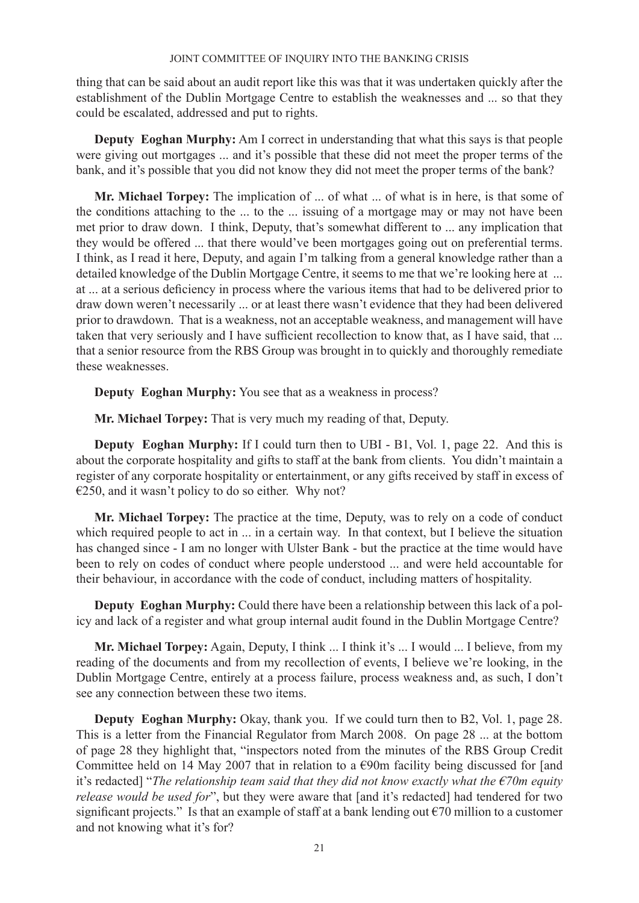thing that can be said about an audit report like this was that it was undertaken quickly after the establishment of the Dublin Mortgage Centre to establish the weaknesses and ... so that they could be escalated, addressed and put to rights.

**Deputy Eoghan Murphy:** Am I correct in understanding that what this says is that people were giving out mortgages ... and it's possible that these did not meet the proper terms of the bank, and it's possible that you did not know they did not meet the proper terms of the bank?

**Mr. Michael Torpey:** The implication of ... of what ... of what is in here, is that some of the conditions attaching to the ... to the ... issuing of a mortgage may or may not have been met prior to draw down. I think, Deputy, that's somewhat different to ... any implication that they would be offered ... that there would've been mortgages going out on preferential terms. I think, as I read it here, Deputy, and again I'm talking from a general knowledge rather than a detailed knowledge of the Dublin Mortgage Centre, it seems to me that we're looking here at ... at ... at a serious deficiency in process where the various items that had to be delivered prior to draw down weren't necessarily ... or at least there wasn't evidence that they had been delivered prior to drawdown. That is a weakness, not an acceptable weakness, and management will have taken that very seriously and I have sufficient recollection to know that, as I have said, that ... that a senior resource from the RBS Group was brought in to quickly and thoroughly remediate these weaknesses.

**Deputy Eoghan Murphy:** You see that as a weakness in process?

**Mr. Michael Torpey:** That is very much my reading of that, Deputy.

**Deputy Eoghan Murphy:** If I could turn then to UBI - B1, Vol. 1, page 22. And this is about the corporate hospitality and gifts to staff at the bank from clients. You didn't maintain a register of any corporate hospitality or entertainment, or any gifts received by staff in excess of €250, and it wasn't policy to do so either. Why not?

**Mr. Michael Torpey:** The practice at the time, Deputy, was to rely on a code of conduct which required people to act in ... in a certain way. In that context, but I believe the situation has changed since - I am no longer with Ulster Bank - but the practice at the time would have been to rely on codes of conduct where people understood ... and were held accountable for their behaviour, in accordance with the code of conduct, including matters of hospitality.

**Deputy Eoghan Murphy:** Could there have been a relationship between this lack of a policy and lack of a register and what group internal audit found in the Dublin Mortgage Centre?

**Mr. Michael Torpey:** Again, Deputy, I think ... I think it's ... I would ... I believe, from my reading of the documents and from my recollection of events, I believe we're looking, in the Dublin Mortgage Centre, entirely at a process failure, process weakness and, as such, I don't see any connection between these two items.

**Deputy Eoghan Murphy:** Okay, thank you. If we could turn then to B2, Vol. 1, page 28. This is a letter from the Financial Regulator from March 2008. On page 28 ... at the bottom of page 28 they highlight that, "inspectors noted from the minutes of the RBS Group Credit Committee held on 14 May 2007 that in relation to a €90m facility being discussed for [and it's redacted] "*The relationship team said that they did not know exactly what the €70m equity release would be used for*", but they were aware that [and it's redacted] had tendered for two significant projects." Is that an example of staff at a bank lending out €70 million to a customer and not knowing what it's for?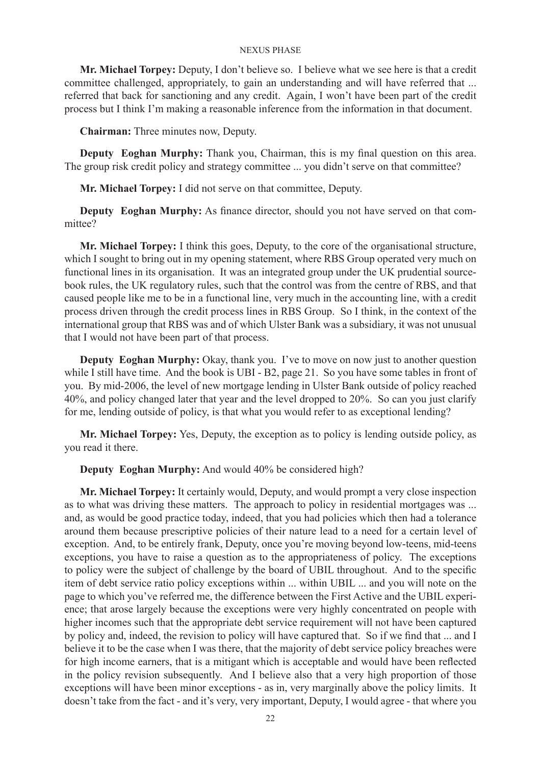**Mr. Michael Torpey:** Deputy, I don't believe so. I believe what we see here is that a credit committee challenged, appropriately, to gain an understanding and will have referred that ... referred that back for sanctioning and any credit. Again, I won't have been part of the credit process but I think I'm making a reasonable inference from the information in that document.

**Chairman:** Three minutes now, Deputy.

**Deputy Eoghan Murphy:** Thank you, Chairman, this is my final question on this area. The group risk credit policy and strategy committee ... you didn't serve on that committee?

**Mr. Michael Torpey:** I did not serve on that committee, Deputy.

**Deputy Eoghan Murphy:** As finance director, should you not have served on that committee?

**Mr. Michael Torpey:** I think this goes, Deputy, to the core of the organisational structure, which I sought to bring out in my opening statement, where RBS Group operated very much on functional lines in its organisation. It was an integrated group under the UK prudential sourcebook rules, the UK regulatory rules, such that the control was from the centre of RBS, and that caused people like me to be in a functional line, very much in the accounting line, with a credit process driven through the credit process lines in RBS Group. So I think, in the context of the international group that RBS was and of which Ulster Bank was a subsidiary, it was not unusual that I would not have been part of that process.

**Deputy Eoghan Murphy:** Okay, thank you. I've to move on now just to another question while I still have time. And the book is UBI - B2, page 21. So you have some tables in front of you. By mid-2006, the level of new mortgage lending in Ulster Bank outside of policy reached 40%, and policy changed later that year and the level dropped to 20%. So can you just clarify for me, lending outside of policy, is that what you would refer to as exceptional lending?

**Mr. Michael Torpey:** Yes, Deputy, the exception as to policy is lending outside policy, as you read it there.

**Deputy Eoghan Murphy:** And would 40% be considered high?

**Mr. Michael Torpey:** It certainly would, Deputy, and would prompt a very close inspection as to what was driving these matters. The approach to policy in residential mortgages was ... and, as would be good practice today, indeed, that you had policies which then had a tolerance around them because prescriptive policies of their nature lead to a need for a certain level of exception. And, to be entirely frank, Deputy, once you're moving beyond low-teens, mid-teens exceptions, you have to raise a question as to the appropriateness of policy. The exceptions to policy were the subject of challenge by the board of UBIL throughout. And to the specific item of debt service ratio policy exceptions within ... within UBIL ... and you will note on the page to which you've referred me, the difference between the First Active and the UBIL experience; that arose largely because the exceptions were very highly concentrated on people with higher incomes such that the appropriate debt service requirement will not have been captured by policy and, indeed, the revision to policy will have captured that. So if we find that ... and I believe it to be the case when I was there, that the majority of debt service policy breaches were for high income earners, that is a mitigant which is acceptable and would have been reflected in the policy revision subsequently. And I believe also that a very high proportion of those exceptions will have been minor exceptions - as in, very marginally above the policy limits. It doesn't take from the fact - and it's very, very important, Deputy, I would agree - that where you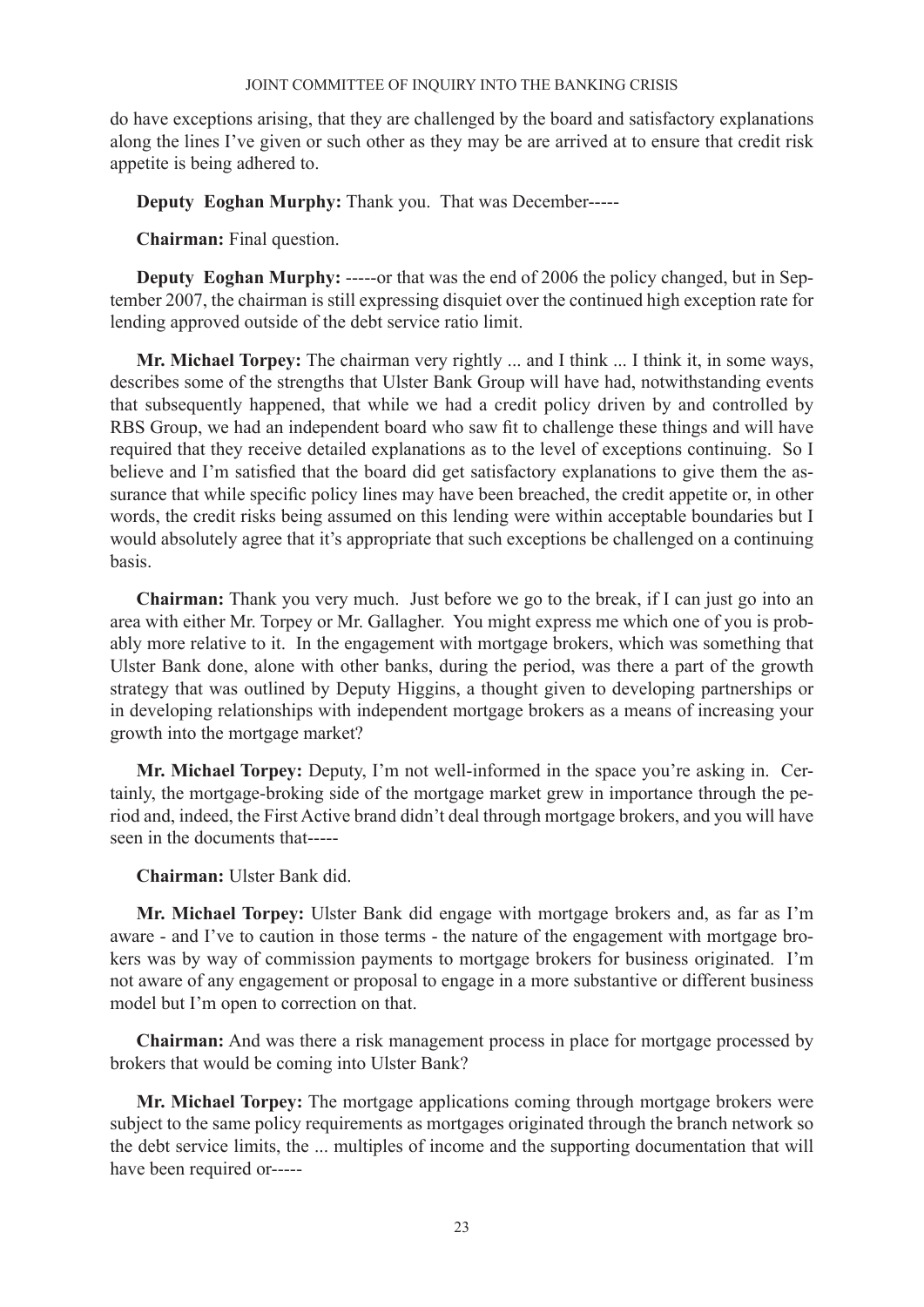do have exceptions arising, that they are challenged by the board and satisfactory explanations along the lines I've given or such other as they may be are arrived at to ensure that credit risk appetite is being adhered to.

**Deputy Eoghan Murphy:** Thank you. That was December-----

**Chairman:** Final question.

**Deputy Eoghan Murphy:** -----or that was the end of 2006 the policy changed, but in September 2007, the chairman is still expressing disquiet over the continued high exception rate for lending approved outside of the debt service ratio limit.

**Mr. Michael Torpey:** The chairman very rightly ... and I think ... I think it, in some ways, describes some of the strengths that Ulster Bank Group will have had, notwithstanding events that subsequently happened, that while we had a credit policy driven by and controlled by RBS Group, we had an independent board who saw fit to challenge these things and will have required that they receive detailed explanations as to the level of exceptions continuing. So I believe and I'm satisfied that the board did get satisfactory explanations to give them the assurance that while specific policy lines may have been breached, the credit appetite or, in other words, the credit risks being assumed on this lending were within acceptable boundaries but I would absolutely agree that it's appropriate that such exceptions be challenged on a continuing basis.

**Chairman:** Thank you very much. Just before we go to the break, if I can just go into an area with either Mr. Torpey or Mr. Gallagher. You might express me which one of you is probably more relative to it. In the engagement with mortgage brokers, which was something that Ulster Bank done, alone with other banks, during the period, was there a part of the growth strategy that was outlined by Deputy Higgins, a thought given to developing partnerships or in developing relationships with independent mortgage brokers as a means of increasing your growth into the mortgage market?

**Mr. Michael Torpey:** Deputy, I'm not well-informed in the space you're asking in. Certainly, the mortgage-broking side of the mortgage market grew in importance through the period and, indeed, the First Active brand didn't deal through mortgage brokers, and you will have seen in the documents that-----

**Chairman:** Ulster Bank did.

**Mr. Michael Torpey:** Ulster Bank did engage with mortgage brokers and, as far as I'm aware - and I've to caution in those terms - the nature of the engagement with mortgage brokers was by way of commission payments to mortgage brokers for business originated. I'm not aware of any engagement or proposal to engage in a more substantive or different business model but I'm open to correction on that.

**Chairman:** And was there a risk management process in place for mortgage processed by brokers that would be coming into Ulster Bank?

**Mr. Michael Torpey:** The mortgage applications coming through mortgage brokers were subject to the same policy requirements as mortgages originated through the branch network so the debt service limits, the ... multiples of income and the supporting documentation that will have been required or-----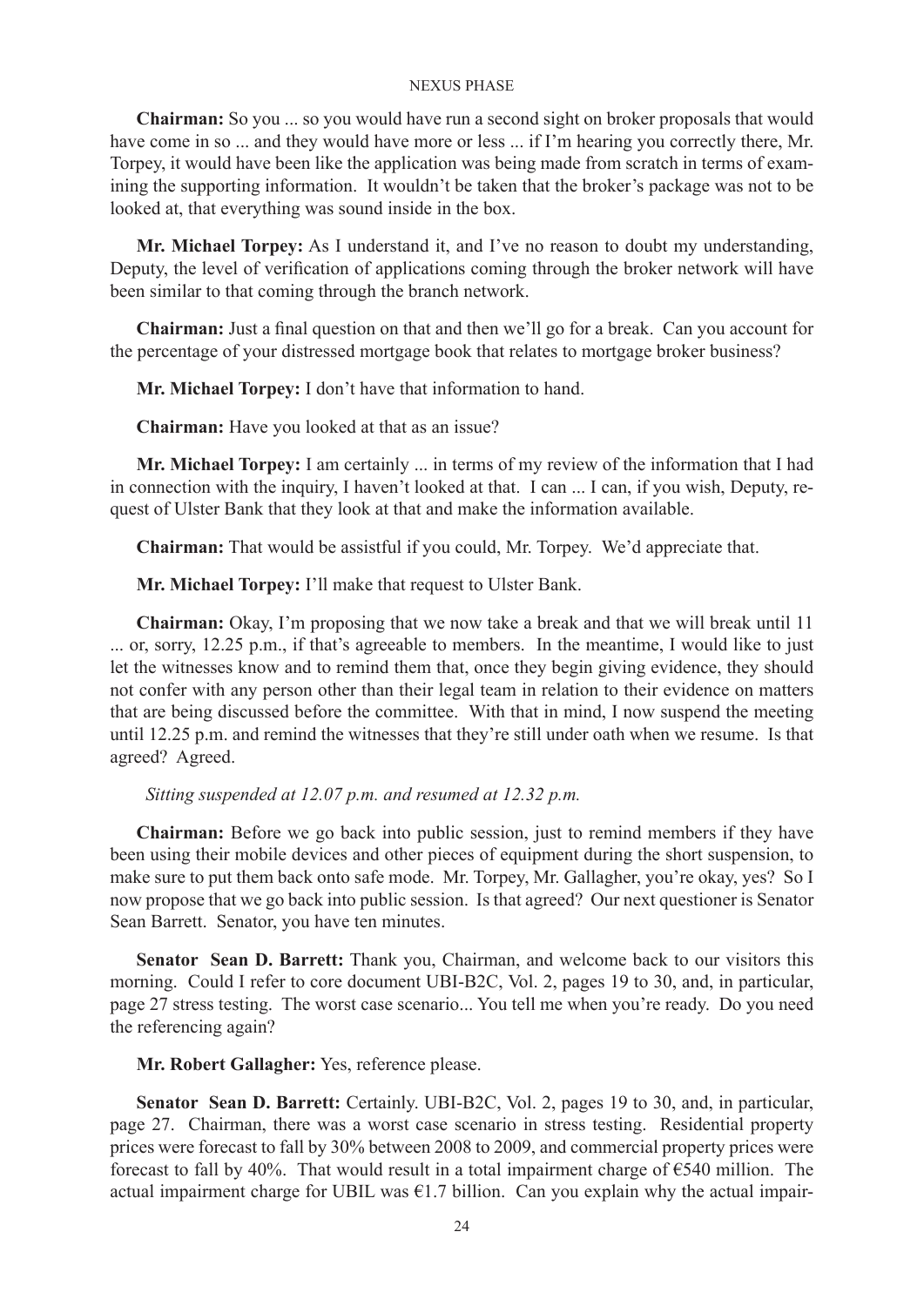**Chairman:** So you ... so you would have run a second sight on broker proposals that would have come in so ... and they would have more or less ... if I'm hearing you correctly there, Mr. Torpey, it would have been like the application was being made from scratch in terms of examining the supporting information. It wouldn't be taken that the broker's package was not to be looked at, that everything was sound inside in the box.

**Mr. Michael Torpey:** As I understand it, and I've no reason to doubt my understanding, Deputy, the level of verification of applications coming through the broker network will have been similar to that coming through the branch network.

**Chairman:** Just a final question on that and then we'll go for a break. Can you account for the percentage of your distressed mortgage book that relates to mortgage broker business?

**Mr. Michael Torpey:** I don't have that information to hand.

**Chairman:** Have you looked at that as an issue?

**Mr. Michael Torpey:** I am certainly ... in terms of my review of the information that I had in connection with the inquiry, I haven't looked at that. I can ... I can, if you wish, Deputy, request of Ulster Bank that they look at that and make the information available.

**Chairman:** That would be assistful if you could, Mr. Torpey. We'd appreciate that.

**Mr. Michael Torpey:** I'll make that request to Ulster Bank.

**Chairman:** Okay, I'm proposing that we now take a break and that we will break until 11 ... or, sorry, 12.25 p.m., if that's agreeable to members. In the meantime, I would like to just let the witnesses know and to remind them that, once they begin giving evidence, they should not confer with any person other than their legal team in relation to their evidence on matters that are being discussed before the committee. With that in mind, I now suspend the meeting until 12.25 p.m. and remind the witnesses that they're still under oath when we resume. Is that agreed? Agreed.

*Sitting suspended at 12.07 p.m. and resumed at 12.32 p.m.*

**Chairman:** Before we go back into public session, just to remind members if they have been using their mobile devices and other pieces of equipment during the short suspension, to make sure to put them back onto safe mode. Mr. Torpey, Mr. Gallagher, you're okay, yes? So I now propose that we go back into public session. Is that agreed? Our next questioner is Senator Sean Barrett. Senator, you have ten minutes.

**Senator Sean D. Barrett:** Thank you, Chairman, and welcome back to our visitors this morning. Could I refer to core document UBI-B2C, Vol. 2, pages 19 to 30, and, in particular, page 27 stress testing. The worst case scenario... You tell me when you're ready. Do you need the referencing again?

**Mr. Robert Gallagher:** Yes, reference please.

**Senator Sean D. Barrett:** Certainly. UBI-B2C, Vol. 2, pages 19 to 30, and, in particular, page 27. Chairman, there was a worst case scenario in stress testing. Residential property prices were forecast to fall by 30% between 2008 to 2009, and commercial property prices were forecast to fall by 40%. That would result in a total impairment charge of €540 million. The actual impairment charge for UBIL was €1.7 billion. Can you explain why the actual impair-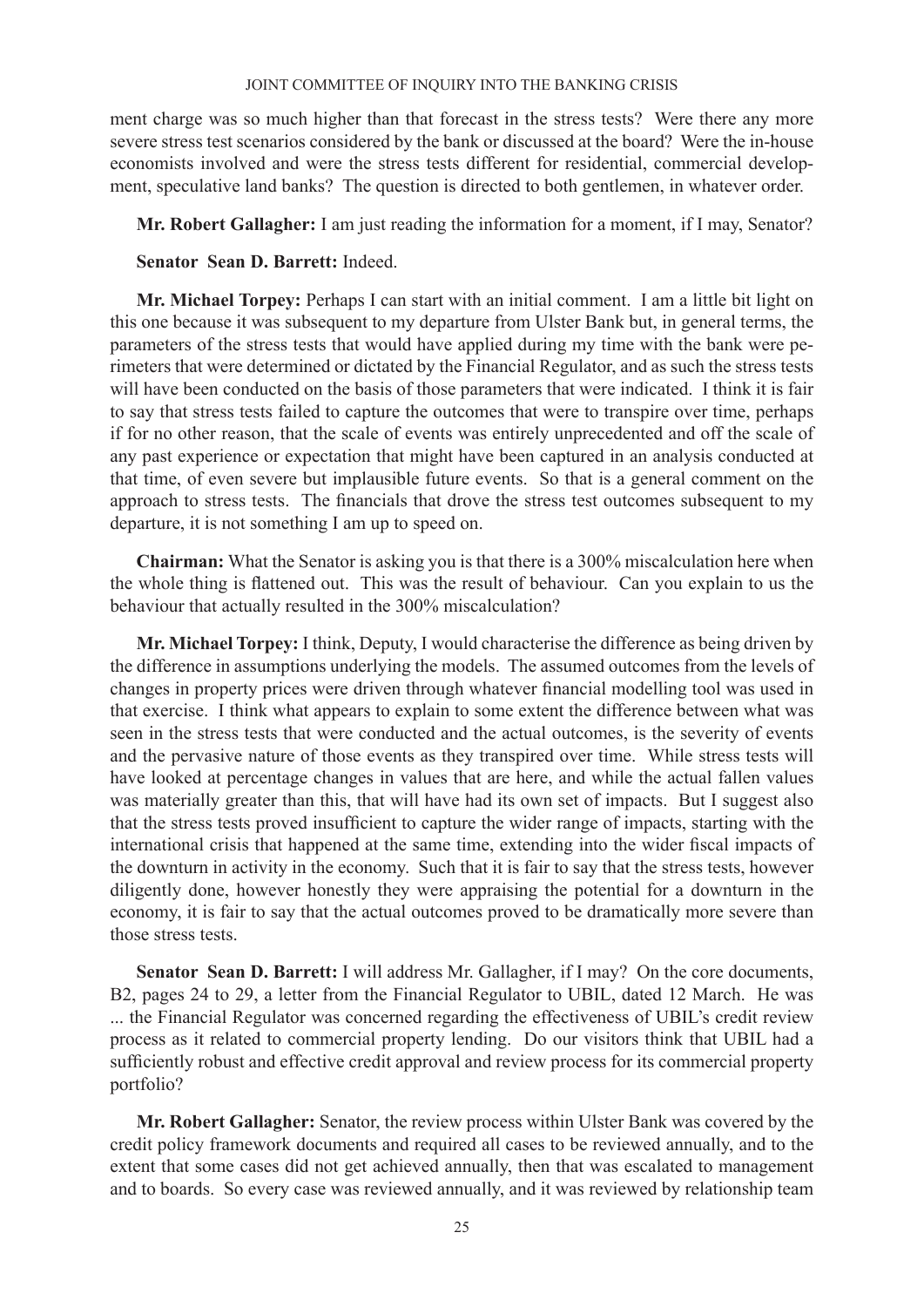ment charge was so much higher than that forecast in the stress tests? Were there any more severe stress test scenarios considered by the bank or discussed at the board? Were the in-house economists involved and were the stress tests different for residential, commercial development, speculative land banks? The question is directed to both gentlemen, in whatever order.

**Mr. Robert Gallagher:** I am just reading the information for a moment, if I may, Senator?

**Senator Sean D. Barrett:** Indeed.

**Mr. Michael Torpey:** Perhaps I can start with an initial comment. I am a little bit light on this one because it was subsequent to my departure from Ulster Bank but, in general terms, the parameters of the stress tests that would have applied during my time with the bank were perimeters that were determined or dictated by the Financial Regulator, and as such the stress tests will have been conducted on the basis of those parameters that were indicated. I think it is fair to say that stress tests failed to capture the outcomes that were to transpire over time, perhaps if for no other reason, that the scale of events was entirely unprecedented and off the scale of any past experience or expectation that might have been captured in an analysis conducted at that time, of even severe but implausible future events. So that is a general comment on the approach to stress tests. The financials that drove the stress test outcomes subsequent to my departure, it is not something I am up to speed on.

**Chairman:** What the Senator is asking you is that there is a 300% miscalculation here when the whole thing is flattened out. This was the result of behaviour. Can you explain to us the behaviour that actually resulted in the 300% miscalculation?

**Mr. Michael Torpey:** I think, Deputy, I would characterise the difference as being driven by the difference in assumptions underlying the models. The assumed outcomes from the levels of changes in property prices were driven through whatever financial modelling tool was used in that exercise. I think what appears to explain to some extent the difference between what was seen in the stress tests that were conducted and the actual outcomes, is the severity of events and the pervasive nature of those events as they transpired over time. While stress tests will have looked at percentage changes in values that are here, and while the actual fallen values was materially greater than this, that will have had its own set of impacts. But I suggest also that the stress tests proved insufficient to capture the wider range of impacts, starting with the international crisis that happened at the same time, extending into the wider fiscal impacts of the downturn in activity in the economy. Such that it is fair to say that the stress tests, however diligently done, however honestly they were appraising the potential for a downturn in the economy, it is fair to say that the actual outcomes proved to be dramatically more severe than those stress tests.

**Senator Sean D. Barrett:** I will address Mr. Gallagher, if I may? On the core documents, B2, pages 24 to 29, a letter from the Financial Regulator to UBIL, dated 12 March. He was ... the Financial Regulator was concerned regarding the effectiveness of UBIL's credit review process as it related to commercial property lending. Do our visitors think that UBIL had a sufficiently robust and effective credit approval and review process for its commercial property portfolio?

**Mr. Robert Gallagher:** Senator, the review process within Ulster Bank was covered by the credit policy framework documents and required all cases to be reviewed annually, and to the extent that some cases did not get achieved annually, then that was escalated to management and to boards. So every case was reviewed annually, and it was reviewed by relationship team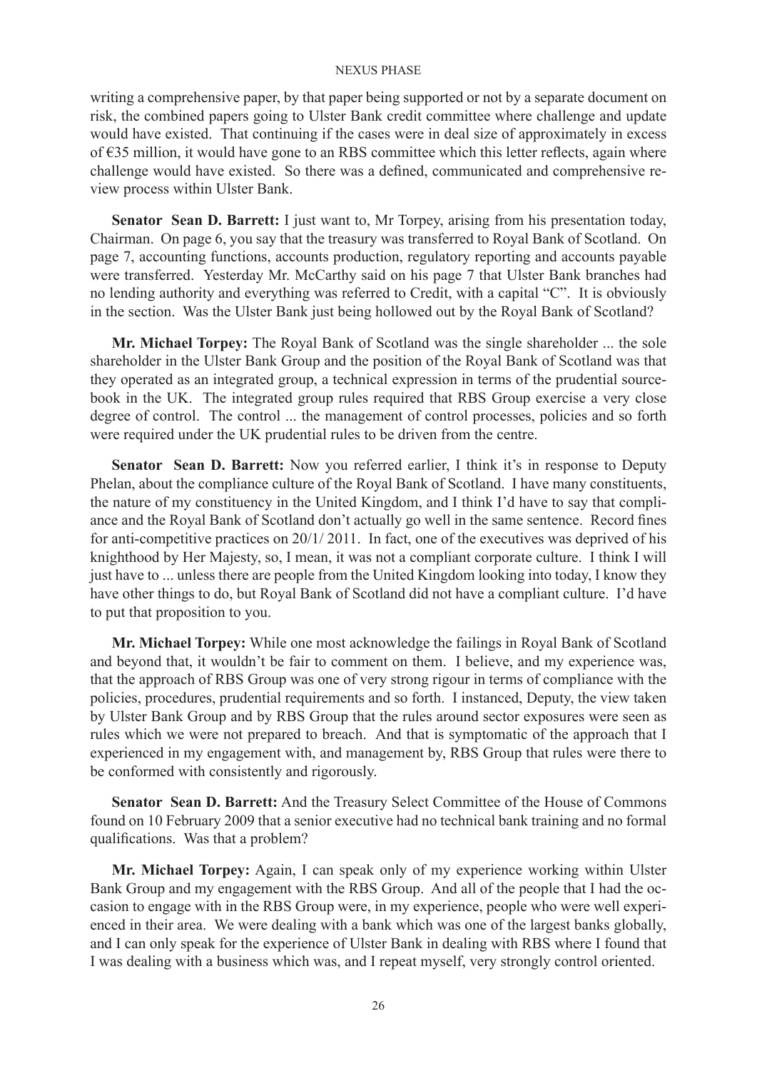writing a comprehensive paper, by that paper being supported or not by a separate document on risk, the combined papers going to Ulster Bank credit committee where challenge and update would have existed. That continuing if the cases were in deal size of approximately in excess of €35 million, it would have gone to an RBS committee which this letter reflects, again where challenge would have existed. So there was a defined, communicated and comprehensive review process within Ulster Bank.

**Senator Sean D. Barrett:** I just want to, Mr Torpey, arising from his presentation today, Chairman. On page 6, you say that the treasury was transferred to Royal Bank of Scotland. On page 7, accounting functions, accounts production, regulatory reporting and accounts payable were transferred. Yesterday Mr. McCarthy said on his page 7 that Ulster Bank branches had no lending authority and everything was referred to Credit, with a capital "C". It is obviously in the section. Was the Ulster Bank just being hollowed out by the Royal Bank of Scotland?

**Mr. Michael Torpey:** The Royal Bank of Scotland was the single shareholder ... the sole shareholder in the Ulster Bank Group and the position of the Royal Bank of Scotland was that they operated as an integrated group, a technical expression in terms of the prudential sourcebook in the UK. The integrated group rules required that RBS Group exercise a very close degree of control. The control ... the management of control processes, policies and so forth were required under the UK prudential rules to be driven from the centre.

**Senator Sean D. Barrett:** Now you referred earlier, I think it's in response to Deputy Phelan, about the compliance culture of the Royal Bank of Scotland. I have many constituents, the nature of my constituency in the United Kingdom, and I think I'd have to say that compliance and the Royal Bank of Scotland don't actually go well in the same sentence. Record fines for anti-competitive practices on 20/1/ 2011. In fact, one of the executives was deprived of his knighthood by Her Majesty, so, I mean, it was not a compliant corporate culture. I think I will just have to ... unless there are people from the United Kingdom looking into today, I know they have other things to do, but Royal Bank of Scotland did not have a compliant culture. I'd have to put that proposition to you.

**Mr. Michael Torpey:** While one most acknowledge the failings in Royal Bank of Scotland and beyond that, it wouldn't be fair to comment on them. I believe, and my experience was, that the approach of RBS Group was one of very strong rigour in terms of compliance with the policies, procedures, prudential requirements and so forth. I instanced, Deputy, the view taken by Ulster Bank Group and by RBS Group that the rules around sector exposures were seen as rules which we were not prepared to breach. And that is symptomatic of the approach that I experienced in my engagement with, and management by, RBS Group that rules were there to be conformed with consistently and rigorously.

**Senator Sean D. Barrett:** And the Treasury Select Committee of the House of Commons found on 10 February 2009 that a senior executive had no technical bank training and no formal qualifications. Was that a problem?

**Mr. Michael Torpey:** Again, I can speak only of my experience working within Ulster Bank Group and my engagement with the RBS Group. And all of the people that I had the occasion to engage with in the RBS Group were, in my experience, people who were well experienced in their area. We were dealing with a bank which was one of the largest banks globally, and I can only speak for the experience of Ulster Bank in dealing with RBS where I found that I was dealing with a business which was, and I repeat myself, very strongly control oriented.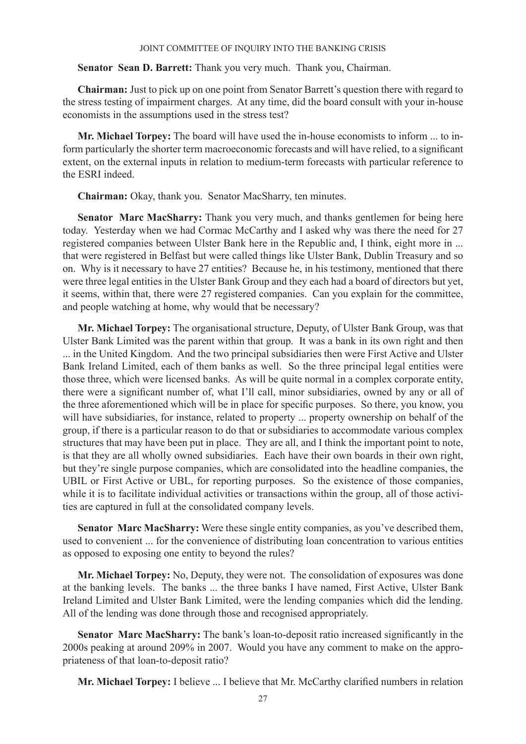**Senator Sean D. Barrett:** Thank you very much. Thank you, Chairman.

**Chairman:** Just to pick up on one point from Senator Barrett's question there with regard to the stress testing of impairment charges. At any time, did the board consult with your in-house economists in the assumptions used in the stress test?

**Mr. Michael Torpey:** The board will have used the in-house economists to inform ... to inform particularly the shorter term macroeconomic forecasts and will have relied, to a significant extent, on the external inputs in relation to medium-term forecasts with particular reference to the ESRI indeed.

**Chairman:** Okay, thank you. Senator MacSharry, ten minutes.

**Senator Marc MacSharry:** Thank you very much, and thanks gentlemen for being here today. Yesterday when we had Cormac McCarthy and I asked why was there the need for 27 registered companies between Ulster Bank here in the Republic and, I think, eight more in ... that were registered in Belfast but were called things like Ulster Bank, Dublin Treasury and so on. Why is it necessary to have 27 entities? Because he, in his testimony, mentioned that there were three legal entities in the Ulster Bank Group and they each had a board of directors but yet, it seems, within that, there were 27 registered companies. Can you explain for the committee, and people watching at home, why would that be necessary?

**Mr. Michael Torpey:** The organisational structure, Deputy, of Ulster Bank Group, was that Ulster Bank Limited was the parent within that group. It was a bank in its own right and then ... in the United Kingdom. And the two principal subsidiaries then were First Active and Ulster Bank Ireland Limited, each of them banks as well. So the three principal legal entities were those three, which were licensed banks. As will be quite normal in a complex corporate entity, there were a significant number of, what I'll call, minor subsidiaries, owned by any or all of the three aforementioned which will be in place for specific purposes. So there, you know, you will have subsidiaries, for instance, related to property ... property ownership on behalf of the group, if there is a particular reason to do that or subsidiaries to accommodate various complex structures that may have been put in place. They are all, and I think the important point to note, is that they are all wholly owned subsidiaries. Each have their own boards in their own right, but they're single purpose companies, which are consolidated into the headline companies, the UBIL or First Active or UBL, for reporting purposes. So the existence of those companies, while it is to facilitate individual activities or transactions within the group, all of those activities are captured in full at the consolidated company levels.

**Senator Marc MacSharry:** Were these single entity companies, as you've described them, used to convenient ... for the convenience of distributing loan concentration to various entities as opposed to exposing one entity to beyond the rules?

**Mr. Michael Torpey:** No, Deputy, they were not. The consolidation of exposures was done at the banking levels. The banks ... the three banks I have named, First Active, Ulster Bank Ireland Limited and Ulster Bank Limited, were the lending companies which did the lending. All of the lending was done through those and recognised appropriately.

**Senator Marc MacSharry:** The bank's loan-to-deposit ratio increased significantly in the 2000s peaking at around 209% in 2007. Would you have any comment to make on the appropriateness of that loan-to-deposit ratio?

**Mr. Michael Torpey:** I believe ... I believe that Mr. McCarthy clarified numbers in relation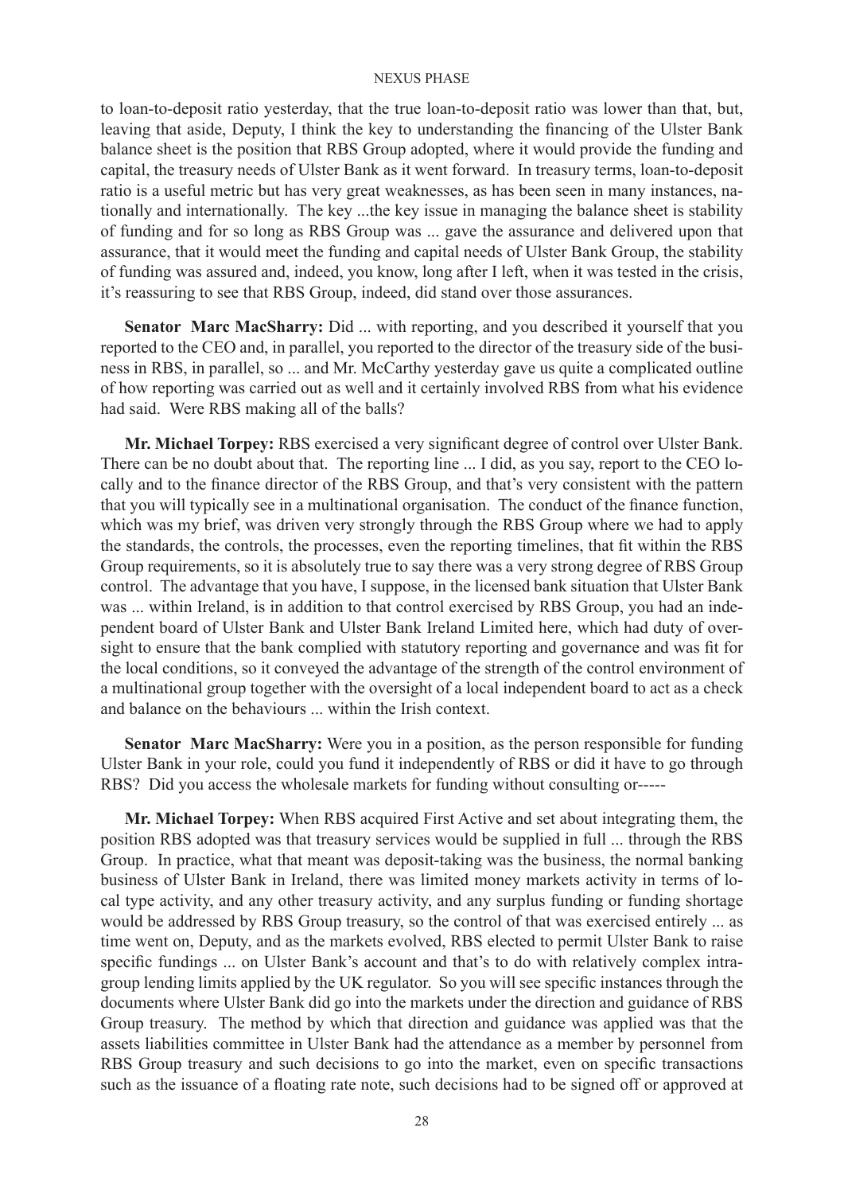to loan-to-deposit ratio yesterday, that the true loan-to-deposit ratio was lower than that, but, leaving that aside, Deputy, I think the key to understanding the financing of the Ulster Bank balance sheet is the position that RBS Group adopted, where it would provide the funding and capital, the treasury needs of Ulster Bank as it went forward. In treasury terms, loan-to-deposit ratio is a useful metric but has very great weaknesses, as has been seen in many instances, nationally and internationally. The key ...the key issue in managing the balance sheet is stability of funding and for so long as RBS Group was ... gave the assurance and delivered upon that assurance, that it would meet the funding and capital needs of Ulster Bank Group, the stability of funding was assured and, indeed, you know, long after I left, when it was tested in the crisis, it's reassuring to see that RBS Group, indeed, did stand over those assurances.

**Senator Marc MacSharry:** Did ... with reporting, and you described it yourself that you reported to the CEO and, in parallel, you reported to the director of the treasury side of the business in RBS, in parallel, so ... and Mr. McCarthy yesterday gave us quite a complicated outline of how reporting was carried out as well and it certainly involved RBS from what his evidence had said. Were RBS making all of the balls?

**Mr. Michael Torpey:** RBS exercised a very significant degree of control over Ulster Bank. There can be no doubt about that. The reporting line ... I did, as you say, report to the CEO locally and to the finance director of the RBS Group, and that's very consistent with the pattern that you will typically see in a multinational organisation. The conduct of the finance function, which was my brief, was driven very strongly through the RBS Group where we had to apply the standards, the controls, the processes, even the reporting timelines, that fit within the RBS Group requirements, so it is absolutely true to say there was a very strong degree of RBS Group control. The advantage that you have, I suppose, in the licensed bank situation that Ulster Bank was ... within Ireland, is in addition to that control exercised by RBS Group, you had an independent board of Ulster Bank and Ulster Bank Ireland Limited here, which had duty of oversight to ensure that the bank complied with statutory reporting and governance and was fit for the local conditions, so it conveyed the advantage of the strength of the control environment of a multinational group together with the oversight of a local independent board to act as a check and balance on the behaviours ... within the Irish context.

**Senator Marc MacSharry:** Were you in a position, as the person responsible for funding Ulster Bank in your role, could you fund it independently of RBS or did it have to go through RBS? Did you access the wholesale markets for funding without consulting or-----

**Mr. Michael Torpey:** When RBS acquired First Active and set about integrating them, the position RBS adopted was that treasury services would be supplied in full ... through the RBS Group. In practice, what that meant was deposit-taking was the business, the normal banking business of Ulster Bank in Ireland, there was limited money markets activity in terms of local type activity, and any other treasury activity, and any surplus funding or funding shortage would be addressed by RBS Group treasury, so the control of that was exercised entirely ... as time went on, Deputy, and as the markets evolved, RBS elected to permit Ulster Bank to raise specific fundings ... on Ulster Bank's account and that's to do with relatively complex intragroup lending limits applied by the UK regulator. So you will see specific instances through the documents where Ulster Bank did go into the markets under the direction and guidance of RBS Group treasury. The method by which that direction and guidance was applied was that the assets liabilities committee in Ulster Bank had the attendance as a member by personnel from RBS Group treasury and such decisions to go into the market, even on specific transactions such as the issuance of a floating rate note, such decisions had to be signed off or approved at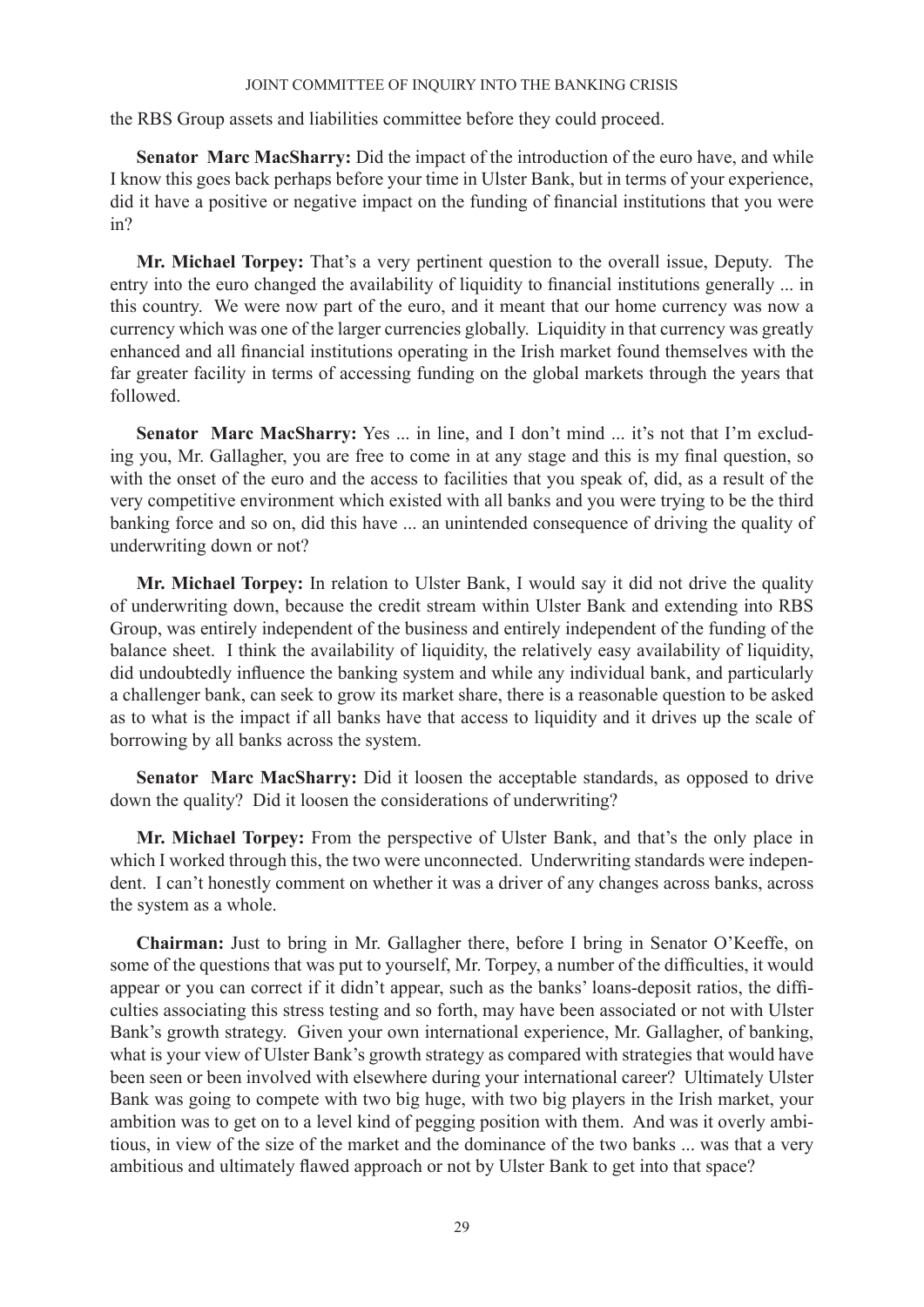the RBS Group assets and liabilities committee before they could proceed.

**Senator Marc MacSharry:** Did the impact of the introduction of the euro have, and while I know this goes back perhaps before your time in Ulster Bank, but in terms of your experience, did it have a positive or negative impact on the funding of financial institutions that you were in?

**Mr. Michael Torpey:** That's a very pertinent question to the overall issue, Deputy. The entry into the euro changed the availability of liquidity to financial institutions generally ... in this country. We were now part of the euro, and it meant that our home currency was now a currency which was one of the larger currencies globally. Liquidity in that currency was greatly enhanced and all financial institutions operating in the Irish market found themselves with the far greater facility in terms of accessing funding on the global markets through the years that followed.

**Senator Marc MacSharry:** Yes ... in line, and I don't mind ... it's not that I'm excluding you, Mr. Gallagher, you are free to come in at any stage and this is my final question, so with the onset of the euro and the access to facilities that you speak of, did, as a result of the very competitive environment which existed with all banks and you were trying to be the third banking force and so on, did this have ... an unintended consequence of driving the quality of underwriting down or not?

**Mr. Michael Torpey:** In relation to Ulster Bank, I would say it did not drive the quality of underwriting down, because the credit stream within Ulster Bank and extending into RBS Group, was entirely independent of the business and entirely independent of the funding of the balance sheet. I think the availability of liquidity, the relatively easy availability of liquidity, did undoubtedly influence the banking system and while any individual bank, and particularly a challenger bank, can seek to grow its market share, there is a reasonable question to be asked as to what is the impact if all banks have that access to liquidity and it drives up the scale of borrowing by all banks across the system.

**Senator Marc MacSharry:** Did it loosen the acceptable standards, as opposed to drive down the quality? Did it loosen the considerations of underwriting?

**Mr. Michael Torpey:** From the perspective of Ulster Bank, and that's the only place in which I worked through this, the two were unconnected. Underwriting standards were independent. I can't honestly comment on whether it was a driver of any changes across banks, across the system as a whole.

**Chairman:** Just to bring in Mr. Gallagher there, before I bring in Senator O'Keeffe, on some of the questions that was put to yourself, Mr. Torpey, a number of the difficulties, it would appear or you can correct if it didn't appear, such as the banks' loans-deposit ratios, the difficulties associating this stress testing and so forth, may have been associated or not with Ulster Bank's growth strategy. Given your own international experience, Mr. Gallagher, of banking, what is your view of Ulster Bank's growth strategy as compared with strategies that would have been seen or been involved with elsewhere during your international career? Ultimately Ulster Bank was going to compete with two big huge, with two big players in the Irish market, your ambition was to get on to a level kind of pegging position with them. And was it overly ambitious, in view of the size of the market and the dominance of the two banks ... was that a very ambitious and ultimately flawed approach or not by Ulster Bank to get into that space?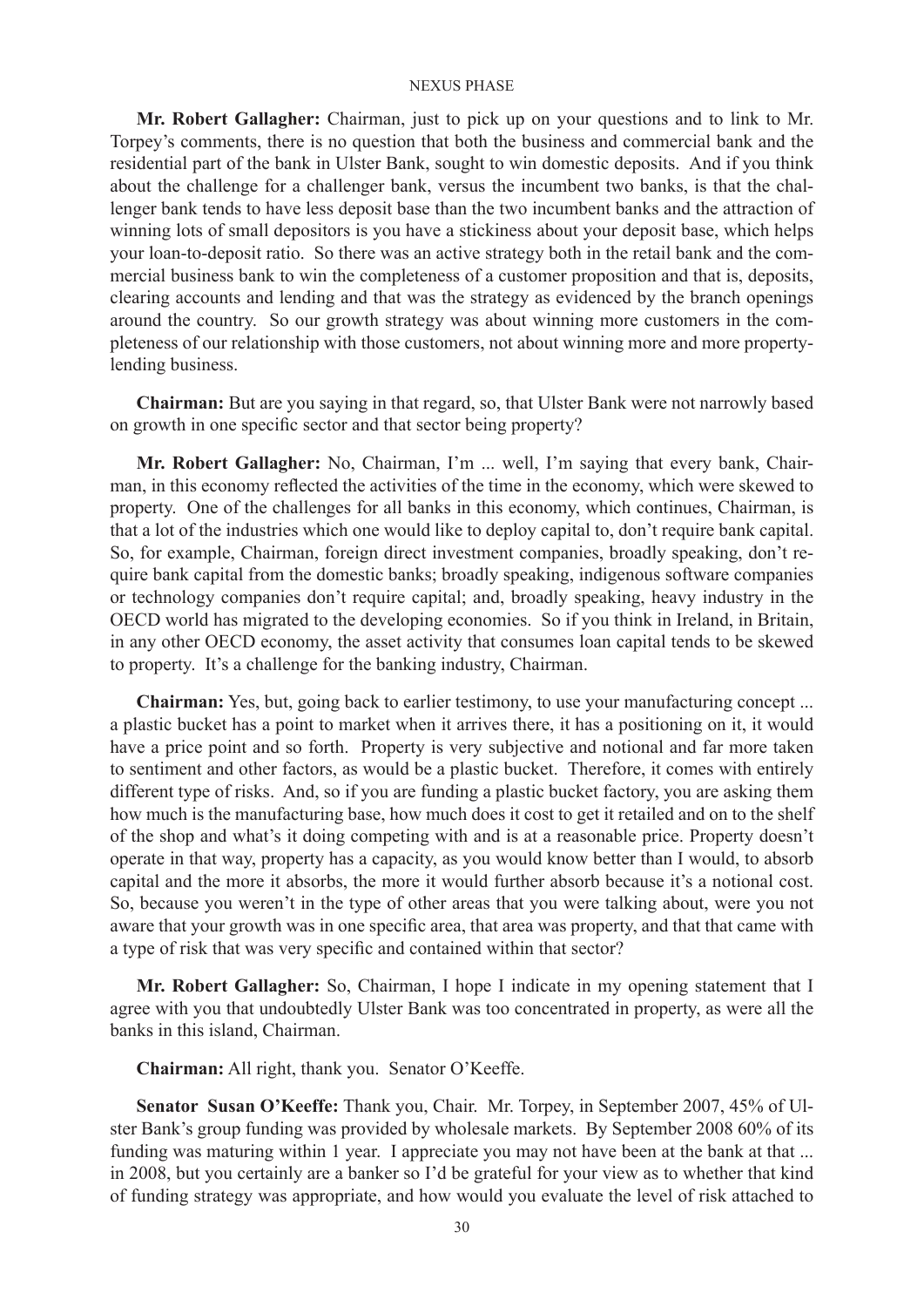**Mr. Robert Gallagher:** Chairman, just to pick up on your questions and to link to Mr. Torpey's comments, there is no question that both the business and commercial bank and the residential part of the bank in Ulster Bank, sought to win domestic deposits. And if you think about the challenge for a challenger bank, versus the incumbent two banks, is that the challenger bank tends to have less deposit base than the two incumbent banks and the attraction of winning lots of small depositors is you have a stickiness about your deposit base, which helps your loan-to-deposit ratio. So there was an active strategy both in the retail bank and the commercial business bank to win the completeness of a customer proposition and that is, deposits, clearing accounts and lending and that was the strategy as evidenced by the branch openings around the country. So our growth strategy was about winning more customers in the completeness of our relationship with those customers, not about winning more and more property-lending business.

**Chairman:** But are you saying in that regard, so, that Ulster Bank were not narrowly based on growth in one specific sector and that sector being property?

**Mr. Robert Gallagher:** No, Chairman, I'm ... well, I'm saying that every bank, Chairman, in this economy reflected the activities of the time in the economy, which were skewed to property. One of the challenges for all banks in this economy, which continues, Chairman, is that a lot of the industries which one would like to deploy capital to, don't require bank capital. So, for example, Chairman, foreign direct investment companies, broadly speaking, don't require bank capital from the domestic banks; broadly speaking, indigenous software companies or technology companies don't require capital; and, broadly speaking, heavy industry in the OECD world has migrated to the developing economies. So if you think in Ireland, in Britain, in any other OECD economy, the asset activity that consumes loan capital tends to be skewed to property. It's a challenge for the banking industry, Chairman.

**Chairman:** Yes, but, going back to earlier testimony, to use your manufacturing concept ... a plastic bucket has a point to market when it arrives there, it has a positioning on it, it would have a price point and so forth. Property is very subjective and notional and far more taken to sentiment and other factors, as would be a plastic bucket. Therefore, it comes with entirely different type of risks. And, so if you are funding a plastic bucket factory, you are asking them how much is the manufacturing base, how much does it cost to get it retailed and on to the shelf of the shop and what's it doing competing with and is at a reasonable price. Property doesn't operate in that way, property has a capacity, as you would know better than I would, to absorb capital and the more it absorbs, the more it would further absorb because it's a notional cost. So, because you weren't in the type of other areas that you were talking about, were you not aware that your growth was in one specific area, that area was property, and that that came with a type of risk that was very specific and contained within that sector?

**Mr. Robert Gallagher:** So, Chairman, I hope I indicate in my opening statement that I agree with you that undoubtedly Ulster Bank was too concentrated in property, as were all the banks in this island, Chairman.

**Chairman:** All right, thank you. Senator O'Keeffe.

**Senator Susan O'Keeffe:** Thank you, Chair. Mr. Torpey, in September 2007, 45% of Ulster Bank's group funding was provided by wholesale markets. By September 2008 60% of its funding was maturing within 1 year. I appreciate you may not have been at the bank at that ... in 2008, but you certainly are a banker so I'd be grateful for your view as to whether that kind of funding strategy was appropriate, and how would you evaluate the level of risk attached to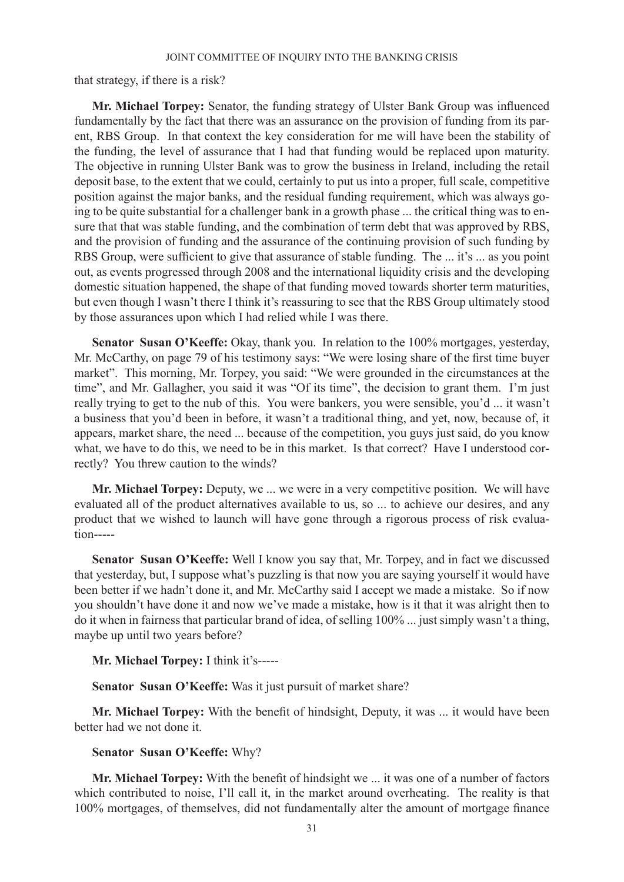that strategy, if there is a risk?

**Mr. Michael Torpey:** Senator, the funding strategy of Ulster Bank Group was influenced fundamentally by the fact that there was an assurance on the provision of funding from its parent, RBS Group. In that context the key consideration for me will have been the stability of the funding, the level of assurance that I had that funding would be replaced upon maturity. The objective in running Ulster Bank was to grow the business in Ireland, including the retail deposit base, to the extent that we could, certainly to put us into a proper, full scale, competitive position against the major banks, and the residual funding requirement, which was always going to be quite substantial for a challenger bank in a growth phase ... the critical thing was to ensure that that was stable funding, and the combination of term debt that was approved by RBS, and the provision of funding and the assurance of the continuing provision of such funding by RBS Group, were sufficient to give that assurance of stable funding. The ... it's ... as you point out, as events progressed through 2008 and the international liquidity crisis and the developing domestic situation happened, the shape of that funding moved towards shorter term maturities, but even though I wasn't there I think it's reassuring to see that the RBS Group ultimately stood by those assurances upon which I had relied while I was there.

**Senator Susan O'Keeffe:** Okay, thank you. In relation to the 100% mortgages, yesterday, Mr. McCarthy, on page 79 of his testimony says: "We were losing share of the first time buyer market". This morning, Mr. Torpey, you said: "We were grounded in the circumstances at the time", and Mr. Gallagher, you said it was "Of its time", the decision to grant them. I'm just really trying to get to the nub of this. You were bankers, you were sensible, you'd ... it wasn't a business that you'd been in before, it wasn't a traditional thing, and yet, now, because of, it appears, market share, the need ... because of the competition, you guys just said, do you know what, we have to do this, we need to be in this market. Is that correct? Have I understood correctly? You threw caution to the winds?

**Mr. Michael Torpey:** Deputy, we ... we were in a very competitive position. We will have evaluated all of the product alternatives available to us, so ... to achieve our desires, and any product that we wished to launch will have gone through a rigorous process of risk evaluation-----

**Senator Susan O'Keeffe:** Well I know you say that, Mr. Torpey, and in fact we discussed that yesterday, but, I suppose what's puzzling is that now you are saying yourself it would have been better if we hadn't done it, and Mr. McCarthy said I accept we made a mistake. So if now you shouldn't have done it and now we've made a mistake, how is it that it was alright then to do it when in fairness that particular brand of idea, of selling 100% ... just simply wasn't a thing, maybe up until two years before?

**Mr. Michael Torpey:** I think it's-----

**Senator Susan O'Keeffe:** Was it just pursuit of market share?

**Mr. Michael Torpey:** With the benefit of hindsight, Deputy, it was ... it would have been better had we not done it.

**Senator Susan O'Keeffe:** Why?

**Mr. Michael Torpey:** With the benefit of hindsight we ... it was one of a number of factors which contributed to noise, I'll call it, in the market around overheating. The reality is that 100% mortgages, of themselves, did not fundamentally alter the amount of mortgage finance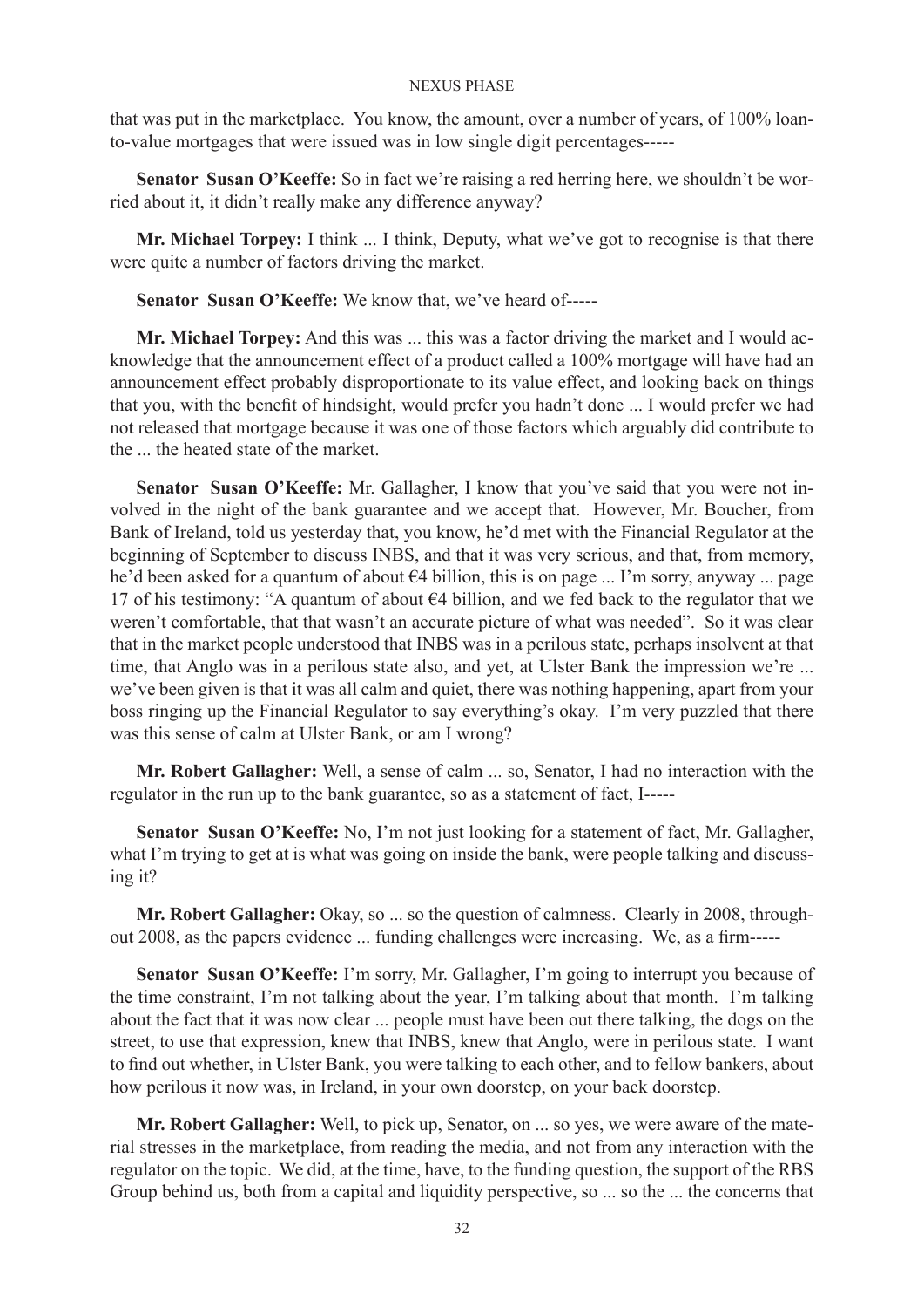that was put in the marketplace. You know, the amount, over a number of years, of 100% loan-to-value mortgages that were issued was in low single digit percentages-----

**Senator Susan O'Keeffe:** So in fact we're raising a red herring here, we shouldn't be worried about it, it didn't really make any difference anyway?

**Mr. Michael Torpey:** I think ... I think, Deputy, what we've got to recognise is that there were quite a number of factors driving the market.

**Senator Susan O'Keeffe:** We know that, we've heard of-----

**Mr. Michael Torpey:** And this was ... this was a factor driving the market and I would acknowledge that the announcement effect of a product called a 100% mortgage will have had an announcement effect probably disproportionate to its value effect, and looking back on things that you, with the benefit of hindsight, would prefer you hadn't done ... I would prefer we had not released that mortgage because it was one of those factors which arguably did contribute to the ... the heated state of the market.

**Senator Susan O'Keeffe:** Mr. Gallagher, I know that you've said that you were not involved in the night of the bank guarantee and we accept that. However, Mr. Boucher, from Bank of Ireland, told us yesterday that, you know, he'd met with the Financial Regulator at the beginning of September to discuss INBS, and that it was very serious, and that, from memory, he'd been asked for a quantum of about €4 billion, this is on page ... I'm sorry, anyway ... page 17 of his testimony: "A quantum of about €4 billion, and we fed back to the regulator that we weren't comfortable, that that wasn't an accurate picture of what was needed". So it was clear that in the market people understood that INBS was in a perilous state, perhaps insolvent at that time, that Anglo was in a perilous state also, and yet, at Ulster Bank the impression we're ... we've been given is that it was all calm and quiet, there was nothing happening, apart from your boss ringing up the Financial Regulator to say everything's okay. I'm very puzzled that there was this sense of calm at Ulster Bank, or am I wrong?

**Mr. Robert Gallagher:** Well, a sense of calm ... so, Senator, I had no interaction with the regulator in the run up to the bank guarantee, so as a statement of fact, I-----

**Senator Susan O'Keeffe:** No, I'm not just looking for a statement of fact, Mr. Gallagher, what I'm trying to get at is what was going on inside the bank, were people talking and discussing it?

**Mr. Robert Gallagher:** Okay, so ... so the question of calmness. Clearly in 2008, throughout 2008, as the papers evidence ... funding challenges were increasing. We, as a firm-----

**Senator Susan O'Keeffe:** I'm sorry, Mr. Gallagher, I'm going to interrupt you because of the time constraint, I'm not talking about the year, I'm talking about that month. I'm talking about the fact that it was now clear ... people must have been out there talking, the dogs on the street, to use that expression, knew that INBS, knew that Anglo, were in perilous state. I want to find out whether, in Ulster Bank, you were talking to each other, and to fellow bankers, about how perilous it now was, in Ireland, in your own doorstep, on your back doorstep.

**Mr. Robert Gallagher:** Well, to pick up, Senator, on ... so yes, we were aware of the material stresses in the marketplace, from reading the media, and not from any interaction with the regulator on the topic. We did, at the time, have, to the funding question, the support of the RBS Group behind us, both from a capital and liquidity perspective, so ... so the ... the concerns that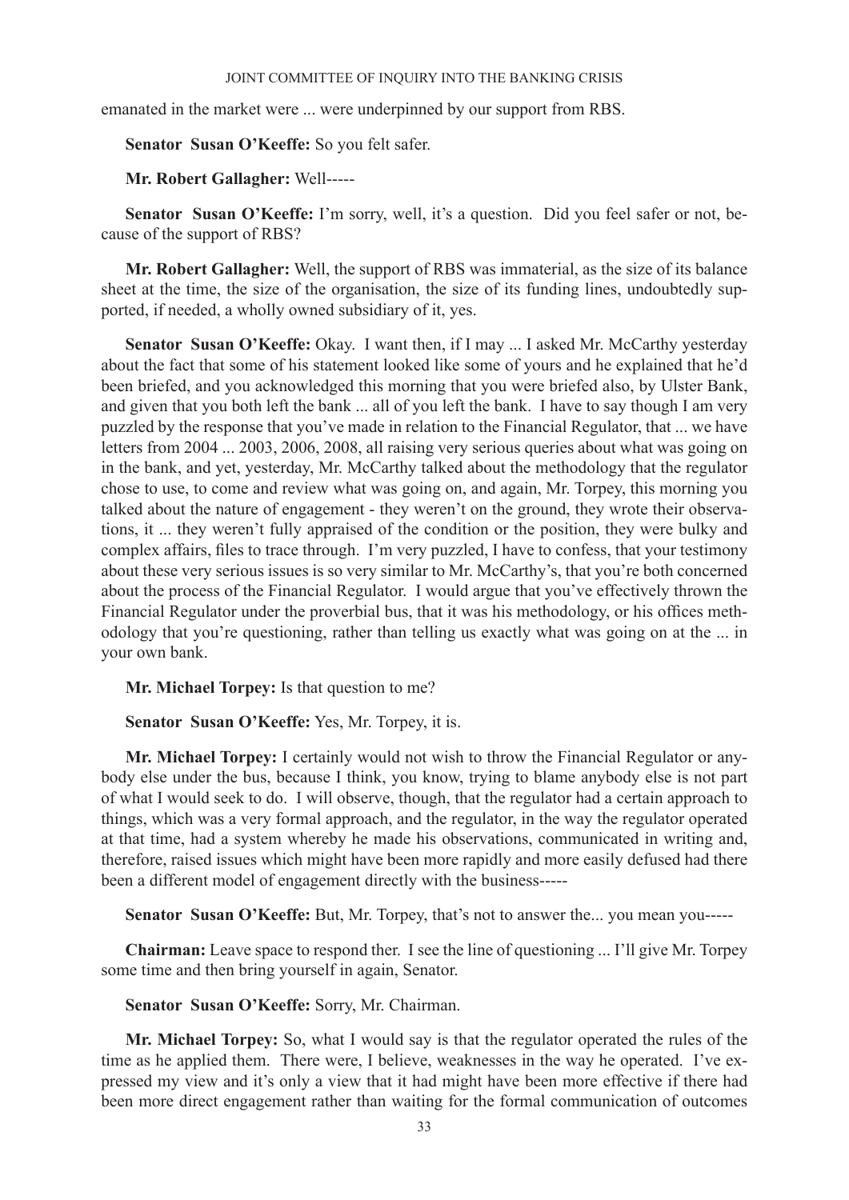emanated in the market were ... were underpinned by our support from RBS.

**Senator Susan O'Keeffe:** So you felt safer.

**Mr. Robert Gallagher:** Well-----

**Senator Susan O'Keeffe:** I'm sorry, well, it's a question. Did you feel safer or not, because of the support of RBS?

**Mr. Robert Gallagher:** Well, the support of RBS was immaterial, as the size of its balance sheet at the time, the size of the organisation, the size of its funding lines, undoubtedly supported, if needed, a wholly owned subsidiary of it, yes.

**Senator Susan O'Keeffe:** Okay. I want then, if I may ... I asked Mr. McCarthy yesterday about the fact that some of his statement looked like some of yours and he explained that he'd been briefed, and you acknowledged this morning that you were briefed also, by Ulster Bank, and given that you both left the bank ... all of you left the bank. I have to say though I am very puzzled by the response that you've made in relation to the Financial Regulator, that ... we have letters from 2004 ... 2003, 2006, 2008, all raising very serious queries about what was going on in the bank, and yet, yesterday, Mr. McCarthy talked about the methodology that the regulator chose to use, to come and review what was going on, and again, Mr. Torpey, this morning you talked about the nature of engagement - they weren't on the ground, they wrote their observations, it ... they weren't fully appraised of the condition or the position, they were bulky and complex affairs, files to trace through. I'm very puzzled, I have to confess, that your testimony about these very serious issues is so very similar to Mr. McCarthy's, that you're both concerned about the process of the Financial Regulator. I would argue that you've effectively thrown the Financial Regulator under the proverbial bus, that it was his methodology, or his offices methodology that you're questioning, rather than telling us exactly what was going on at the ... in your own bank.

**Mr. Michael Torpey:** Is that question to me?

**Senator Susan O'Keeffe:** Yes, Mr. Torpey, it is.

**Mr. Michael Torpey:** I certainly would not wish to throw the Financial Regulator or anybody else under the bus, because I think, you know, trying to blame anybody else is not part of what I would seek to do. I will observe, though, that the regulator had a certain approach to things, which was a very formal approach, and the regulator, in the way the regulator operated at that time, had a system whereby he made his observations, communicated in writing and, therefore, raised issues which might have been more rapidly and more easily defused had there been a different model of engagement directly with the business-----

**Senator Susan O'Keeffe:** But, Mr. Torpey, that's not to answer the... you mean you-----

**Chairman:** Leave space to respond ther. I see the line of questioning ... I'll give Mr. Torpey some time and then bring yourself in again, Senator.

**Senator Susan O'Keeffe:** Sorry, Mr. Chairman.

**Mr. Michael Torpey:** So, what I would say is that the regulator operated the rules of the time as he applied them. There were, I believe, weaknesses in the way he operated. I've expressed my view and it's only a view that it had might have been more effective if there had been more direct engagement rather than waiting for the formal communication of outcomes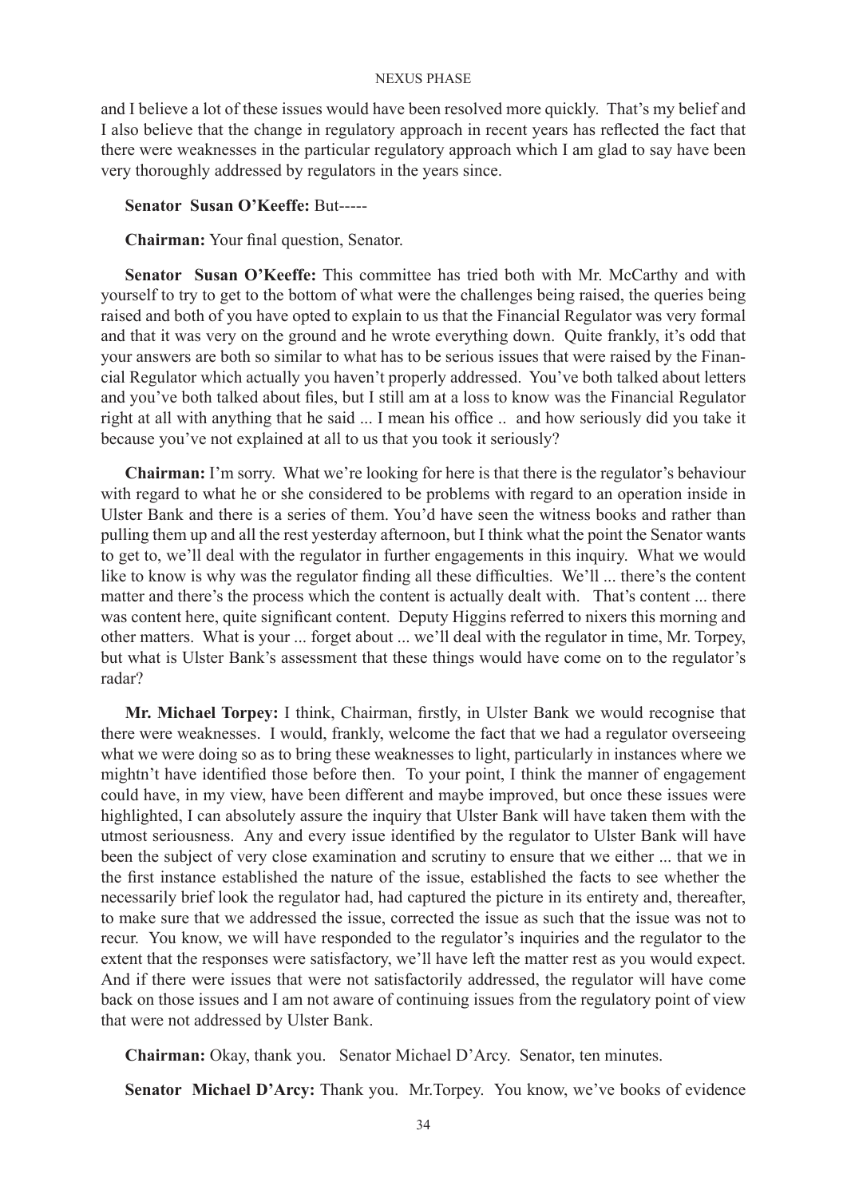and I believe a lot of these issues would have been resolved more quickly. That's my belief and I also believe that the change in regulatory approach in recent years has reflected the fact that there were weaknesses in the particular regulatory approach which I am glad to say have been very thoroughly addressed by regulators in the years since.

**Senator Susan O'Keeffe:** But-----

**Chairman:** Your final question, Senator.

**Senator Susan O'Keeffe:** This committee has tried both with Mr. McCarthy and with yourself to try to get to the bottom of what were the challenges being raised, the queries being raised and both of you have opted to explain to us that the Financial Regulator was very formal and that it was very on the ground and he wrote everything down. Quite frankly, it's odd that your answers are both so similar to what has to be serious issues that were raised by the Financial Regulator which actually you haven't properly addressed. You've both talked about letters and you've both talked about files, but I still am at a loss to know was the Financial Regulator right at all with anything that he said ... I mean his office .. and how seriously did you take it because you've not explained at all to us that you took it seriously?

**Chairman:** I'm sorry. What we're looking for here is that there is the regulator's behaviour with regard to what he or she considered to be problems with regard to an operation inside in Ulster Bank and there is a series of them. You'd have seen the witness books and rather than pulling them up and all the rest yesterday afternoon, but I think what the point the Senator wants to get to, we'll deal with the regulator in further engagements in this inquiry. What we would like to know is why was the regulator finding all these difficulties. We'll ... there's the content matter and there's the process which the content is actually dealt with. That's content ... there was content here, quite significant content. Deputy Higgins referred to nixers this morning and other matters. What is your ... forget about ... we'll deal with the regulator in time, Mr. Torpey, but what is Ulster Bank's assessment that these things would have come on to the regulator's radar?

**Mr. Michael Torpey:** I think, Chairman, firstly, in Ulster Bank we would recognise that there were weaknesses. I would, frankly, welcome the fact that we had a regulator overseeing what we were doing so as to bring these weaknesses to light, particularly in instances where we mightn't have identified those before then. To your point, I think the manner of engagement could have, in my view, have been different and maybe improved, but once these issues were highlighted, I can absolutely assure the inquiry that Ulster Bank will have taken them with the utmost seriousness. Any and every issue identified by the regulator to Ulster Bank will have been the subject of very close examination and scrutiny to ensure that we either ... that we in the first instance established the nature of the issue, established the facts to see whether the necessarily brief look the regulator had, had captured the picture in its entirety and, thereafter, to make sure that we addressed the issue, corrected the issue as such that the issue was not to recur. You know, we will have responded to the regulator's inquiries and the regulator to the extent that the responses were satisfactory, we'll have left the matter rest as you would expect. And if there were issues that were not satisfactorily addressed, the regulator will have come back on those issues and I am not aware of continuing issues from the regulatory point of view that were not addressed by Ulster Bank.

**Chairman:** Okay, thank you. Senator Michael D'Arcy. Senator, ten minutes.

**Senator Michael D'Arcy:** Thank you. Mr.Torpey. You know, we've books of evidence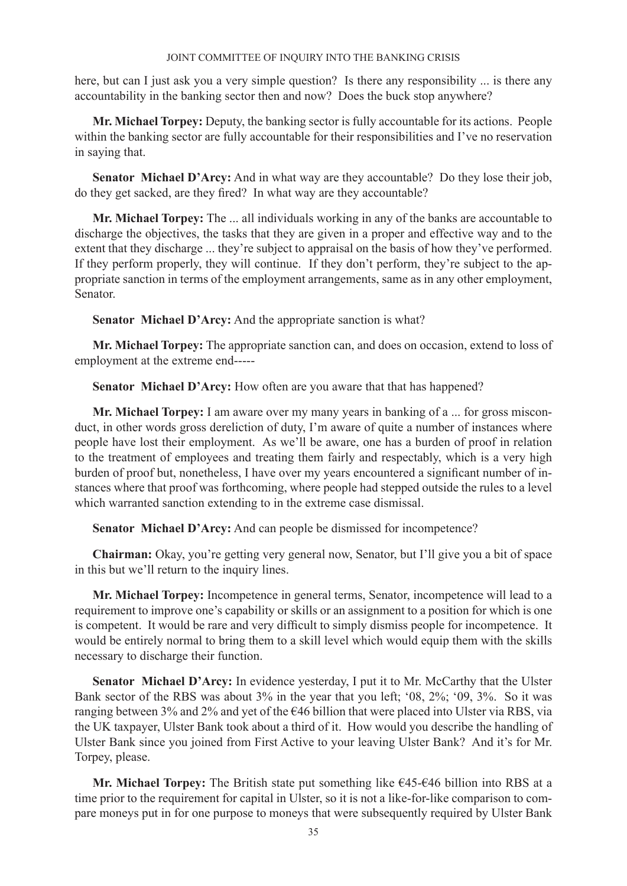here, but can I just ask you a very simple question? Is there any responsibility ... is there any accountability in the banking sector then and now? Does the buck stop anywhere?

**Mr. Michael Torpey:** Deputy, the banking sector is fully accountable for its actions. People within the banking sector are fully accountable for their responsibilities and I've no reservation in saying that.

**Senator Michael D'Arcy:** And in what way are they accountable? Do they lose their job, do they get sacked, are they fired? In what way are they accountable?

**Mr. Michael Torpey:** The ... all individuals working in any of the banks are accountable to discharge the objectives, the tasks that they are given in a proper and effective way and to the extent that they discharge ... they're subject to appraisal on the basis of how they've performed. If they perform properly, they will continue. If they don't perform, they're subject to the appropriate sanction in terms of the employment arrangements, same as in any other employment, Senator.

**Senator Michael D'Arcy:** And the appropriate sanction is what?

**Mr. Michael Torpey:** The appropriate sanction can, and does on occasion, extend to loss of employment at the extreme end-----

**Senator Michael D'Arcy:** How often are you aware that that has happened?

**Mr. Michael Torpey:** I am aware over my many years in banking of a ... for gross misconduct, in other words gross dereliction of duty, I'm aware of quite a number of instances where people have lost their employment. As we'll be aware, one has a burden of proof in relation to the treatment of employees and treating them fairly and respectably, which is a very high burden of proof but, nonetheless, I have over my years encountered a significant number of instances where that proof was forthcoming, where people had stepped outside the rules to a level which warranted sanction extending to in the extreme case dismissal.

**Senator Michael D'Arcy:** And can people be dismissed for incompetence?

**Chairman:** Okay, you're getting very general now, Senator, but I'll give you a bit of space in this but we'll return to the inquiry lines.

**Mr. Michael Torpey:** Incompetence in general terms, Senator, incompetence will lead to a requirement to improve one's capability or skills or an assignment to a position for which is one is competent. It would be rare and very difficult to simply dismiss people for incompetence. It would be entirely normal to bring them to a skill level which would equip them with the skills necessary to discharge their function.

**Senator Michael D'Arcy:** In evidence yesterday, I put it to Mr. McCarthy that the Ulster Bank sector of the RBS was about 3% in the year that you left; '08, 2%; '09, 3%. So it was ranging between 3% and 2% and yet of the €46 billion that were placed into Ulster via RBS, via the UK taxpayer, Ulster Bank took about a third of it. How would you describe the handling of Ulster Bank since you joined from First Active to your leaving Ulster Bank? And it's for Mr. Torpey, please.

**Mr. Michael Torpey:** The British state put something like €45-€46 billion into RBS at a time prior to the requirement for capital in Ulster, so it is not a like-for-like comparison to compare moneys put in for one purpose to moneys that were subsequently required by Ulster Bank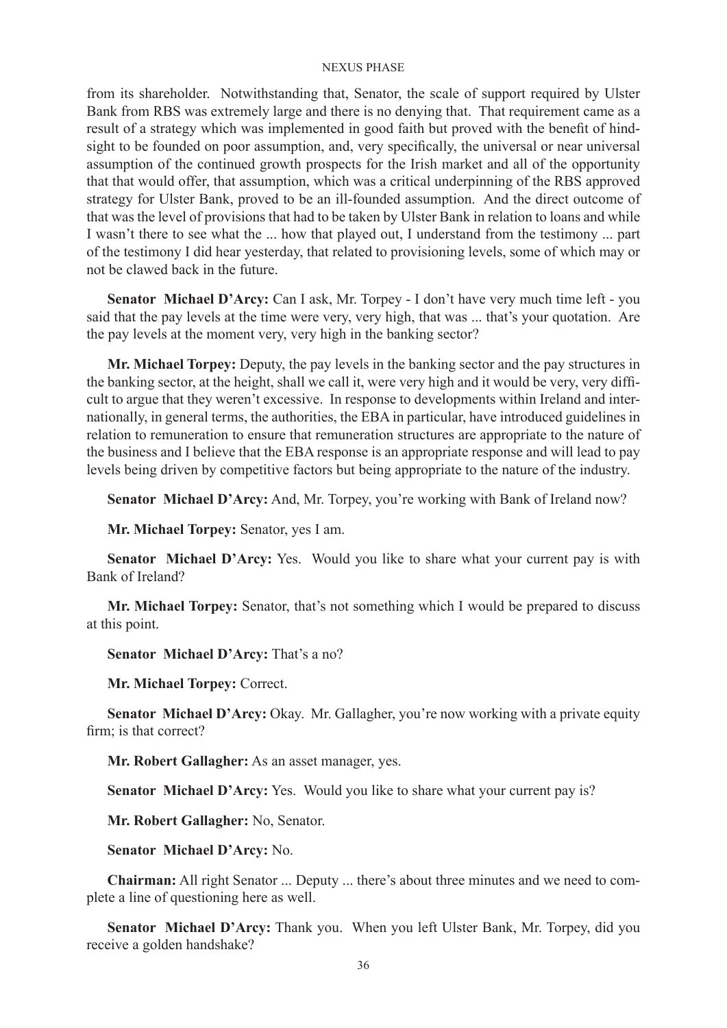from its shareholder. Notwithstanding that, Senator, the scale of support required by Ulster Bank from RBS was extremely large and there is no denying that. That requirement came as a result of a strategy which was implemented in good faith but proved with the benefit of hindsight to be founded on poor assumption, and, very specifically, the universal or near universal assumption of the continued growth prospects for the Irish market and all of the opportunity that that would offer, that assumption, which was a critical underpinning of the RBS approved strategy for Ulster Bank, proved to be an ill-founded assumption. And the direct outcome of that was the level of provisions that had to be taken by Ulster Bank in relation to loans and while I wasn't there to see what the ... how that played out, I understand from the testimony ... part of the testimony I did hear yesterday, that related to provisioning levels, some of which may or not be clawed back in the future.

**Senator Michael D'Arcy:** Can I ask, Mr. Torpey - I don't have very much time left - you said that the pay levels at the time were very, very high, that was ... that's your quotation. Are the pay levels at the moment very, very high in the banking sector?

**Mr. Michael Torpey:** Deputy, the pay levels in the banking sector and the pay structures in the banking sector, at the height, shall we call it, were very high and it would be very, very difficult to argue that they weren't excessive. In response to developments within Ireland and internationally, in general terms, the authorities, the EBA in particular, have introduced guidelines in relation to remuneration to ensure that remuneration structures are appropriate to the nature of the business and I believe that the EBA response is an appropriate response and will lead to pay levels being driven by competitive factors but being appropriate to the nature of the industry.

**Senator Michael D'Arcy:** And, Mr. Torpey, you're working with Bank of Ireland now?

**Mr. Michael Torpey:** Senator, yes I am.

**Senator Michael D'Arcy:** Yes. Would you like to share what your current pay is with Bank of Ireland?

**Mr. Michael Torpey:** Senator, that's not something which I would be prepared to discuss at this point.

**Senator Michael D'Arcy:** That's a no?

**Mr. Michael Torpey:** Correct.

**Senator Michael D'Arcy:** Okay. Mr. Gallagher, you're now working with a private equity firm; is that correct?

**Mr. Robert Gallagher:** As an asset manager, yes.

**Senator Michael D'Arcy:** Yes. Would you like to share what your current pay is?

**Mr. Robert Gallagher:** No, Senator.

**Senator Michael D'Arcy:** No.

**Chairman:** All right Senator ... Deputy ... there's about three minutes and we need to complete a line of questioning here as well.

**Senator Michael D'Arcy:** Thank you. When you left Ulster Bank, Mr. Torpey, did you receive a golden handshake?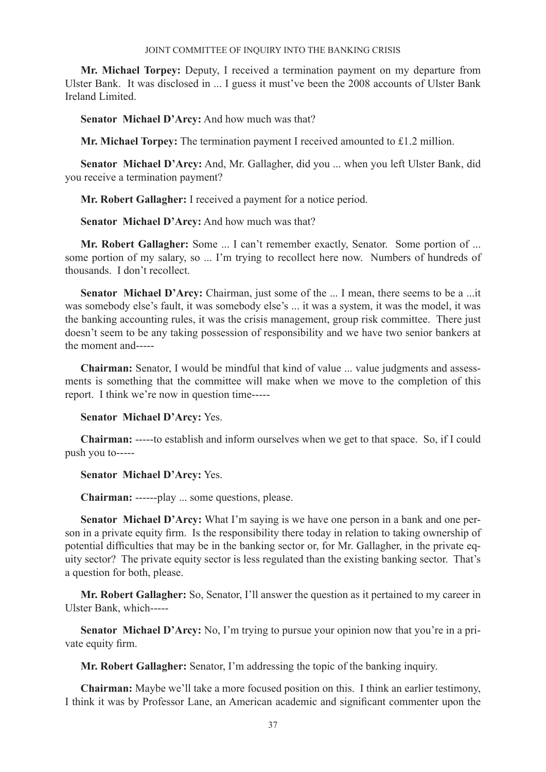**Mr. Michael Torpey:** Deputy, I received a termination payment on my departure from Ulster Bank. It was disclosed in ... I guess it must've been the 2008 accounts of Ulster Bank Ireland Limited.

**Senator Michael D'Arcy:** And how much was that?

**Mr. Michael Torpey:** The termination payment I received amounted to £1.2 million.

**Senator Michael D'Arcy:** And, Mr. Gallagher, did you ... when you left Ulster Bank, did you receive a termination payment?

**Mr. Robert Gallagher:** I received a payment for a notice period.

**Senator Michael D'Arcy:** And how much was that?

**Mr. Robert Gallagher:** Some ... I can't remember exactly, Senator. Some portion of ... some portion of my salary, so ... I'm trying to recollect here now. Numbers of hundreds of thousands. I don't recollect.

**Senator Michael D'Arcy:** Chairman, just some of the ... I mean, there seems to be a ...it was somebody else's fault, it was somebody else's ... it was a system, it was the model, it was the banking accounting rules, it was the crisis management, group risk committee. There just doesn't seem to be any taking possession of responsibility and we have two senior bankers at the moment and-----

**Chairman:** Senator, I would be mindful that kind of value ... value judgments and assessments is something that the committee will make when we move to the completion of this report. I think we're now in question time-----

**Senator Michael D'Arcy:** Yes.

**Chairman:** -----to establish and inform ourselves when we get to that space. So, if I could push you to-----

**Senator Michael D'Arcy:** Yes.

**Chairman:** ------play ... some questions, please.

**Senator Michael D'Arcy:** What I'm saying is we have one person in a bank and one person in a private equity firm. Is the responsibility there today in relation to taking ownership of potential difficulties that may be in the banking sector or, for Mr. Gallagher, in the private equity sector? The private equity sector is less regulated than the existing banking sector. That's a question for both, please.

**Mr. Robert Gallagher:** So, Senator, I'll answer the question as it pertained to my career in Ulster Bank, which-----

**Senator Michael D'Arcy:** No, I'm trying to pursue your opinion now that you're in a private equity firm.

**Mr. Robert Gallagher:** Senator, I'm addressing the topic of the banking inquiry.

**Chairman:** Maybe we'll take a more focused position on this. I think an earlier testimony, I think it was by Professor Lane, an American academic and significant commenter upon the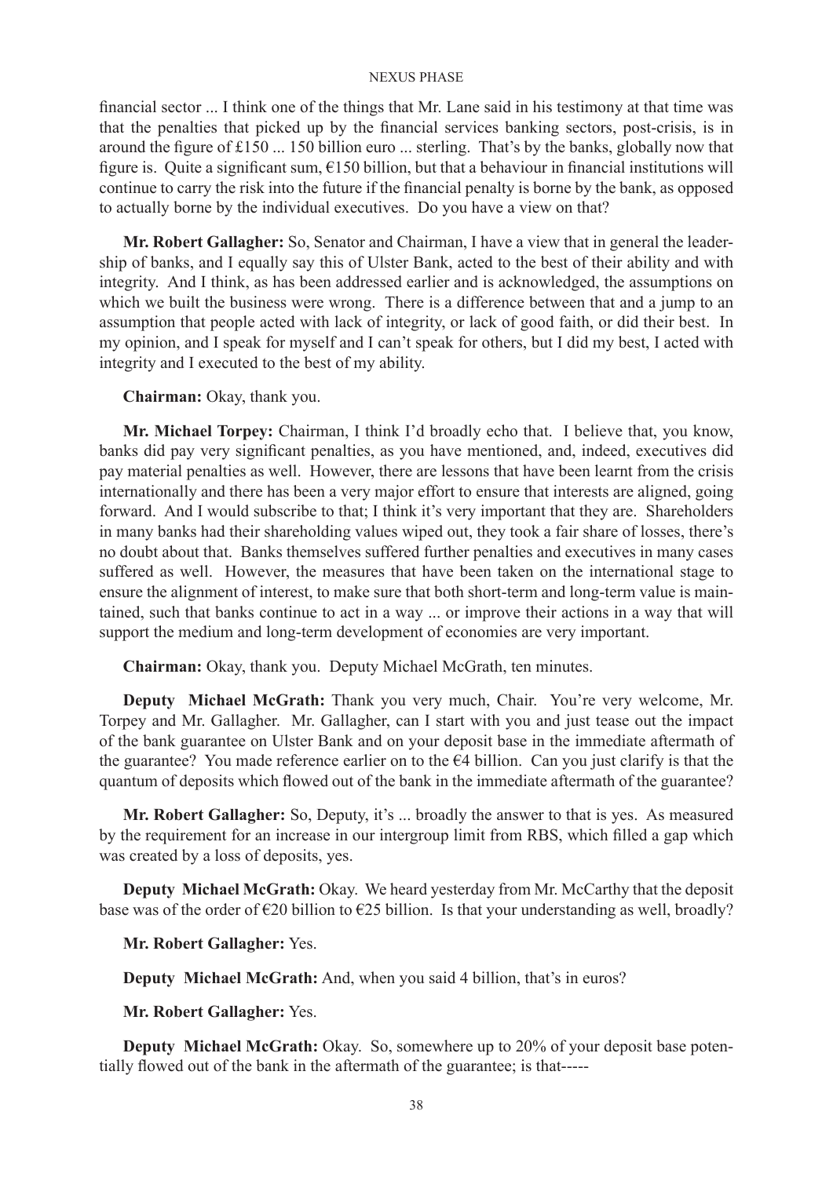financial sector ... I think one of the things that Mr. Lane said in his testimony at that time was that the penalties that picked up by the financial services banking sectors, post-crisis, is in around the figure of £150 ... 150 billion euro ... sterling. That's by the banks, globally now that figure is. Quite a significant sum, €150 billion, but that a behaviour in financial institutions will continue to carry the risk into the future if the financial penalty is borne by the bank, as opposed to actually borne by the individual executives. Do you have a view on that?

**Mr. Robert Gallagher:** So, Senator and Chairman, I have a view that in general the leadership of banks, and I equally say this of Ulster Bank, acted to the best of their ability and with integrity. And I think, as has been addressed earlier and is acknowledged, the assumptions on which we built the business were wrong. There is a difference between that and a jump to an assumption that people acted with lack of integrity, or lack of good faith, or did their best. In my opinion, and I speak for myself and I can't speak for others, but I did my best, I acted with integrity and I executed to the best of my ability.

**Chairman:** Okay, thank you.

**Mr. Michael Torpey:** Chairman, I think I'd broadly echo that. I believe that, you know, banks did pay very significant penalties, as you have mentioned, and, indeed, executives did pay material penalties as well. However, there are lessons that have been learnt from the crisis internationally and there has been a very major effort to ensure that interests are aligned, going forward. And I would subscribe to that; I think it's very important that they are. Shareholders in many banks had their shareholding values wiped out, they took a fair share of losses, there's no doubt about that. Banks themselves suffered further penalties and executives in many cases suffered as well. However, the measures that have been taken on the international stage to ensure the alignment of interest, to make sure that both short-term and long-term value is maintained, such that banks continue to act in a way ... or improve their actions in a way that will support the medium and long-term development of economies are very important.

**Chairman:** Okay, thank you. Deputy Michael McGrath, ten minutes.

**Deputy Michael McGrath:** Thank you very much, Chair. You're very welcome, Mr. Torpey and Mr. Gallagher. Mr. Gallagher, can I start with you and just tease out the impact of the bank guarantee on Ulster Bank and on your deposit base in the immediate aftermath of the guarantee? You made reference earlier on to the €4 billion. Can you just clarify is that the quantum of deposits which flowed out of the bank in the immediate aftermath of the guarantee?

**Mr. Robert Gallagher:** So, Deputy, it's ... broadly the answer to that is yes. As measured by the requirement for an increase in our intergroup limit from RBS, which filled a gap which was created by a loss of deposits, yes.

**Deputy Michael McGrath:** Okay. We heard yesterday from Mr. McCarthy that the deposit base was of the order of €20 billion to €25 billion. Is that your understanding as well, broadly?

**Mr. Robert Gallagher:** Yes.

**Deputy Michael McGrath:** And, when you said 4 billion, that's in euros?

**Mr. Robert Gallagher:** Yes.

**Deputy Michael McGrath:** Okay. So, somewhere up to 20% of your deposit base potentially flowed out of the bank in the aftermath of the guarantee; is that-----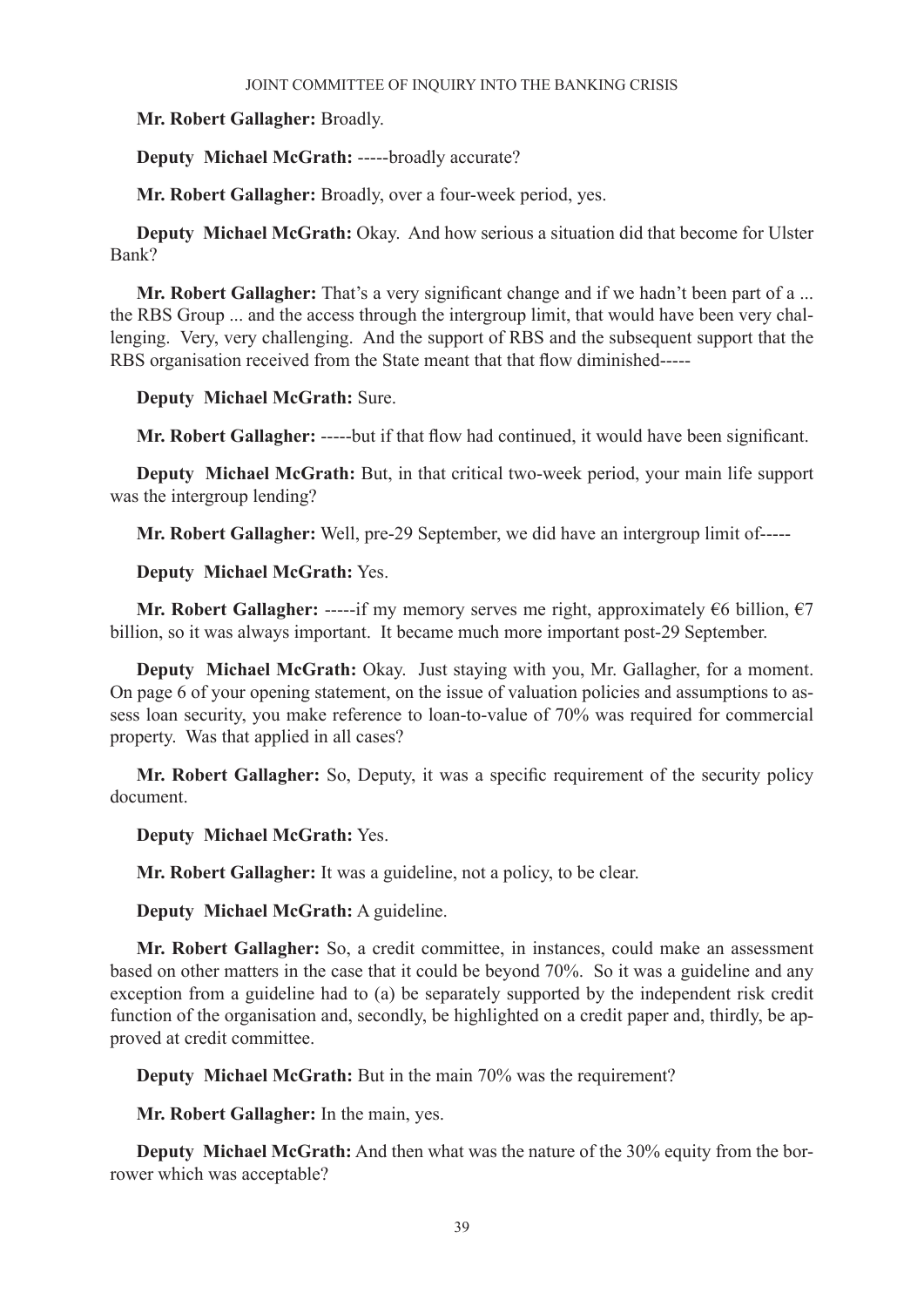**Mr. Robert Gallagher:** Broadly.

**Deputy Michael McGrath:** -----broadly accurate?

**Mr. Robert Gallagher:** Broadly, over a four-week period, yes.

**Deputy Michael McGrath:** Okay. And how serious a situation did that become for Ulster Bank?

**Mr. Robert Gallagher:** That's a very significant change and if we hadn't been part of a ... the RBS Group ... and the access through the intergroup limit, that would have been very challenging. Very, very challenging. And the support of RBS and the subsequent support that the RBS organisation received from the State meant that that flow diminished-----

**Deputy Michael McGrath:** Sure.

**Mr. Robert Gallagher:** -----but if that flow had continued, it would have been significant.

**Deputy Michael McGrath:** But, in that critical two-week period, your main life support was the intergroup lending?

**Mr. Robert Gallagher:** Well, pre-29 September, we did have an intergroup limit of-----

**Deputy Michael McGrath:** Yes.

**Mr. Robert Gallagher:** -----if my memory serves me right, approximately €6 billion, €7 billion, so it was always important. It became much more important post-29 September.

**Deputy Michael McGrath:** Okay. Just staying with you, Mr. Gallagher, for a moment. On page 6 of your opening statement, on the issue of valuation policies and assumptions to assess loan security, you make reference to loan-to-value of 70% was required for commercial property. Was that applied in all cases?

**Mr. Robert Gallagher:** So, Deputy, it was a specific requirement of the security policy document.

**Deputy Michael McGrath:** Yes.

**Mr. Robert Gallagher:** It was a guideline, not a policy, to be clear.

**Deputy Michael McGrath:** A guideline.

**Mr. Robert Gallagher:** So, a credit committee, in instances, could make an assessment based on other matters in the case that it could be beyond 70%. So it was a guideline and any exception from a guideline had to (a) be separately supported by the independent risk credit function of the organisation and, secondly, be highlighted on a credit paper and, thirdly, be approved at credit committee.

**Deputy Michael McGrath:** But in the main 70% was the requirement?

**Mr. Robert Gallagher:** In the main, yes.

**Deputy Michael McGrath:** And then what was the nature of the 30% equity from the borrower which was acceptable?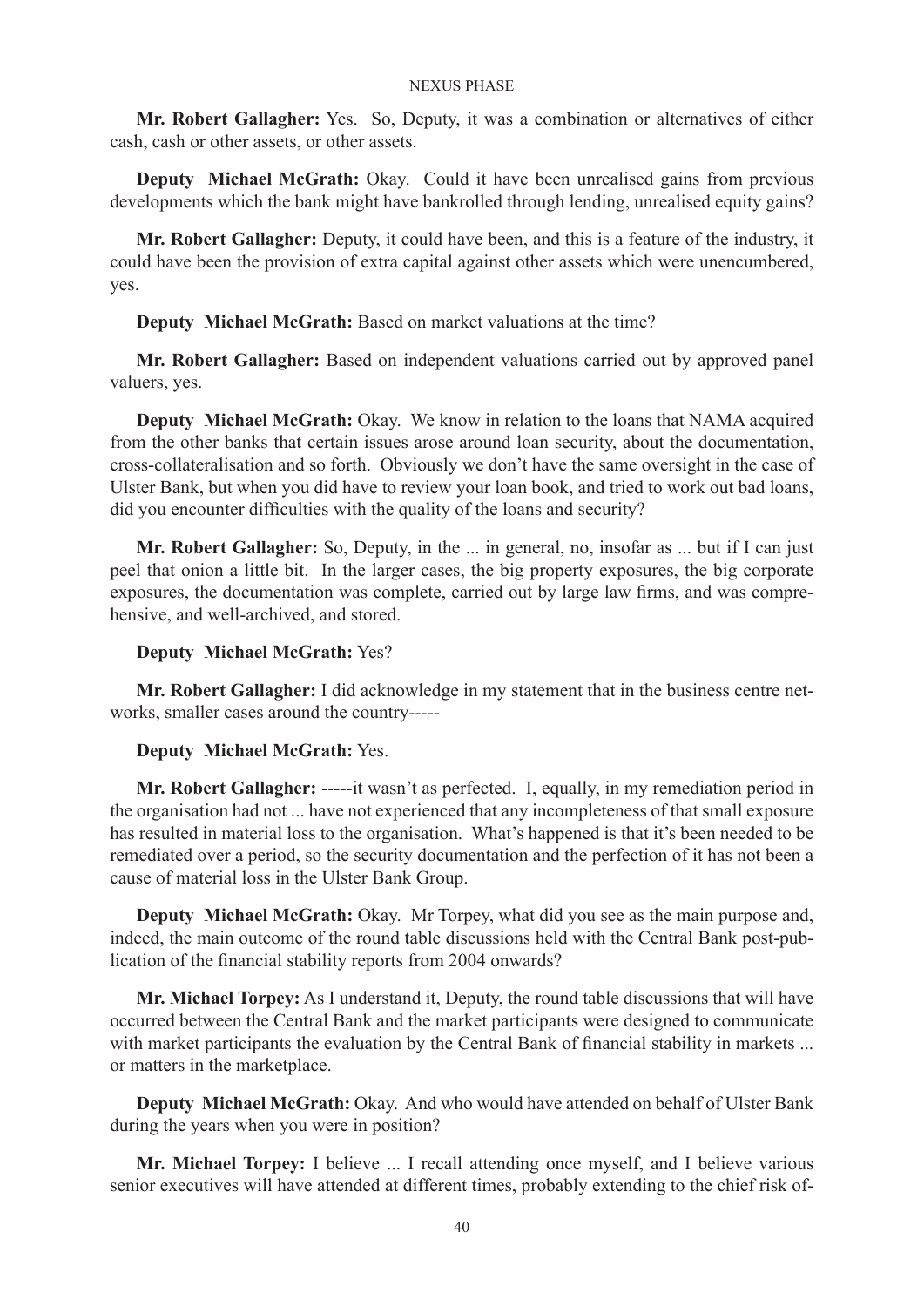**Mr. Robert Gallagher:** Yes. So, Deputy, it was a combination or alternatives of either cash, cash or other assets, or other assets.

**Deputy Michael McGrath:** Okay. Could it have been unrealised gains from previous developments which the bank might have bankrolled through lending, unrealised equity gains?

**Mr. Robert Gallagher:** Deputy, it could have been, and this is a feature of the industry, it could have been the provision of extra capital against other assets which were unencumbered, yes.

**Deputy Michael McGrath:** Based on market valuations at the time?

**Mr. Robert Gallagher:** Based on independent valuations carried out by approved panel valuers, yes.

**Deputy Michael McGrath:** Okay. We know in relation to the loans that NAMA acquired from the other banks that certain issues arose around loan security, about the documentation, cross-collateralisation and so forth. Obviously we don't have the same oversight in the case of Ulster Bank, but when you did have to review your loan book, and tried to work out bad loans, did you encounter difficulties with the quality of the loans and security?

**Mr. Robert Gallagher:** So, Deputy, in the ... in general, no, insofar as ... but if I can just peel that onion a little bit. In the larger cases, the big property exposures, the big corporate exposures, the documentation was complete, carried out by large law firms, and was comprehensive, and well-archived, and stored.

**Deputy Michael McGrath:** Yes?

**Mr. Robert Gallagher:** I did acknowledge in my statement that in the business centre networks, smaller cases around the country-----

**Deputy Michael McGrath:** Yes.

**Mr. Robert Gallagher:** -----it wasn't as perfected. I, equally, in my remediation period in the organisation had not ... have not experienced that any incompleteness of that small exposure has resulted in material loss to the organisation. What's happened is that it's been needed to be remediated over a period, so the security documentation and the perfection of it has not been a cause of material loss in the Ulster Bank Group.

**Deputy Michael McGrath:** Okay. Mr Torpey, what did you see as the main purpose and, indeed, the main outcome of the round table discussions held with the Central Bank post-publication of the financial stability reports from 2004 onwards?

**Mr. Michael Torpey:** As I understand it, Deputy, the round table discussions that will have occurred between the Central Bank and the market participants were designed to communicate with market participants the evaluation by the Central Bank of financial stability in markets ... or matters in the marketplace.

**Deputy Michael McGrath:** Okay. And who would have attended on behalf of Ulster Bank during the years when you were in position?

**Mr. Michael Torpey:** I believe ... I recall attending once myself, and I believe various senior executives will have attended at different times, probably extending to the chief risk of-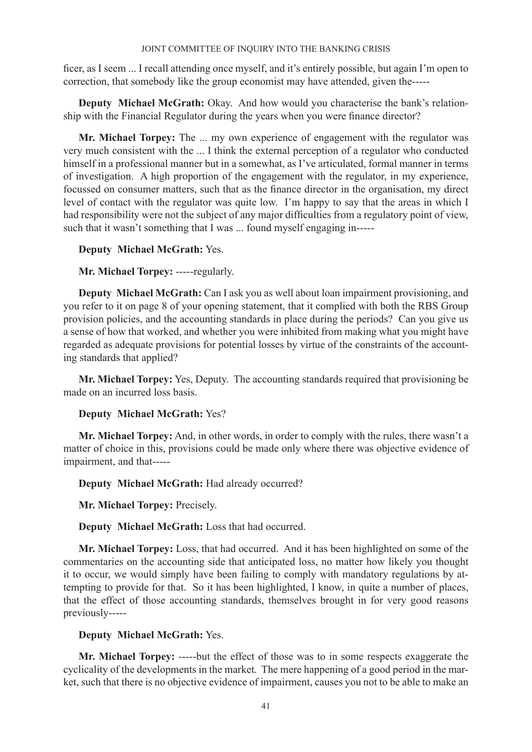ficer, as I seem ... I recall attending once myself, and it's entirely possible, but again I'm open to correction, that somebody like the group economist may have attended, given the-----

**Deputy Michael McGrath:** Okay. And how would you characterise the bank's relationship with the Financial Regulator during the years when you were finance director?

**Mr. Michael Torpey:** The ... my own experience of engagement with the regulator was very much consistent with the ... I think the external perception of a regulator who conducted himself in a professional manner but in a somewhat, as I've articulated, formal manner in terms of investigation. A high proportion of the engagement with the regulator, in my experience, focussed on consumer matters, such that as the finance director in the organisation, my direct level of contact with the regulator was quite low. I'm happy to say that the areas in which I had responsibility were not the subject of any major difficulties from a regulatory point of view, such that it wasn't something that I was ... found myself engaging in-----

**Deputy Michael McGrath:** Yes.

**Mr. Michael Torpey:** -----regularly.

**Deputy Michael McGrath:** Can I ask you as well about loan impairment provisioning, and you refer to it on page 8 of your opening statement, that it complied with both the RBS Group provision policies, and the accounting standards in place during the periods? Can you give us a sense of how that worked, and whether you were inhibited from making what you might have regarded as adequate provisions for potential losses by virtue of the constraints of the accounting standards that applied?

**Mr. Michael Torpey:** Yes, Deputy. The accounting standards required that provisioning be made on an incurred loss basis.

**Deputy Michael McGrath:** Yes?

**Mr. Michael Torpey:** And, in other words, in order to comply with the rules, there wasn't a matter of choice in this, provisions could be made only where there was objective evidence of impairment, and that-----

**Deputy Michael McGrath:** Had already occurred?

**Mr. Michael Torpey:** Precisely.

**Deputy Michael McGrath:** Loss that had occurred.

**Mr. Michael Torpey:** Loss, that had occurred. And it has been highlighted on some of the commentaries on the accounting side that anticipated loss, no matter how likely you thought it to occur, we would simply have been failing to comply with mandatory regulations by attempting to provide for that. So it has been highlighted, I know, in quite a number of places, that the effect of those accounting standards, themselves brought in for very good reasons previously-----

**Deputy Michael McGrath:** Yes.

**Mr. Michael Torpey:** -----but the effect of those was to in some respects exaggerate the cyclicality of the developments in the market. The mere happening of a good period in the market, such that there is no objective evidence of impairment, causes you not to be able to make an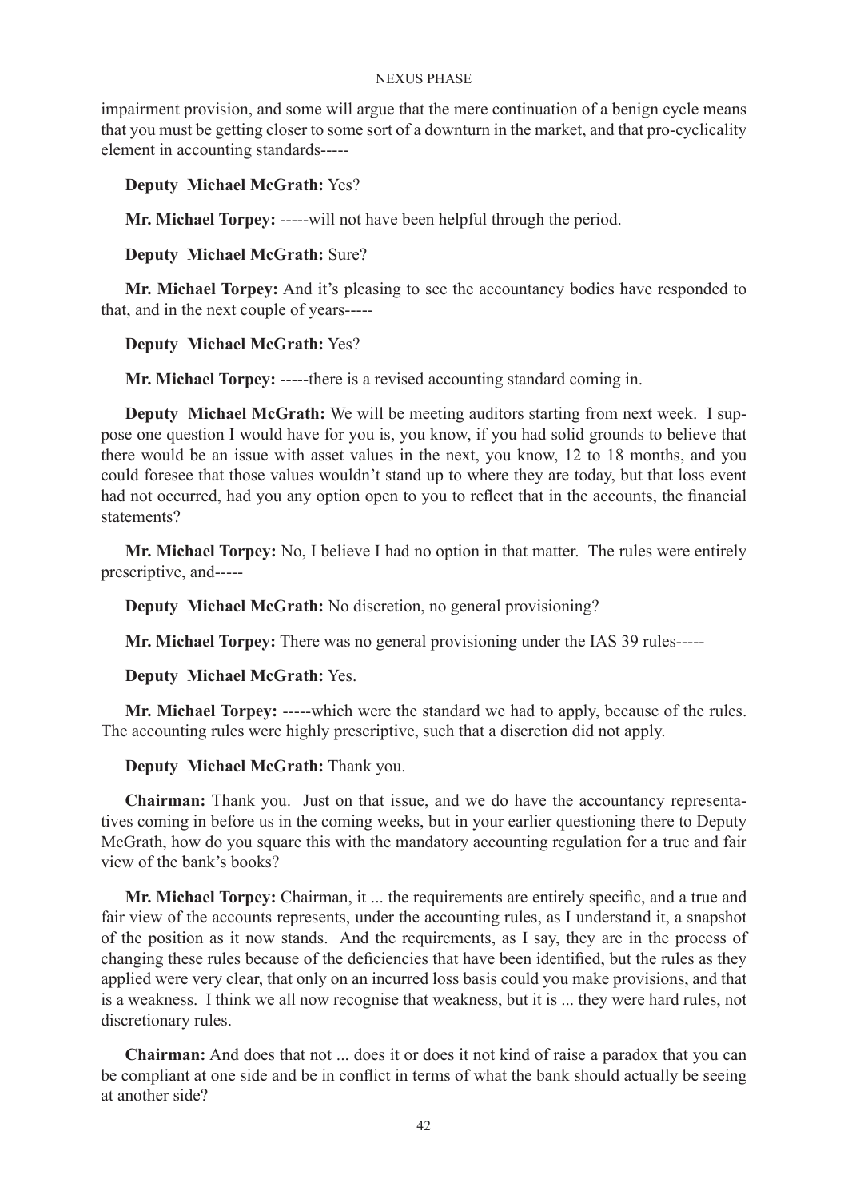impairment provision, and some will argue that the mere continuation of a benign cycle means that you must be getting closer to some sort of a downturn in the market, and that pro-cyclicality element in accounting standards-----

**Deputy Michael McGrath:** Yes?

**Mr. Michael Torpey:** -----will not have been helpful through the period.

**Deputy Michael McGrath:** Sure?

**Mr. Michael Torpey:** And it's pleasing to see the accountancy bodies have responded to that, and in the next couple of years-----

**Deputy Michael McGrath:** Yes?

**Mr. Michael Torpey:** -----there is a revised accounting standard coming in.

**Deputy Michael McGrath:** We will be meeting auditors starting from next week. I suppose one question I would have for you is, you know, if you had solid grounds to believe that there would be an issue with asset values in the next, you know, 12 to 18 months, and you could foresee that those values wouldn't stand up to where they are today, but that loss event had not occurred, had you any option open to you to reflect that in the accounts, the financial statements?

**Mr. Michael Torpey:** No, I believe I had no option in that matter. The rules were entirely prescriptive, and-----

**Deputy Michael McGrath:** No discretion, no general provisioning?

**Mr. Michael Torpey:** There was no general provisioning under the IAS 39 rules-----

**Deputy Michael McGrath:** Yes.

**Mr. Michael Torpey:** -----which were the standard we had to apply, because of the rules. The accounting rules were highly prescriptive, such that a discretion did not apply.

**Deputy Michael McGrath:** Thank you.

**Chairman:** Thank you. Just on that issue, and we do have the accountancy representatives coming in before us in the coming weeks, but in your earlier questioning there to Deputy McGrath, how do you square this with the mandatory accounting regulation for a true and fair view of the bank's books?

**Mr. Michael Torpey:** Chairman, it ... the requirements are entirely specific, and a true and fair view of the accounts represents, under the accounting rules, as I understand it, a snapshot of the position as it now stands. And the requirements, as I say, they are in the process of changing these rules because of the deficiencies that have been identified, but the rules as they applied were very clear, that only on an incurred loss basis could you make provisions, and that is a weakness. I think we all now recognise that weakness, but it is ... they were hard rules, not discretionary rules.

**Chairman:** And does that not ... does it or does it not kind of raise a paradox that you can be compliant at one side and be in conflict in terms of what the bank should actually be seeing at another side?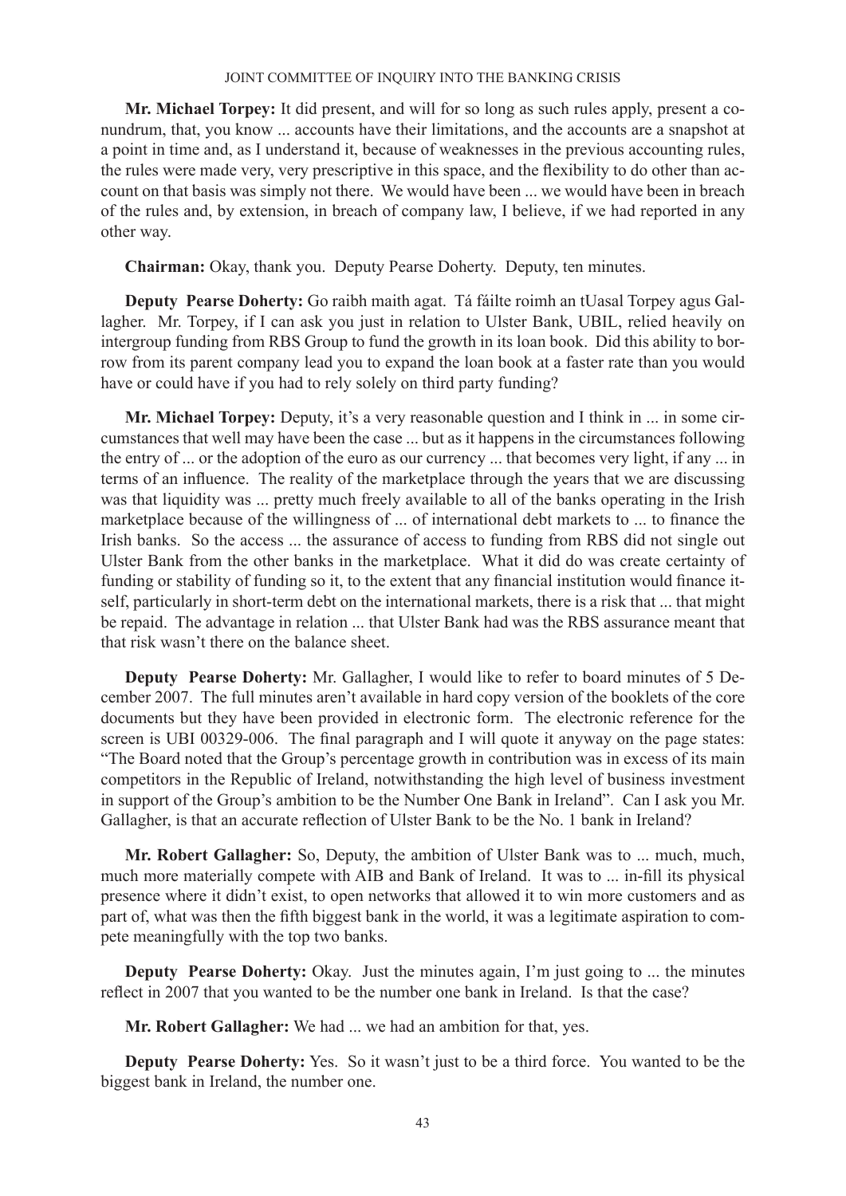**Mr. Michael Torpey:** It did present, and will for so long as such rules apply, present a conundrum, that, you know ... accounts have their limitations, and the accounts are a snapshot at a point in time and, as I understand it, because of weaknesses in the previous accounting rules, the rules were made very, very prescriptive in this space, and the flexibility to do other than account on that basis was simply not there. We would have been ... we would have been in breach of the rules and, by extension, in breach of company law, I believe, if we had reported in any other way.

**Chairman:** Okay, thank you. Deputy Pearse Doherty. Deputy, ten minutes.

**Deputy Pearse Doherty:** Go raibh maith agat. Tá fáilte roimh an tUasal Torpey agus Gallagher. Mr. Torpey, if I can ask you just in relation to Ulster Bank, UBIL, relied heavily on intergroup funding from RBS Group to fund the growth in its loan book. Did this ability to borrow from its parent company lead you to expand the loan book at a faster rate than you would have or could have if you had to rely solely on third party funding?

**Mr. Michael Torpey:** Deputy, it's a very reasonable question and I think in ... in some circumstances that well may have been the case ... but as it happens in the circumstances following the entry of ... or the adoption of the euro as our currency ... that becomes very light, if any ... in terms of an influence. The reality of the marketplace through the years that we are discussing was that liquidity was ... pretty much freely available to all of the banks operating in the Irish marketplace because of the willingness of ... of international debt markets to ... to finance the Irish banks. So the access ... the assurance of access to funding from RBS did not single out Ulster Bank from the other banks in the marketplace. What it did do was create certainty of funding or stability of funding so it, to the extent that any financial institution would finance itself, particularly in short-term debt on the international markets, there is a risk that ... that might be repaid. The advantage in relation ... that Ulster Bank had was the RBS assurance meant that that risk wasn't there on the balance sheet.

**Deputy Pearse Doherty:** Mr. Gallagher, I would like to refer to board minutes of 5 December 2007. The full minutes aren't available in hard copy version of the booklets of the core documents but they have been provided in electronic form. The electronic reference for the screen is UBI 00329-006. The final paragraph and I will quote it anyway on the page states: "The Board noted that the Group's percentage growth in contribution was in excess of its main competitors in the Republic of Ireland, notwithstanding the high level of business investment in support of the Group's ambition to be the Number One Bank in Ireland". Can I ask you Mr. Gallagher, is that an accurate reflection of Ulster Bank to be the No. 1 bank in Ireland?

**Mr. Robert Gallagher:** So, Deputy, the ambition of Ulster Bank was to ... much, much, much more materially compete with AIB and Bank of Ireland. It was to ... in-fill its physical presence where it didn't exist, to open networks that allowed it to win more customers and as part of, what was then the fifth biggest bank in the world, it was a legitimate aspiration to compete meaningfully with the top two banks.

**Deputy Pearse Doherty:** Okay. Just the minutes again, I'm just going to ... the minutes reflect in 2007 that you wanted to be the number one bank in Ireland. Is that the case?

**Mr. Robert Gallagher:** We had ... we had an ambition for that, yes.

**Deputy Pearse Doherty:** Yes. So it wasn't just to be a third force. You wanted to be the biggest bank in Ireland, the number one.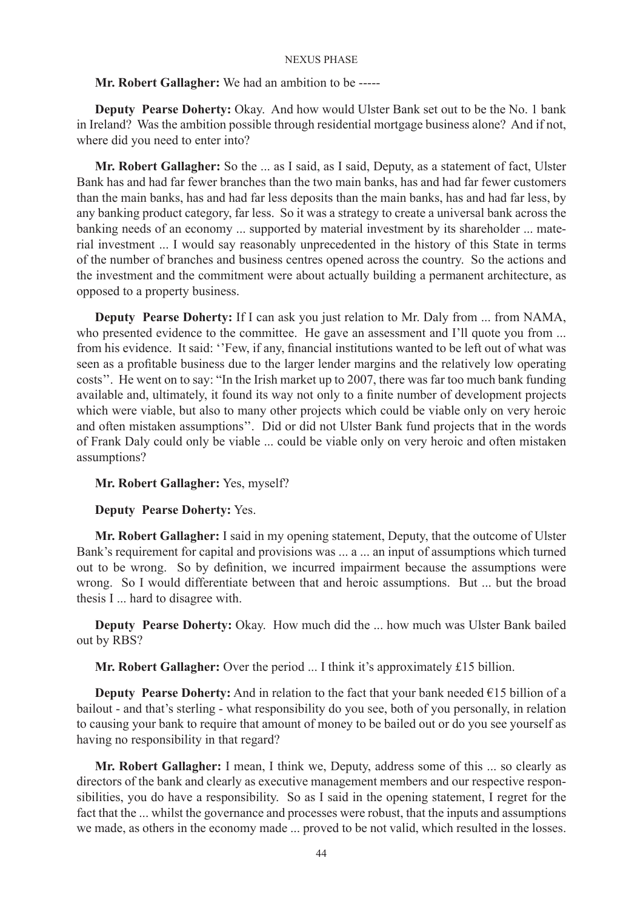**Mr. Robert Gallagher:** We had an ambition to be -----

**Deputy Pearse Doherty:** Okay. And how would Ulster Bank set out to be the No. 1 bank in Ireland? Was the ambition possible through residential mortgage business alone? And if not, where did you need to enter into?

**Mr. Robert Gallagher:** So the ... as I said, as I said, Deputy, as a statement of fact, Ulster Bank has and had far fewer branches than the two main banks, has and had far fewer customers than the main banks, has and had far less deposits than the main banks, has and had far less, by any banking product category, far less. So it was a strategy to create a universal bank across the banking needs of an economy ... supported by material investment by its shareholder ... material investment ... I would say reasonably unprecedented in the history of this State in terms of the number of branches and business centres opened across the country. So the actions and the investment and the commitment were about actually building a permanent architecture, as opposed to a property business.

**Deputy Pearse Doherty:** If I can ask you just relation to Mr. Daly from ... from NAMA, who presented evidence to the committee. He gave an assessment and I'll quote you from ... from his evidence. It said: ''Few, if any, financial institutions wanted to be left out of what was seen as a profitable business due to the larger lender margins and the relatively low operating costs''. He went on to say: "In the Irish market up to 2007, there was far too much bank funding available and, ultimately, it found its way not only to a finite number of development projects which were viable, but also to many other projects which could be viable only on very heroic and often mistaken assumptions''. Did or did not Ulster Bank fund projects that in the words of Frank Daly could only be viable ... could be viable only on very heroic and often mistaken assumptions?

**Mr. Robert Gallagher:** Yes, myself?

**Deputy Pearse Doherty:** Yes.

**Mr. Robert Gallagher:** I said in my opening statement, Deputy, that the outcome of Ulster Bank's requirement for capital and provisions was ... a ... an input of assumptions which turned out to be wrong. So by definition, we incurred impairment because the assumptions were wrong. So I would differentiate between that and heroic assumptions. But ... but the broad thesis I ... hard to disagree with.

**Deputy Pearse Doherty:** Okay. How much did the ... how much was Ulster Bank bailed out by RBS?

**Mr. Robert Gallagher:** Over the period ... I think it's approximately £15 billion.

**Deputy Pearse Doherty:** And in relation to the fact that your bank needed €15 billion of a bailout - and that's sterling - what responsibility do you see, both of you personally, in relation to causing your bank to require that amount of money to be bailed out or do you see yourself as having no responsibility in that regard?

**Mr. Robert Gallagher:** I mean, I think we, Deputy, address some of this ... so clearly as directors of the bank and clearly as executive management members and our respective responsibilities, you do have a responsibility. So as I said in the opening statement, I regret for the fact that the ... whilst the governance and processes were robust, that the inputs and assumptions we made, as others in the economy made ... proved to be not valid, which resulted in the losses.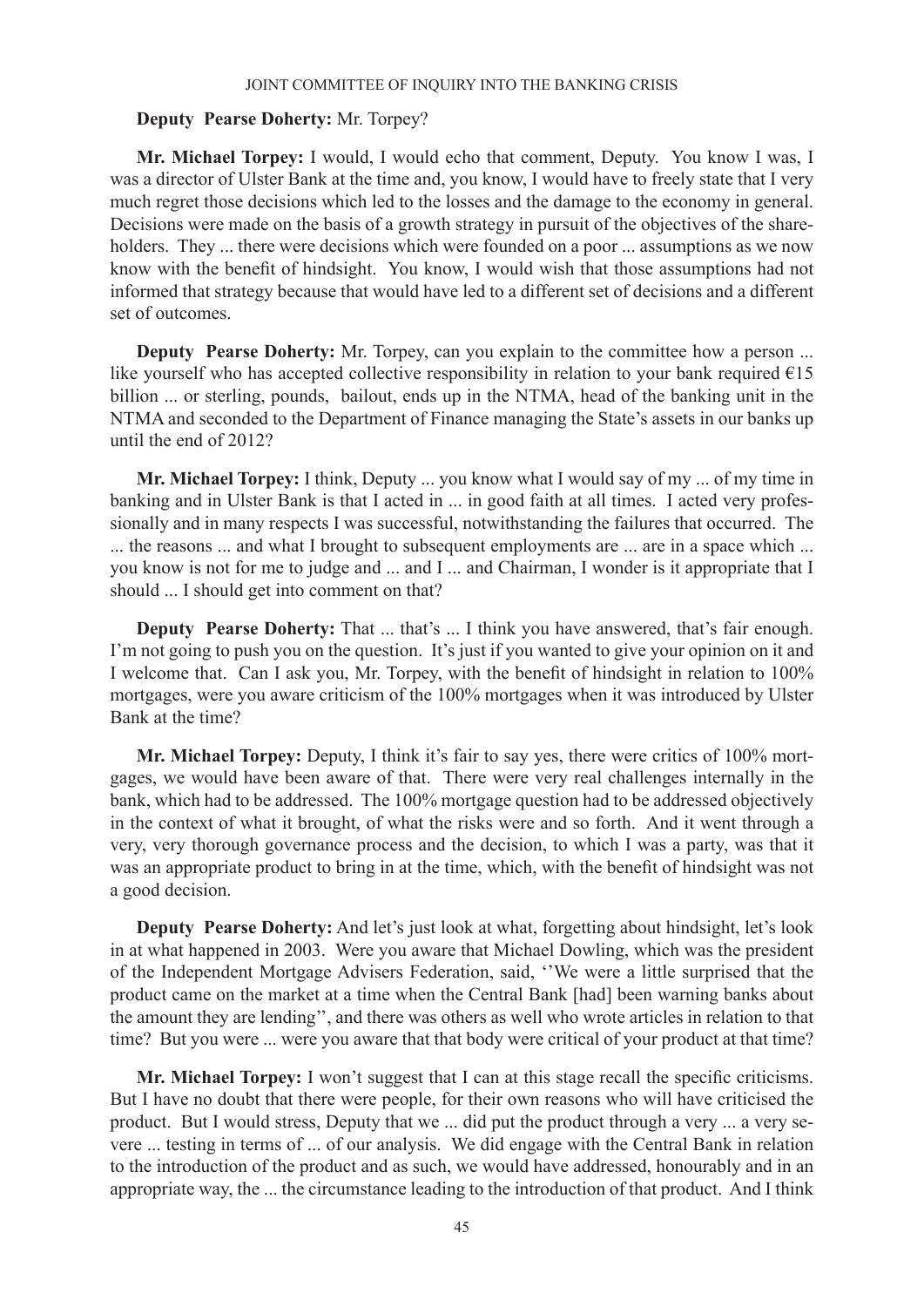**Deputy Pearse Doherty:** Mr. Torpey?

**Mr. Michael Torpey:** I would, I would echo that comment, Deputy. You know I was, I was a director of Ulster Bank at the time and, you know, I would have to freely state that I very much regret those decisions which led to the losses and the damage to the economy in general. Decisions were made on the basis of a growth strategy in pursuit of the objectives of the shareholders. They ... there were decisions which were founded on a poor ... assumptions as we now know with the benefit of hindsight. You know, I would wish that those assumptions had not informed that strategy because that would have led to a different set of decisions and a different set of outcomes.

**Deputy Pearse Doherty:** Mr. Torpey, can you explain to the committee how a person ... like yourself who has accepted collective responsibility in relation to your bank required €15 billion ... or sterling, pounds, bailout, ends up in the NTMA, head of the banking unit in the NTMA and seconded to the Department of Finance managing the State's assets in our banks up until the end of 2012?

**Mr. Michael Torpey:** I think, Deputy ... you know what I would say of my ... of my time in banking and in Ulster Bank is that I acted in ... in good faith at all times. I acted very professionally and in many respects I was successful, notwithstanding the failures that occurred. The ... the reasons ... and what I brought to subsequent employments are ... are in a space which ... you know is not for me to judge and ... and I ... and Chairman, I wonder is it appropriate that I should ... I should get into comment on that?

**Deputy Pearse Doherty:** That ... that's ... I think you have answered, that's fair enough. I'm not going to push you on the question. It's just if you wanted to give your opinion on it and I welcome that. Can I ask you, Mr. Torpey, with the benefit of hindsight in relation to 100% mortgages, were you aware criticism of the 100% mortgages when it was introduced by Ulster Bank at the time?

**Mr. Michael Torpey:** Deputy, I think it's fair to say yes, there were critics of 100% mortgages, we would have been aware of that. There were very real challenges internally in the bank, which had to be addressed. The 100% mortgage question had to be addressed objectively in the context of what it brought, of what the risks were and so forth. And it went through a very, very thorough governance process and the decision, to which I was a party, was that it was an appropriate product to bring in at the time, which, with the benefit of hindsight was not a good decision.

**Deputy Pearse Doherty:** And let's just look at what, forgetting about hindsight, let's look in at what happened in 2003. Were you aware that Michael Dowling, which was the president of the Independent Mortgage Advisers Federation, said, ''We were a little surprised that the product came on the market at a time when the Central Bank [had] been warning banks about the amount they are lending'', and there was others as well who wrote articles in relation to that time? But you were ... were you aware that that body were critical of your product at that time?

**Mr. Michael Torpey:** I won't suggest that I can at this stage recall the specific criticisms. But I have no doubt that there were people, for their own reasons who will have criticised the product. But I would stress, Deputy that we ... did put the product through a very ... a very severe ... testing in terms of ... of our analysis. We did engage with the Central Bank in relation to the introduction of the product and as such, we would have addressed, honourably and in an appropriate way, the ... the circumstance leading to the introduction of that product. And I think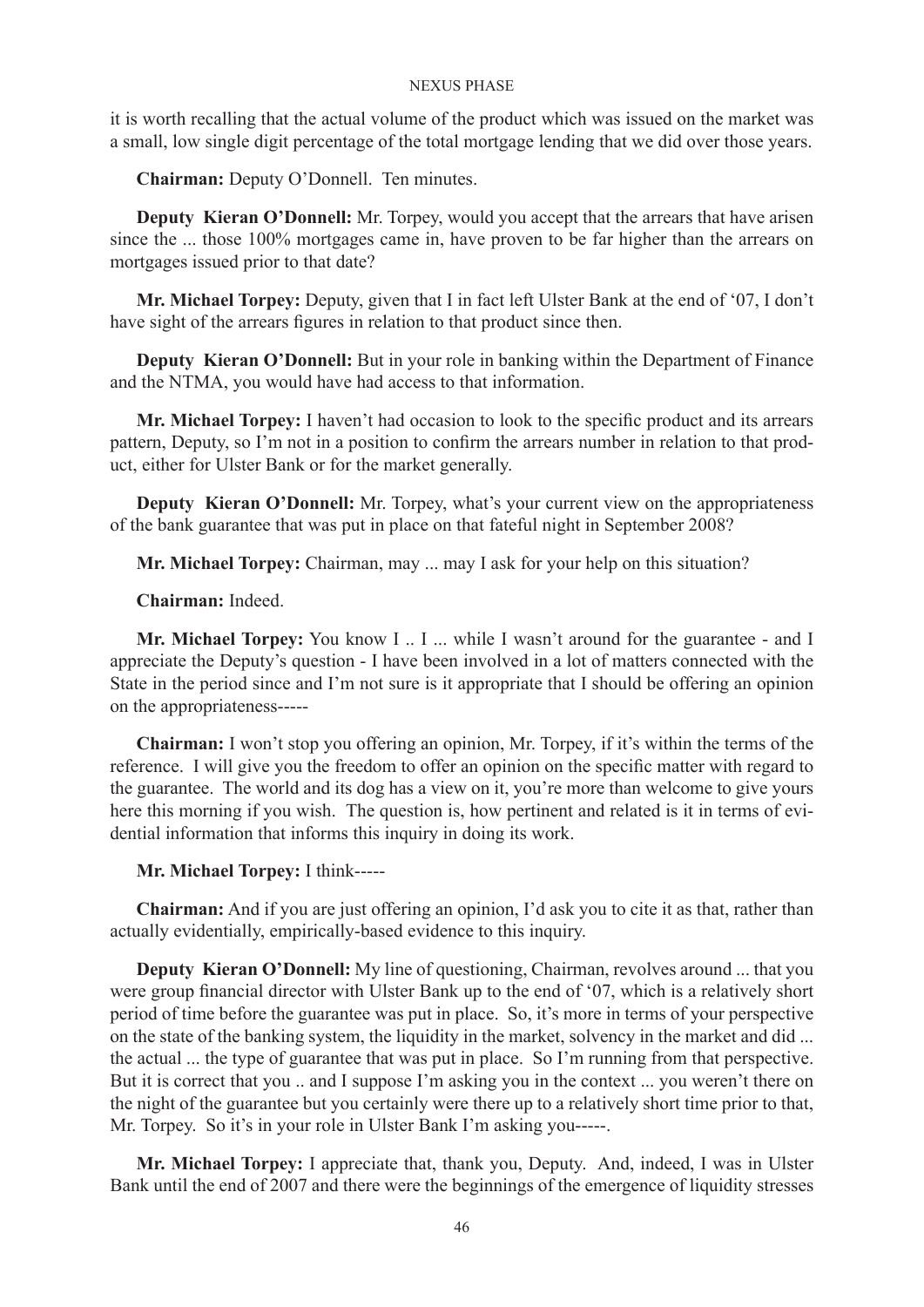it is worth recalling that the actual volume of the product which was issued on the market was a small, low single digit percentage of the total mortgage lending that we did over those years.

**Chairman:** Deputy O'Donnell. Ten minutes.

**Deputy Kieran O'Donnell:** Mr. Torpey, would you accept that the arrears that have arisen since the ... those 100% mortgages came in, have proven to be far higher than the arrears on mortgages issued prior to that date?

**Mr. Michael Torpey:** Deputy, given that I in fact left Ulster Bank at the end of '07, I don't have sight of the arrears figures in relation to that product since then.

**Deputy Kieran O'Donnell:** But in your role in banking within the Department of Finance and the NTMA, you would have had access to that information.

**Mr. Michael Torpey:** I haven't had occasion to look to the specific product and its arrears pattern, Deputy, so I'm not in a position to confirm the arrears number in relation to that product, either for Ulster Bank or for the market generally.

**Deputy Kieran O'Donnell:** Mr. Torpey, what's your current view on the appropriateness of the bank guarantee that was put in place on that fateful night in September 2008?

**Mr. Michael Torpey:** Chairman, may ... may I ask for your help on this situation?

**Chairman:** Indeed.

**Mr. Michael Torpey:** You know I .. I ... while I wasn't around for the guarantee - and I appreciate the Deputy's question - I have been involved in a lot of matters connected with the State in the period since and I'm not sure is it appropriate that I should be offering an opinion on the appropriateness-----

**Chairman:** I won't stop you offering an opinion, Mr. Torpey, if it's within the terms of the reference. I will give you the freedom to offer an opinion on the specific matter with regard to the guarantee. The world and its dog has a view on it, you're more than welcome to give yours here this morning if you wish. The question is, how pertinent and related is it in terms of evidential information that informs this inquiry in doing its work.

**Mr. Michael Torpey:** I think-----

**Chairman:** And if you are just offering an opinion, I'd ask you to cite it as that, rather than actually evidentially, empirically-based evidence to this inquiry.

**Deputy Kieran O'Donnell:** My line of questioning, Chairman, revolves around ... that you were group financial director with Ulster Bank up to the end of '07, which is a relatively short period of time before the guarantee was put in place. So, it's more in terms of your perspective on the state of the banking system, the liquidity in the market, solvency in the market and did ... the actual ... the type of guarantee that was put in place. So I'm running from that perspective. But it is correct that you .. and I suppose I'm asking you in the context ... you weren't there on the night of the guarantee but you certainly were there up to a relatively short time prior to that, Mr. Torpey. So it's in your role in Ulster Bank I'm asking you-----.

**Mr. Michael Torpey:** I appreciate that, thank you, Deputy. And, indeed, I was in Ulster Bank until the end of 2007 and there were the beginnings of the emergence of liquidity stresses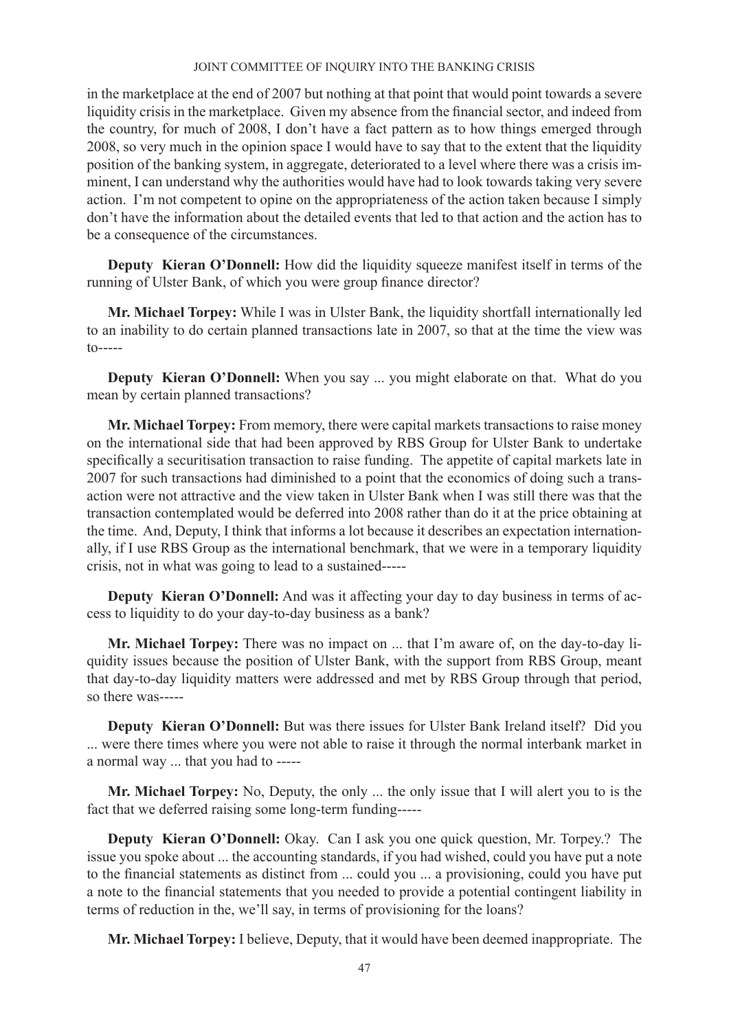in the marketplace at the end of 2007 but nothing at that point that would point towards a severe liquidity crisis in the marketplace. Given my absence from the financial sector, and indeed from the country, for much of 2008, I don't have a fact pattern as to how things emerged through 2008, so very much in the opinion space I would have to say that to the extent that the liquidity position of the banking system, in aggregate, deteriorated to a level where there was a crisis imminent, I can understand why the authorities would have had to look towards taking very severe action. I'm not competent to opine on the appropriateness of the action taken because I simply don't have the information about the detailed events that led to that action and the action has to be a consequence of the circumstances.

**Deputy Kieran O'Donnell:** How did the liquidity squeeze manifest itself in terms of the running of Ulster Bank, of which you were group finance director?

**Mr. Michael Torpey:** While I was in Ulster Bank, the liquidity shortfall internationally led to an inability to do certain planned transactions late in 2007, so that at the time the view was to-----

**Deputy Kieran O'Donnell:** When you say ... you might elaborate on that. What do you mean by certain planned transactions?

**Mr. Michael Torpey:** From memory, there were capital markets transactions to raise money on the international side that had been approved by RBS Group for Ulster Bank to undertake specifically a securitisation transaction to raise funding. The appetite of capital markets late in 2007 for such transactions had diminished to a point that the economics of doing such a transaction were not attractive and the view taken in Ulster Bank when I was still there was that the transaction contemplated would be deferred into 2008 rather than do it at the price obtaining at the time. And, Deputy, I think that informs a lot because it describes an expectation internationally, if I use RBS Group as the international benchmark, that we were in a temporary liquidity crisis, not in what was going to lead to a sustained-----

**Deputy Kieran O'Donnell:** And was it affecting your day to day business in terms of access to liquidity to do your day-to-day business as a bank?

**Mr. Michael Torpey:** There was no impact on ... that I'm aware of, on the day-to-day liquidity issues because the position of Ulster Bank, with the support from RBS Group, meant that day-to-day liquidity matters were addressed and met by RBS Group through that period, so there was-----

**Deputy Kieran O'Donnell:** But was there issues for Ulster Bank Ireland itself? Did you ... were there times where you were not able to raise it through the normal interbank market in a normal way ... that you had to -----

**Mr. Michael Torpey:** No, Deputy, the only ... the only issue that I will alert you to is the fact that we deferred raising some long-term funding-----

**Deputy Kieran O'Donnell:** Okay. Can I ask you one quick question, Mr. Torpey.? The issue you spoke about ... the accounting standards, if you had wished, could you have put a note to the financial statements as distinct from ... could you ... a provisioning, could you have put a note to the financial statements that you needed to provide a potential contingent liability in terms of reduction in the, we'll say, in terms of provisioning for the loans?

**Mr. Michael Torpey:** I believe, Deputy, that it would have been deemed inappropriate. The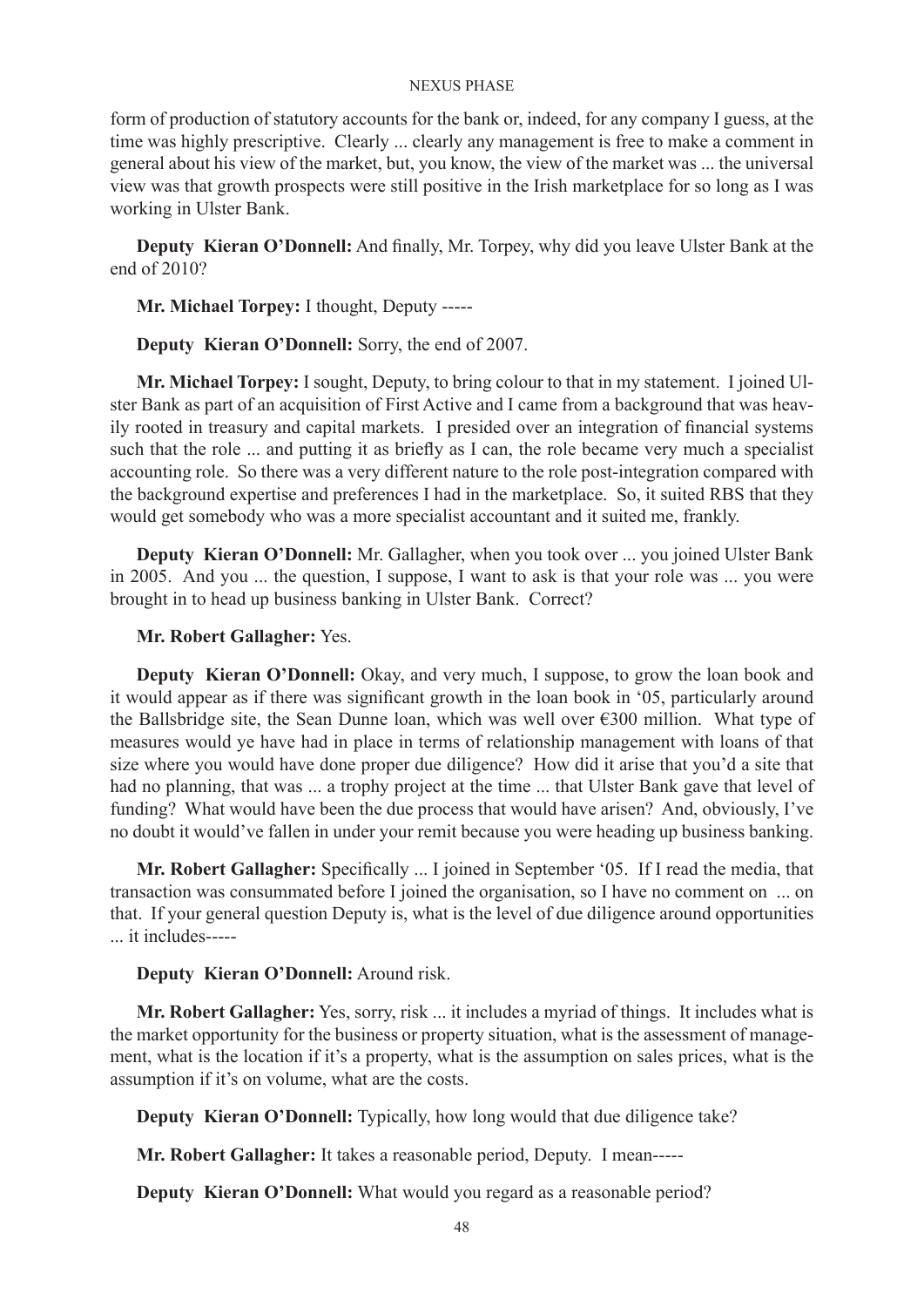form of production of statutory accounts for the bank or, indeed, for any company I guess, at the time was highly prescriptive. Clearly ... clearly any management is free to make a comment in general about his view of the market, but, you know, the view of the market was ... the universal view was that growth prospects were still positive in the Irish marketplace for so long as I was working in Ulster Bank.

**Deputy Kieran O'Donnell:** And finally, Mr. Torpey, why did you leave Ulster Bank at the end of 2010?

**Mr. Michael Torpey:** I thought, Deputy -----

**Deputy Kieran O'Donnell:** Sorry, the end of 2007.

**Mr. Michael Torpey:** I sought, Deputy, to bring colour to that in my statement. I joined Ulster Bank as part of an acquisition of First Active and I came from a background that was heavily rooted in treasury and capital markets. I presided over an integration of financial systems such that the role ... and putting it as briefly as I can, the role became very much a specialist accounting role. So there was a very different nature to the role post-integration compared with the background expertise and preferences I had in the marketplace. So, it suited RBS that they would get somebody who was a more specialist accountant and it suited me, frankly.

**Deputy Kieran O'Donnell:** Mr. Gallagher, when you took over ... you joined Ulster Bank in 2005. And you ... the question, I suppose, I want to ask is that your role was ... you were brought in to head up business banking in Ulster Bank. Correct?

**Mr. Robert Gallagher:** Yes.

**Deputy Kieran O'Donnell:** Okay, and very much, I suppose, to grow the loan book and it would appear as if there was significant growth in the loan book in '05, particularly around the Ballsbridge site, the Sean Dunne loan, which was well over €300 million. What type of measures would ye have had in place in terms of relationship management with loans of that size where you would have done proper due diligence? How did it arise that you'd a site that had no planning, that was ... a trophy project at the time ... that Ulster Bank gave that level of funding? What would have been the due process that would have arisen? And, obviously, I've no doubt it would've fallen in under your remit because you were heading up business banking.

**Mr. Robert Gallagher:** Specifically ... I joined in September '05. If I read the media, that transaction was consummated before I joined the organisation, so I have no comment on ... on that. If your general question Deputy is, what is the level of due diligence around opportunities ... it includes-----

**Deputy Kieran O'Donnell:** Around risk.

**Mr. Robert Gallagher:** Yes, sorry, risk ... it includes a myriad of things. It includes what is the market opportunity for the business or property situation, what is the assessment of management, what is the location if it's a property, what is the assumption on sales prices, what is the assumption if it's on volume, what are the costs.

**Deputy Kieran O'Donnell:** Typically, how long would that due diligence take?

**Mr. Robert Gallagher:** It takes a reasonable period, Deputy. I mean-----

**Deputy Kieran O'Donnell:** What would you regard as a reasonable period?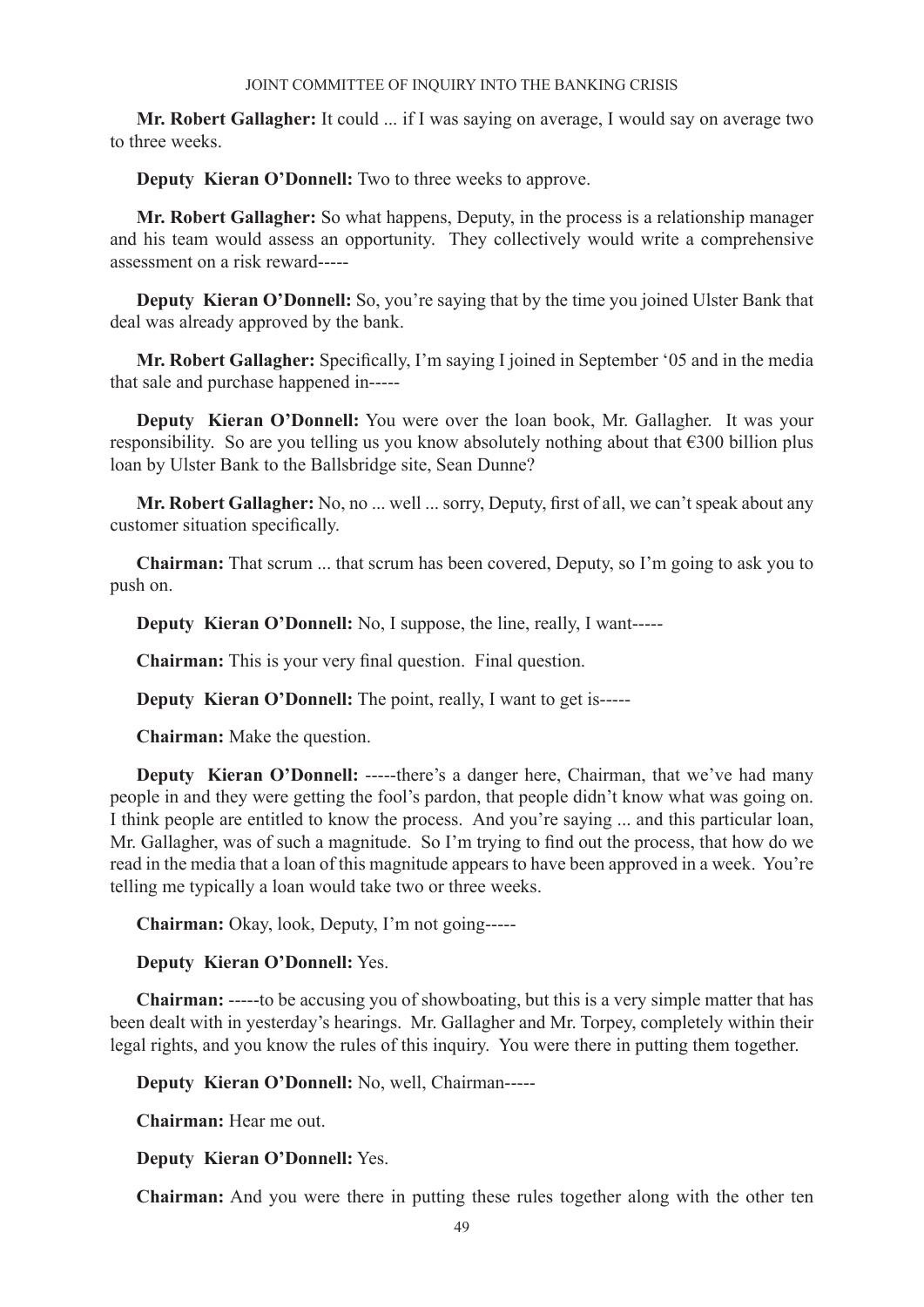**Mr. Robert Gallagher:** It could ... if I was saying on average, I would say on average two to three weeks.

**Deputy Kieran O'Donnell:** Two to three weeks to approve.

**Mr. Robert Gallagher:** So what happens, Deputy, in the process is a relationship manager and his team would assess an opportunity. They collectively would write a comprehensive assessment on a risk reward-----

**Deputy Kieran O'Donnell:** So, you're saying that by the time you joined Ulster Bank that deal was already approved by the bank.

**Mr. Robert Gallagher:** Specifically, I'm saying I joined in September '05 and in the media that sale and purchase happened in-----

**Deputy Kieran O'Donnell:** You were over the loan book, Mr. Gallagher. It was your responsibility. So are you telling us you know absolutely nothing about that €300 billion plus loan by Ulster Bank to the Ballsbridge site, Sean Dunne?

**Mr. Robert Gallagher:** No, no ... well ... sorry, Deputy, first of all, we can't speak about any customer situation specifically.

**Chairman:** That scrum ... that scrum has been covered, Deputy, so I'm going to ask you to push on.

**Deputy Kieran O'Donnell:** No, I suppose, the line, really, I want-----

**Chairman:** This is your very final question. Final question.

**Deputy Kieran O'Donnell:** The point, really, I want to get is-----

**Chairman:** Make the question.

**Deputy Kieran O'Donnell:** -----there's a danger here, Chairman, that we've had many people in and they were getting the fool's pardon, that people didn't know what was going on. I think people are entitled to know the process. And you're saying ... and this particular loan, Mr. Gallagher, was of such a magnitude. So I'm trying to find out the process, that how do we read in the media that a loan of this magnitude appears to have been approved in a week. You're telling me typically a loan would take two or three weeks.

**Chairman:** Okay, look, Deputy, I'm not going-----

**Deputy Kieran O'Donnell:** Yes.

**Chairman:** -----to be accusing you of showboating, but this is a very simple matter that has been dealt with in yesterday's hearings. Mr. Gallagher and Mr. Torpey, completely within their legal rights, and you know the rules of this inquiry. You were there in putting them together.

**Deputy Kieran O'Donnell:** No, well, Chairman-----

**Chairman:** Hear me out.

**Deputy Kieran O'Donnell:** Yes.

**Chairman:** And you were there in putting these rules together along with the other ten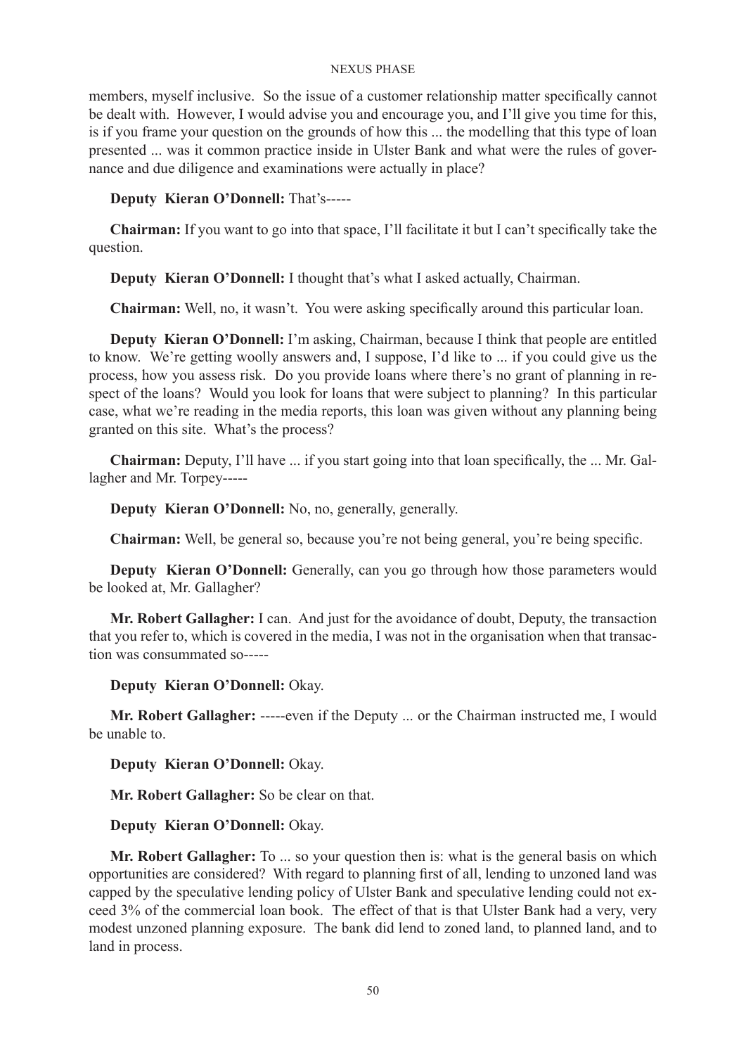members, myself inclusive. So the issue of a customer relationship matter specifically cannot be dealt with. However, I would advise you and encourage you, and I'll give you time for this, is if you frame your question on the grounds of how this ... the modelling that this type of loan presented ... was it common practice inside in Ulster Bank and what were the rules of governance and due diligence and examinations were actually in place?

**Deputy Kieran O'Donnell:** That's-----

**Chairman:** If you want to go into that space, I'll facilitate it but I can't specifically take the question.

**Deputy Kieran O'Donnell:** I thought that's what I asked actually, Chairman.

**Chairman:** Well, no, it wasn't. You were asking specifically around this particular loan.

**Deputy Kieran O'Donnell:** I'm asking, Chairman, because I think that people are entitled to know. We're getting woolly answers and, I suppose, I'd like to ... if you could give us the process, how you assess risk. Do you provide loans where there's no grant of planning in respect of the loans? Would you look for loans that were subject to planning? In this particular case, what we're reading in the media reports, this loan was given without any planning being granted on this site. What's the process?

**Chairman:** Deputy, I'll have ... if you start going into that loan specifically, the ... Mr. Gallagher and Mr. Torpey-----

**Deputy Kieran O'Donnell:** No, no, generally, generally.

**Chairman:** Well, be general so, because you're not being general, you're being specific.

**Deputy Kieran O'Donnell:** Generally, can you go through how those parameters would be looked at, Mr. Gallagher?

**Mr. Robert Gallagher:** I can. And just for the avoidance of doubt, Deputy, the transaction that you refer to, which is covered in the media, I was not in the organisation when that transaction was consummated so-----

**Deputy Kieran O'Donnell:** Okay.

**Mr. Robert Gallagher:** -----even if the Deputy ... or the Chairman instructed me, I would be unable to.

**Deputy Kieran O'Donnell:** Okay.

**Mr. Robert Gallagher:** So be clear on that.

**Deputy Kieran O'Donnell:** Okay.

**Mr. Robert Gallagher:** To ... so your question then is: what is the general basis on which opportunities are considered? With regard to planning first of all, lending to unzoned land was capped by the speculative lending policy of Ulster Bank and speculative lending could not exceed 3% of the commercial loan book. The effect of that is that Ulster Bank had a very, very modest unzoned planning exposure. The bank did lend to zoned land, to planned land, and to land in process.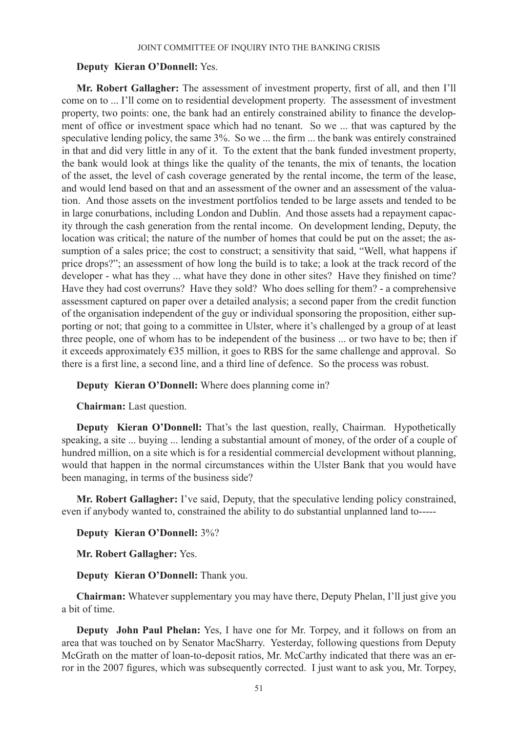**Deputy Kieran O'Donnell:** Yes.

**Mr. Robert Gallagher:** The assessment of investment property, first of all, and then I'll come on to ... I'll come on to residential development property. The assessment of investment property, two points: one, the bank had an entirely constrained ability to finance the development of office or investment space which had no tenant. So we ... that was captured by the speculative lending policy, the same 3%. So we ... the firm ... the bank was entirely constrained in that and did very little in any of it. To the extent that the bank funded investment property, the bank would look at things like the quality of the tenants, the mix of tenants, the location of the asset, the level of cash coverage generated by the rental income, the term of the lease, and would lend based on that and an assessment of the owner and an assessment of the valuation. And those assets on the investment portfolios tended to be large assets and tended to be in large conurbations, including London and Dublin. And those assets had a repayment capacity through the cash generation from the rental income. On development lending, Deputy, the location was critical; the nature of the number of homes that could be put on the asset; the assumption of a sales price; the cost to construct; a sensitivity that said, "Well, what happens if price drops?"; an assessment of how long the build is to take; a look at the track record of the developer - what has they ... what have they done in other sites? Have they finished on time? Have they had cost overruns? Have they sold? Who does selling for them? - a comprehensive assessment captured on paper over a detailed analysis; a second paper from the credit function of the organisation independent of the guy or individual sponsoring the proposition, either supporting or not; that going to a committee in Ulster, where it's challenged by a group of at least three people, one of whom has to be independent of the business ... or two have to be; then if it exceeds approximately €35 million, it goes to RBS for the same challenge and approval. So there is a first line, a second line, and a third line of defence. So the process was robust.

**Deputy Kieran O'Donnell:** Where does planning come in?

**Chairman:** Last question.

**Deputy Kieran O'Donnell:** That's the last question, really, Chairman. Hypothetically speaking, a site ... buying ... lending a substantial amount of money, of the order of a couple of hundred million, on a site which is for a residential commercial development without planning, would that happen in the normal circumstances within the Ulster Bank that you would have been managing, in terms of the business side?

**Mr. Robert Gallagher:** I've said, Deputy, that the speculative lending policy constrained, even if anybody wanted to, constrained the ability to do substantial unplanned land to-----

**Deputy Kieran O'Donnell:** 3%?

**Mr. Robert Gallagher:** Yes.

**Deputy Kieran O'Donnell:** Thank you.

**Chairman:** Whatever supplementary you may have there, Deputy Phelan, I'll just give you a bit of time.

**Deputy John Paul Phelan:** Yes, I have one for Mr. Torpey, and it follows on from an area that was touched on by Senator MacSharry. Yesterday, following questions from Deputy McGrath on the matter of loan-to-deposit ratios, Mr. McCarthy indicated that there was an error in the 2007 figures, which was subsequently corrected. I just want to ask you, Mr. Torpey,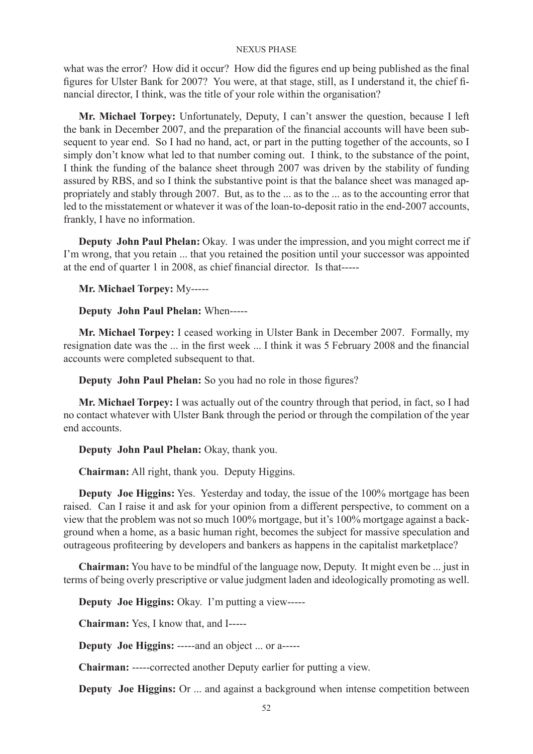what was the error? How did it occur? How did the figures end up being published as the final figures for Ulster Bank for 2007? You were, at that stage, still, as I understand it, the chief financial director, I think, was the title of your role within the organisation?

**Mr. Michael Torpey:** Unfortunately, Deputy, I can't answer the question, because I left the bank in December 2007, and the preparation of the financial accounts will have been subsequent to year end. So I had no hand, act, or part in the putting together of the accounts, so I simply don't know what led to that number coming out. I think, to the substance of the point, I think the funding of the balance sheet through 2007 was driven by the stability of funding assured by RBS, and so I think the substantive point is that the balance sheet was managed appropriately and stably through 2007. But, as to the ... as to the ... as to the accounting error that led to the misstatement or whatever it was of the loan-to-deposit ratio in the end-2007 accounts, frankly, I have no information.

**Deputy John Paul Phelan:** Okay. I was under the impression, and you might correct me if I'm wrong, that you retain ... that you retained the position until your successor was appointed at the end of quarter 1 in 2008, as chief financial director. Is that-----

**Mr. Michael Torpey:** My-----

**Deputy John Paul Phelan:** When-----

**Mr. Michael Torpey:** I ceased working in Ulster Bank in December 2007. Formally, my resignation date was the ... in the first week ... I think it was 5 February 2008 and the financial accounts were completed subsequent to that.

**Deputy John Paul Phelan:** So you had no role in those figures?

**Mr. Michael Torpey:** I was actually out of the country through that period, in fact, so I had no contact whatever with Ulster Bank through the period or through the compilation of the year end accounts.

**Deputy John Paul Phelan:** Okay, thank you.

**Chairman:** All right, thank you. Deputy Higgins.

**Deputy Joe Higgins:** Yes. Yesterday and today, the issue of the 100% mortgage has been raised. Can I raise it and ask for your opinion from a different perspective, to comment on a view that the problem was not so much 100% mortgage, but it's 100% mortgage against a background when a home, as a basic human right, becomes the subject for massive speculation and outrageous profiteering by developers and bankers as happens in the capitalist marketplace?

**Chairman:** You have to be mindful of the language now, Deputy. It might even be ... just in terms of being overly prescriptive or value judgment laden and ideologically promoting as well.

**Deputy Joe Higgins:** Okay. I'm putting a view-----

**Chairman:** Yes, I know that, and I-----

**Deputy Joe Higgins:** -----and an object ... or a-----

**Chairman:** -----corrected another Deputy earlier for putting a view.

**Deputy Joe Higgins:** Or ... and against a background when intense competition between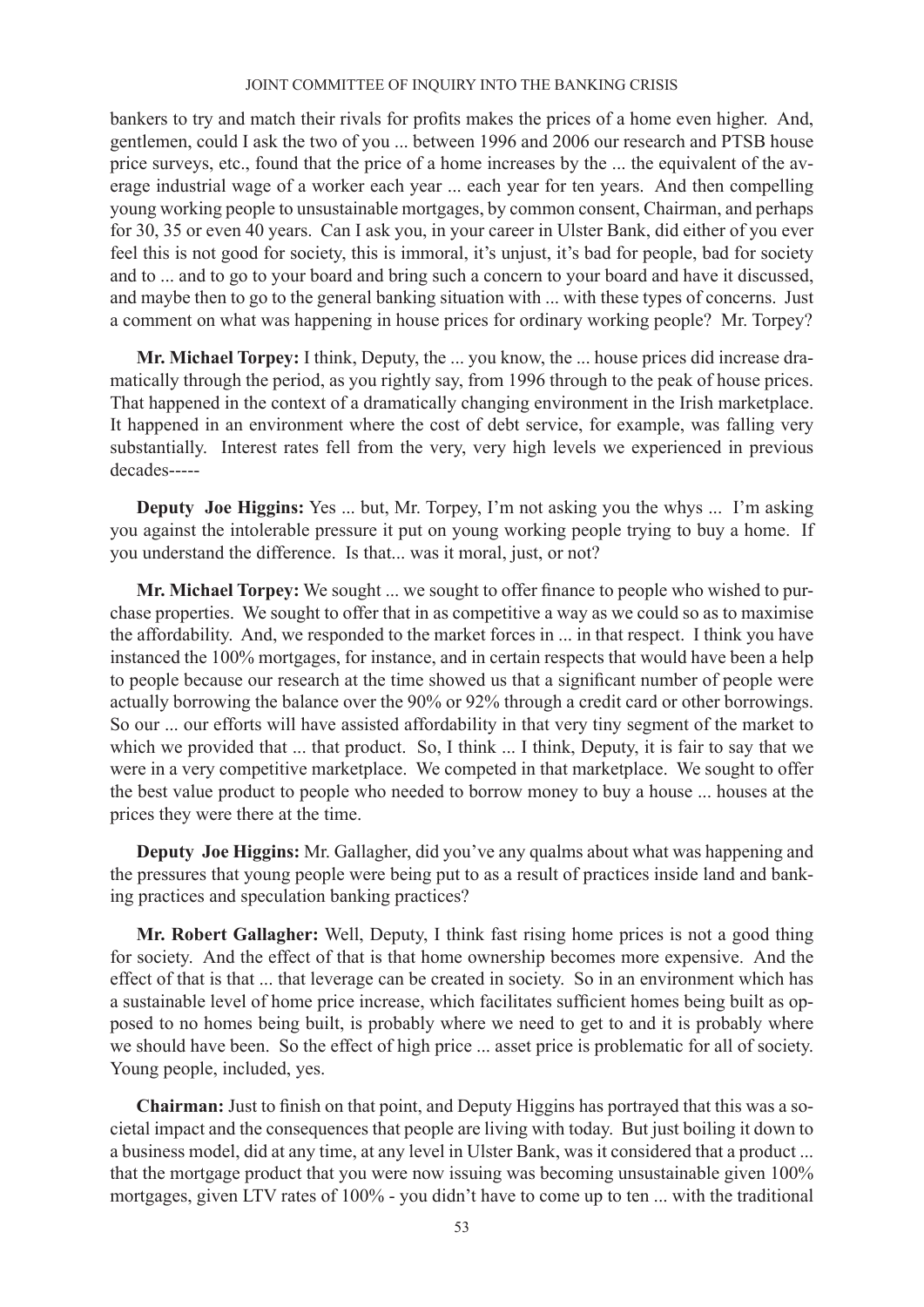bankers to try and match their rivals for profits makes the prices of a home even higher. And, gentlemen, could I ask the two of you ... between 1996 and 2006 our research and PTSB house price surveys, etc., found that the price of a home increases by the ... the equivalent of the average industrial wage of a worker each year ... each year for ten years. And then compelling young working people to unsustainable mortgages, by common consent, Chairman, and perhaps for 30, 35 or even 40 years. Can I ask you, in your career in Ulster Bank, did either of you ever feel this is not good for society, this is immoral, it's unjust, it's bad for people, bad for society and to ... and to go to your board and bring such a concern to your board and have it discussed, and maybe then to go to the general banking situation with ... with these types of concerns. Just a comment on what was happening in house prices for ordinary working people? Mr. Torpey?

**Mr. Michael Torpey:** I think, Deputy, the ... you know, the ... house prices did increase dramatically through the period, as you rightly say, from 1996 through to the peak of house prices. That happened in the context of a dramatically changing environment in the Irish marketplace. It happened in an environment where the cost of debt service, for example, was falling very substantially. Interest rates fell from the very, very high levels we experienced in previous decades-----

**Deputy Joe Higgins:** Yes ... but, Mr. Torpey, I'm not asking you the whys ... I'm asking you against the intolerable pressure it put on young working people trying to buy a home. If you understand the difference. Is that... was it moral, just, or not?

**Mr. Michael Torpey:** We sought ... we sought to offer finance to people who wished to purchase properties. We sought to offer that in as competitive a way as we could so as to maximise the affordability. And, we responded to the market forces in ... in that respect. I think you have instanced the 100% mortgages, for instance, and in certain respects that would have been a help to people because our research at the time showed us that a significant number of people were actually borrowing the balance over the 90% or 92% through a credit card or other borrowings. So our ... our efforts will have assisted affordability in that very tiny segment of the market to which we provided that ... that product. So, I think ... I think, Deputy, it is fair to say that we were in a very competitive marketplace. We competed in that marketplace. We sought to offer the best value product to people who needed to borrow money to buy a house ... houses at the prices they were there at the time.

**Deputy Joe Higgins:** Mr. Gallagher, did you've any qualms about what was happening and the pressures that young people were being put to as a result of practices inside land and banking practices and speculation banking practices?

**Mr. Robert Gallagher:** Well, Deputy, I think fast rising home prices is not a good thing for society. And the effect of that is that home ownership becomes more expensive. And the effect of that is that ... that leverage can be created in society. So in an environment which has a sustainable level of home price increase, which facilitates sufficient homes being built as opposed to no homes being built, is probably where we need to get to and it is probably where we should have been. So the effect of high price ... asset price is problematic for all of society. Young people, included, yes.

**Chairman:** Just to finish on that point, and Deputy Higgins has portrayed that this was a societal impact and the consequences that people are living with today. But just boiling it down to a business model, did at any time, at any level in Ulster Bank, was it considered that a product ... that the mortgage product that you were now issuing was becoming unsustainable given 100% mortgages, given LTV rates of 100% - you didn't have to come up to ten ... with the traditional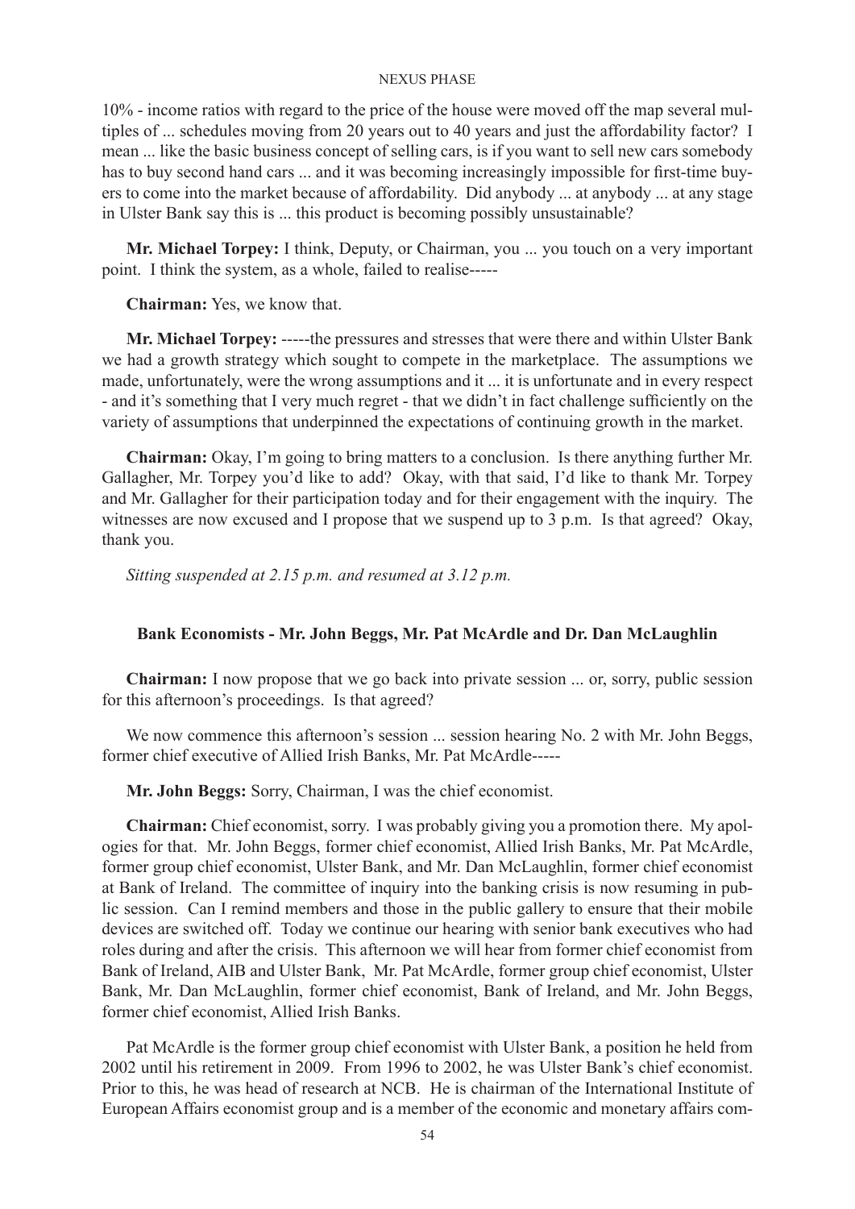10% - income ratios with regard to the price of the house were moved off the map several multiples of ... schedules moving from 20 years out to 40 years and just the affordability factor? I mean ... like the basic business concept of selling cars, is if you want to sell new cars somebody has to buy second hand cars ... and it was becoming increasingly impossible for first-time buyers to come into the market because of affordability. Did anybody ... at anybody ... at any stage in Ulster Bank say this is ... this product is becoming possibly unsustainable?

**Mr. Michael Torpey:** I think, Deputy, or Chairman, you ... you touch on a very important point. I think the system, as a whole, failed to realise-----

**Chairman:** Yes, we know that.

**Mr. Michael Torpey:** -----the pressures and stresses that were there and within Ulster Bank we had a growth strategy which sought to compete in the marketplace. The assumptions we made, unfortunately, were the wrong assumptions and it ... it is unfortunate and in every respect - and it's something that I very much regret - that we didn't in fact challenge sufficiently on the variety of assumptions that underpinned the expectations of continuing growth in the market.

**Chairman:** Okay, I'm going to bring matters to a conclusion. Is there anything further Mr. Gallagher, Mr. Torpey you'd like to add? Okay, with that said, I'd like to thank Mr. Torpey and Mr. Gallagher for their participation today and for their engagement with the inquiry. The witnesses are now excused and I propose that we suspend up to 3 p.m. Is that agreed? Okay, thank you.

*Sitting suspended at 2.15 p.m. and resumed at 3.12 p.m.*

### Bank Economists - Mr. John Beggs, Mr. Pat McArdle and Dr. Dan McLaughlin

**Chairman:** I now propose that we go back into private session ... or, sorry, public session for this afternoon's proceedings. Is that agreed?

We now commence this afternoon's session ... session hearing No. 2 with Mr. John Beggs, former chief executive of Allied Irish Banks, Mr. Pat McArdle-----

**Mr. John Beggs:** Sorry, Chairman, I was the chief economist.

**Chairman:** Chief economist, sorry. I was probably giving you a promotion there. My apologies for that. Mr. John Beggs, former chief economist, Allied Irish Banks, Mr. Pat McArdle, former group chief economist, Ulster Bank, and Mr. Dan McLaughlin, former chief economist at Bank of Ireland. The committee of inquiry into the banking crisis is now resuming in public session. Can I remind members and those in the public gallery to ensure that their mobile devices are switched off. Today we continue our hearing with senior bank executives who had roles during and after the crisis. This afternoon we will hear from former chief economist from Bank of Ireland, AIB and Ulster Bank, Mr. Pat McArdle, former group chief economist, Ulster Bank, Mr. Dan McLaughlin, former chief economist, Bank of Ireland, and Mr. John Beggs, former chief economist, Allied Irish Banks.

Pat McArdle is the former group chief economist with Ulster Bank, a position he held from 2002 until his retirement in 2009. From 1996 to 2002, he was Ulster Bank's chief economist. Prior to this, he was head of research at NCB. He is chairman of the International Institute of European Affairs economist group and is a member of the economic and monetary affairs com-